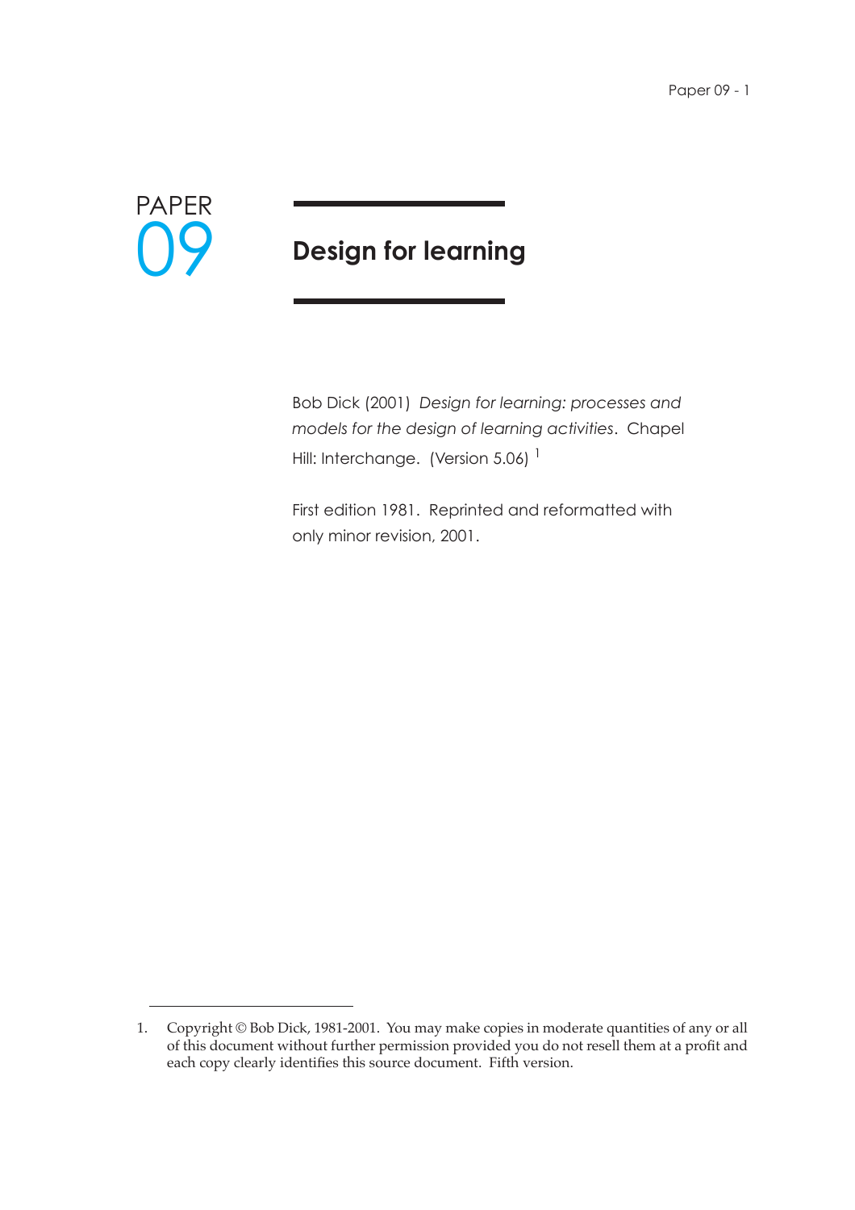PAPER 09

# Design for learning

Bob Dick (2001) *Design for learning: processes and models for the design of learning activities*. Chapel Hill: Interchange. (Version 5.06) [1]

First edition 1981. Reprinted and reformatted with only minor revision, 2001.

---

1. Copyright © Bob Dick, 1981-2001. You may make copies in moderate quantities of any or all of this document without further permission provided you do not resell them at a profit and each copy clearly identifies this source document. Fifth version.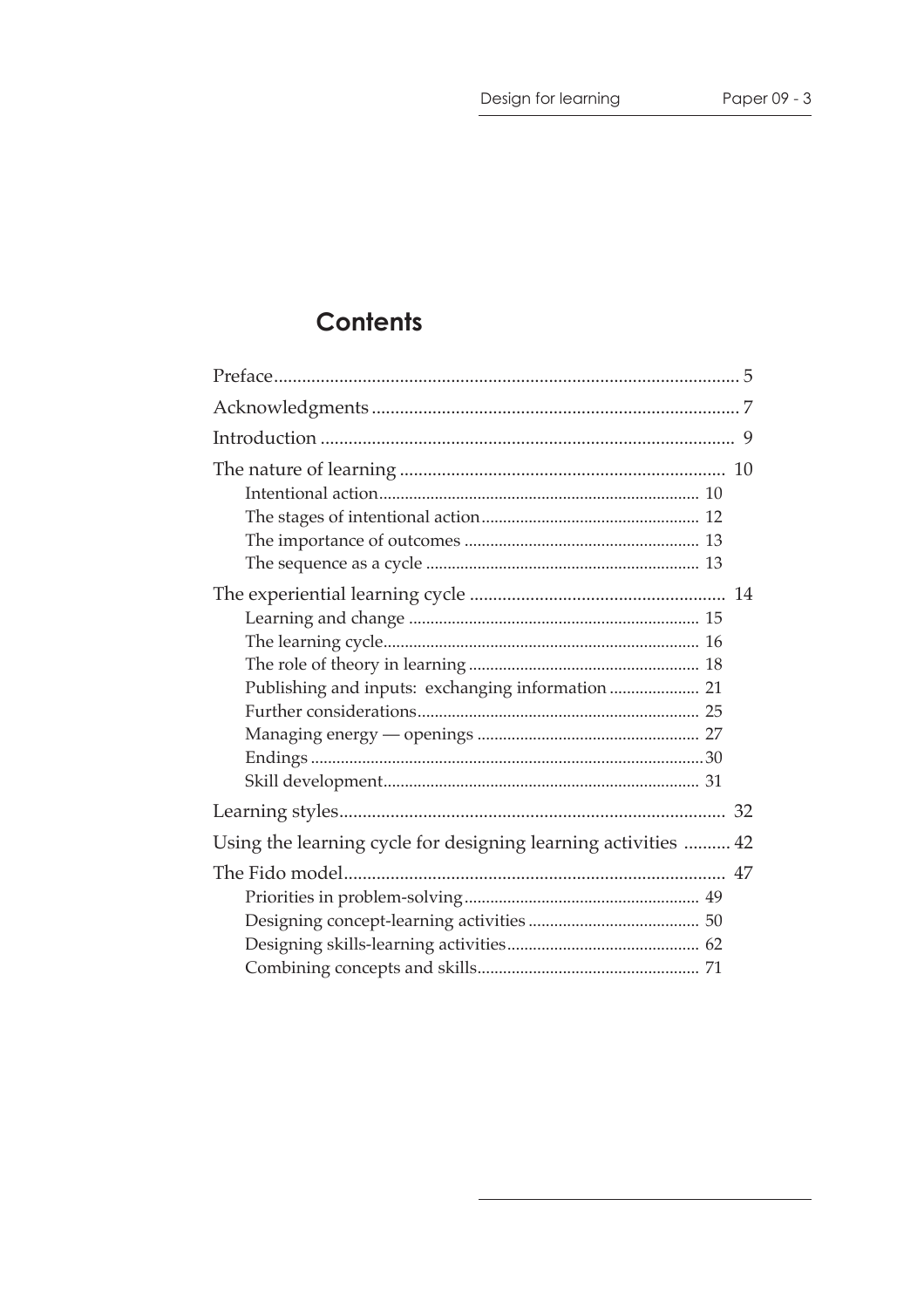# Contents

| | |
|---|---|
| Preface | 5 |
| Acknowledgments | 7 |
| Introduction | 9 |
| The nature of learning | 10 |
| Intentional action | 10 |
| The stages of intentional action | 12 |
| The importance of outcomes | 13 |
| The sequence as a cycle | 13 |
| The experiential learning cycle | 14 |
| Learning and change | 15 |
| The learning cycle | 16 |
| The role of theory in learning | 18 |
| Publishing and inputs: exchanging information | 21 |
| Further considerations | 25 |
| Managing energy — openings | 27 |
| Endings | 30 |
| Skill development | 31 |
| Learning styles | 32 |
| Using the learning cycle for designing learning activities | 42 |
| The Fido model | 47 |
| Priorities in problem-solving | 49 |
| Designing concept-learning activities | 50 |
| Designing skills-learning activities | 62 |
| Combining concepts and skills | 71 |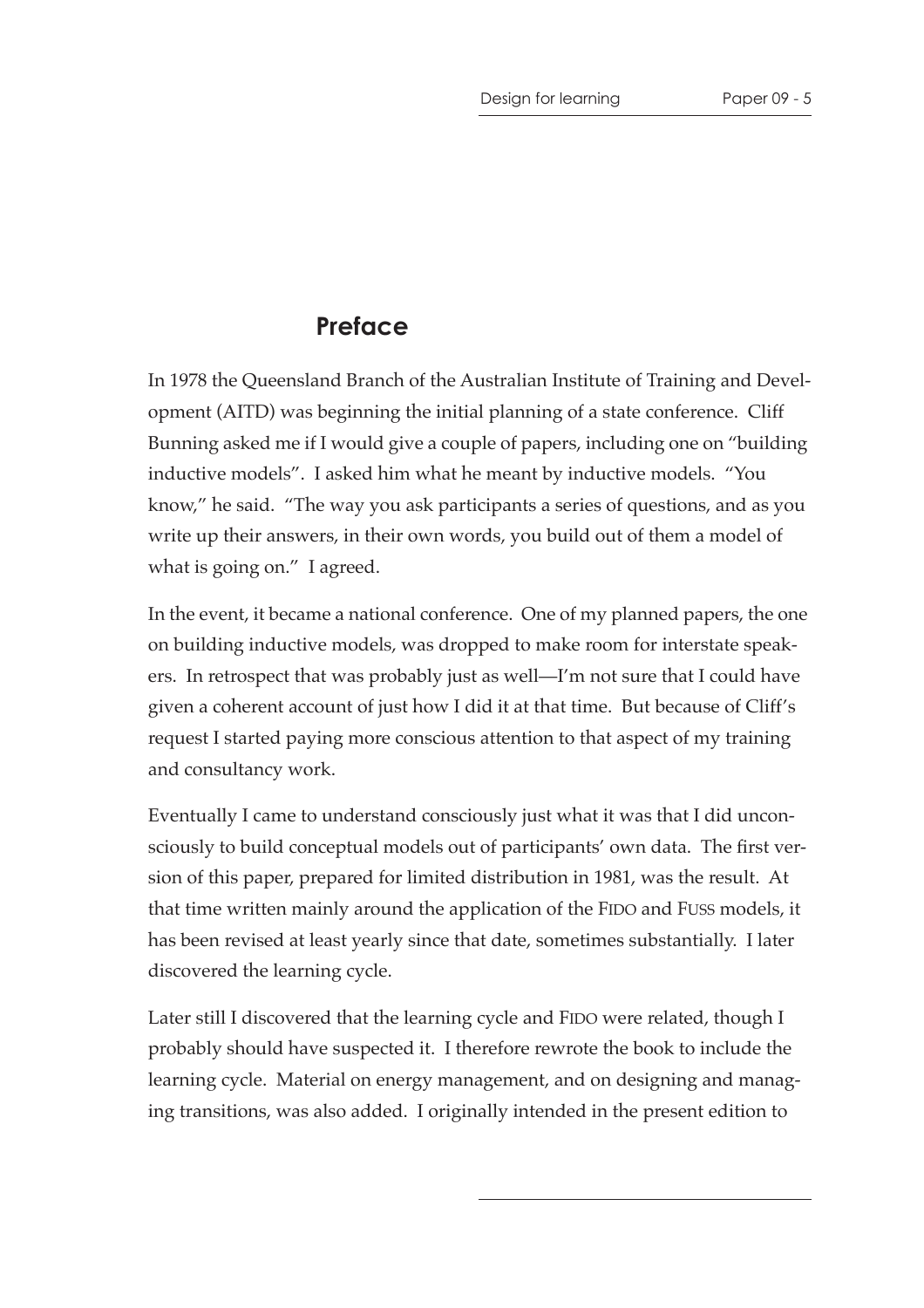## Preface

In 1978 the Queensland Branch of the Australian Institute of Training and Development (AITD) was beginning the initial planning of a state conference. Cliff Bunning asked me if I would give a couple of papers, including one on "building inductive models". I asked him what he meant by inductive models. "You know," he said. "The way you ask participants a series of questions, and as you write up their answers, in their own words, you build out of them a model of what is going on." I agreed.

In the event, it became a national conference. One of my planned papers, the one on building inductive models, was dropped to make room for interstate speakers. In retrospect that was probably just as well—I'm not sure that I could have given a coherent account of just how I did it at that time. But because of Cliff's request I started paying more conscious attention to that aspect of my training and consultancy work.

Eventually I came to understand consciously just what it was that I did unconsciously to build conceptual models out of participants' own data. The first version of this paper, prepared for limited distribution in 1981, was the result. At that time written mainly around the application of the FIDO and FUSS models, it has been revised at least yearly since that date, sometimes substantially. I later discovered the learning cycle.

Later still I discovered that the learning cycle and FIDO were related, though I probably should have suspected it. I therefore rewrote the book to include the learning cycle. Material on energy management, and on designing and managing transitions, was also added. I originally intended in the present edition to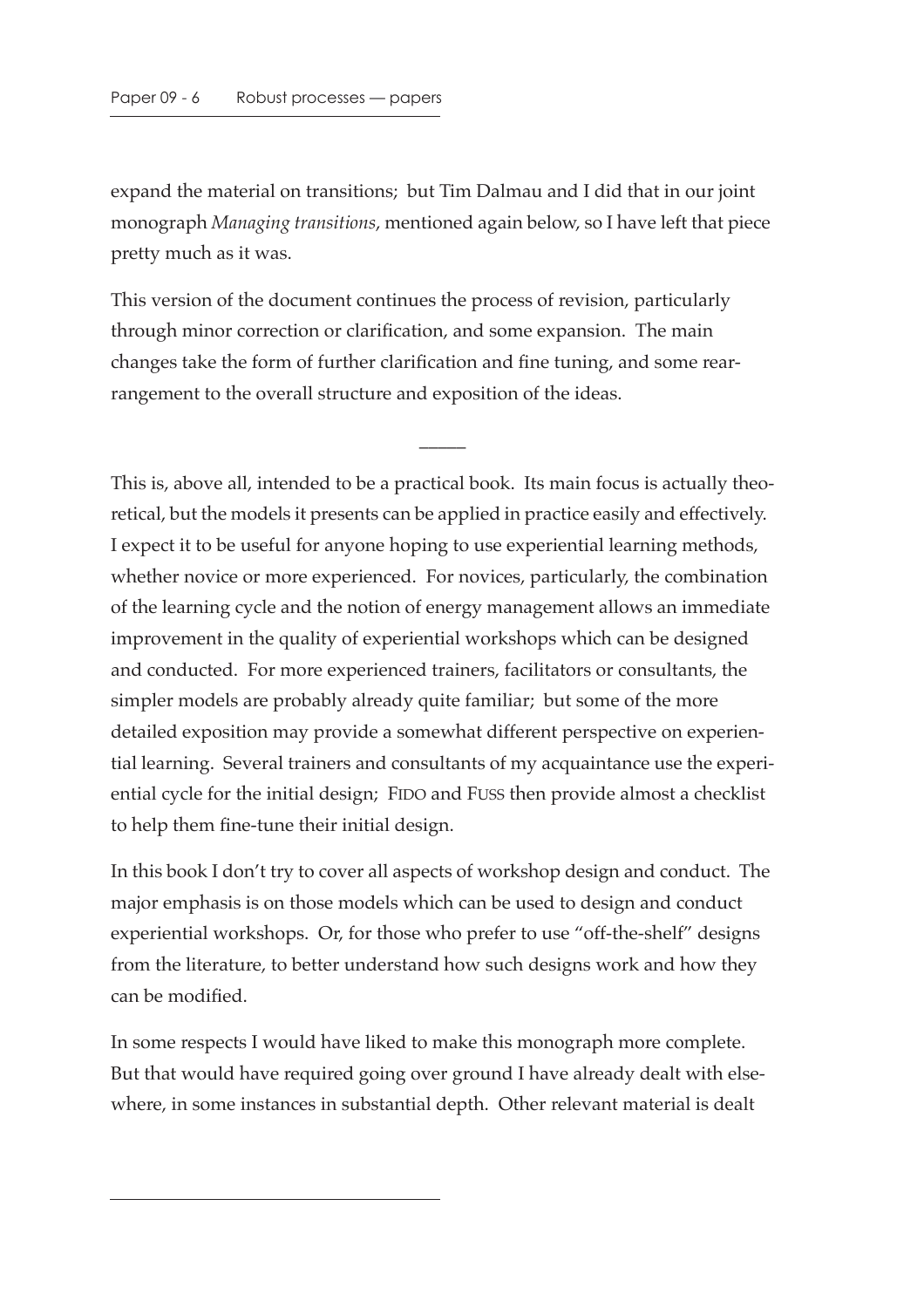expand the material on transitions; but Tim Dalmau and I did that in our joint monograph *Managing transitions*, mentioned again below, so I have left that piece pretty much as it was.

This version of the document continues the process of revision, particularly through minor correction or clarification, and some expansion. The main changes take the form of further clarification and fine tuning, and some rearrangement to the overall structure and exposition of the ideas.

—

This is, above all, intended to be a practical book. Its main focus is actually theoretical, but the models it presents can be applied in practice easily and effectively. I expect it to be useful for anyone hoping to use experiential learning methods, whether novice or more experienced. For novices, particularly, the combination of the learning cycle and the notion of energy management allows an immediate improvement in the quality of experiential workshops which can be designed and conducted. For more experienced trainers, facilitators or consultants, the simpler models are probably already quite familiar; but some of the more detailed exposition may provide a somewhat different perspective on experiential learning. Several trainers and consultants of my acquaintance use the experiential cycle for the initial design; FIDO and FUSS then provide almost a checklist to help them fine-tune their initial design.

In this book I don't try to cover all aspects of workshop design and conduct. The major emphasis is on those models which can be used to design and conduct experiential workshops. Or, for those who prefer to use "off-the-shelf" designs from the literature, to better understand how such designs work and how they can be modified.

In some respects I would have liked to make this monograph more complete. But that would have required going over ground I have already dealt with elsewhere, in some instances in substantial depth. Other relevant material is dealt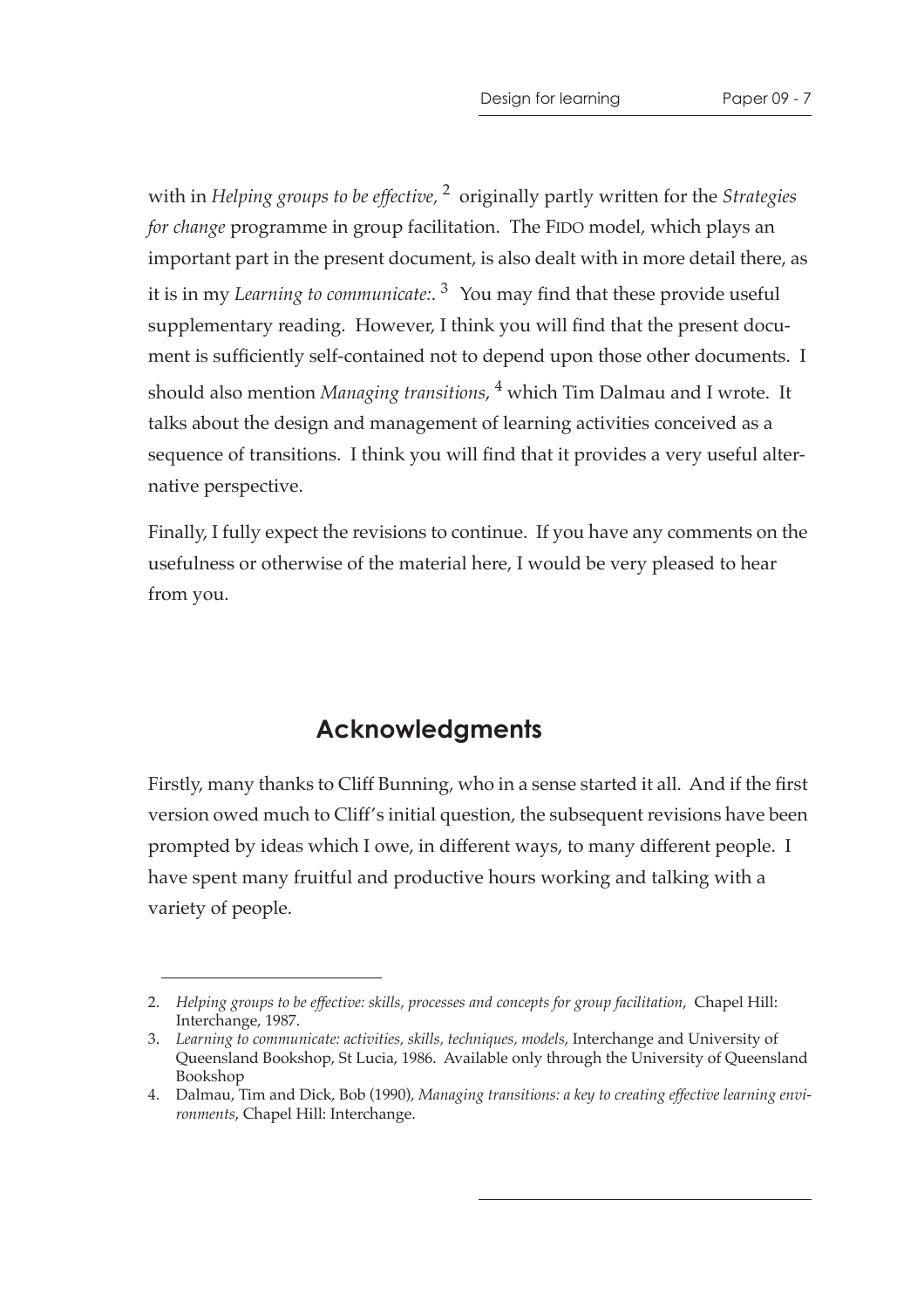with in *Helping groups to be effective,* [2] originally partly written for the *Strategies for change* programme in group facilitation. The FIDO model, which plays an important part in the present document, is also dealt with in more detail there, as it is in my *Learning to communicate:*. [3] You may find that these provide useful supplementary reading. However, I think you will find that the present document is sufficiently self-contained not to depend upon those other documents. I should also mention *Managing transitions*, [4] which Tim Dalmau and I wrote. It talks about the design and management of learning activities conceived as a sequence of transitions. I think you will find that it provides a very useful alternative perspective.

Finally, I fully expect the revisions to continue. If you have any comments on the usefulness or otherwise of the material here, I would be very pleased to hear from you.

## Acknowledgments

Firstly, many thanks to Cliff Bunning, who in a sense started it all. And if the first version owed much to Cliff's initial question, the subsequent revisions have been prompted by ideas which I owe, in different ways, to many different people. I have spent many fruitful and productive hours working and talking with a variety of people.

---

2. *Helping groups to be effective: skills, processes and concepts for group facilitation*, Chapel Hill: Interchange, 1987.
3. *Learning to communicate: activities, skills, techniques, models*, Interchange and University of Queensland Bookshop, St Lucia, 1986. Available only through the University of Queensland Bookshop
4. Dalmau, Tim and Dick, Bob (1990), *Managing transitions: a key to creating effective learning environments*, Chapel Hill: Interchange.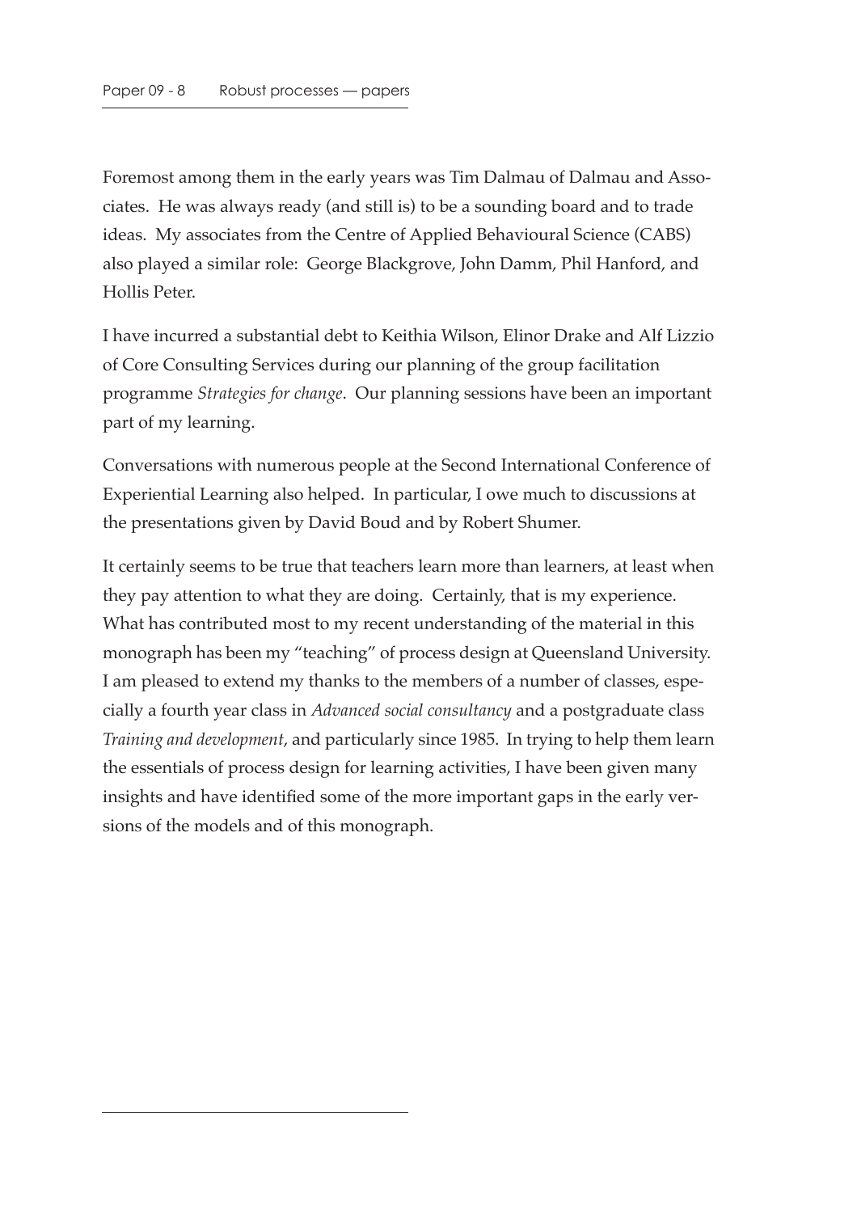Foremost among them in the early years was Tim Dalmau of Dalmau and Associates. He was always ready (and still is) to be a sounding board and to trade ideas. My associates from the Centre of Applied Behavioural Science (CABS) also played a similar role: George Blackgrove, John Damm, Phil Hanford, and Hollis Peter.

I have incurred a substantial debt to Keithia Wilson, Elinor Drake and Alf Lizzio of Core Consulting Services during our planning of the group facilitation programme *Strategies for change*. Our planning sessions have been an important part of my learning.

Conversations with numerous people at the Second International Conference of Experiential Learning also helped. In particular, I owe much to discussions at the presentations given by David Boud and by Robert Shumer.

It certainly seems to be true that teachers learn more than learners, at least when they pay attention to what they are doing. Certainly, that is my experience. What has contributed most to my recent understanding of the material in this monograph has been my "teaching" of process design at Queensland University. I am pleased to extend my thanks to the members of a number of classes, especially a fourth year class in *Advanced social consultancy* and a postgraduate class *Training and development*, and particularly since 1985. In trying to help them learn the essentials of process design for learning activities, I have been given many insights and have identified some of the more important gaps in the early versions of the models and of this monograph.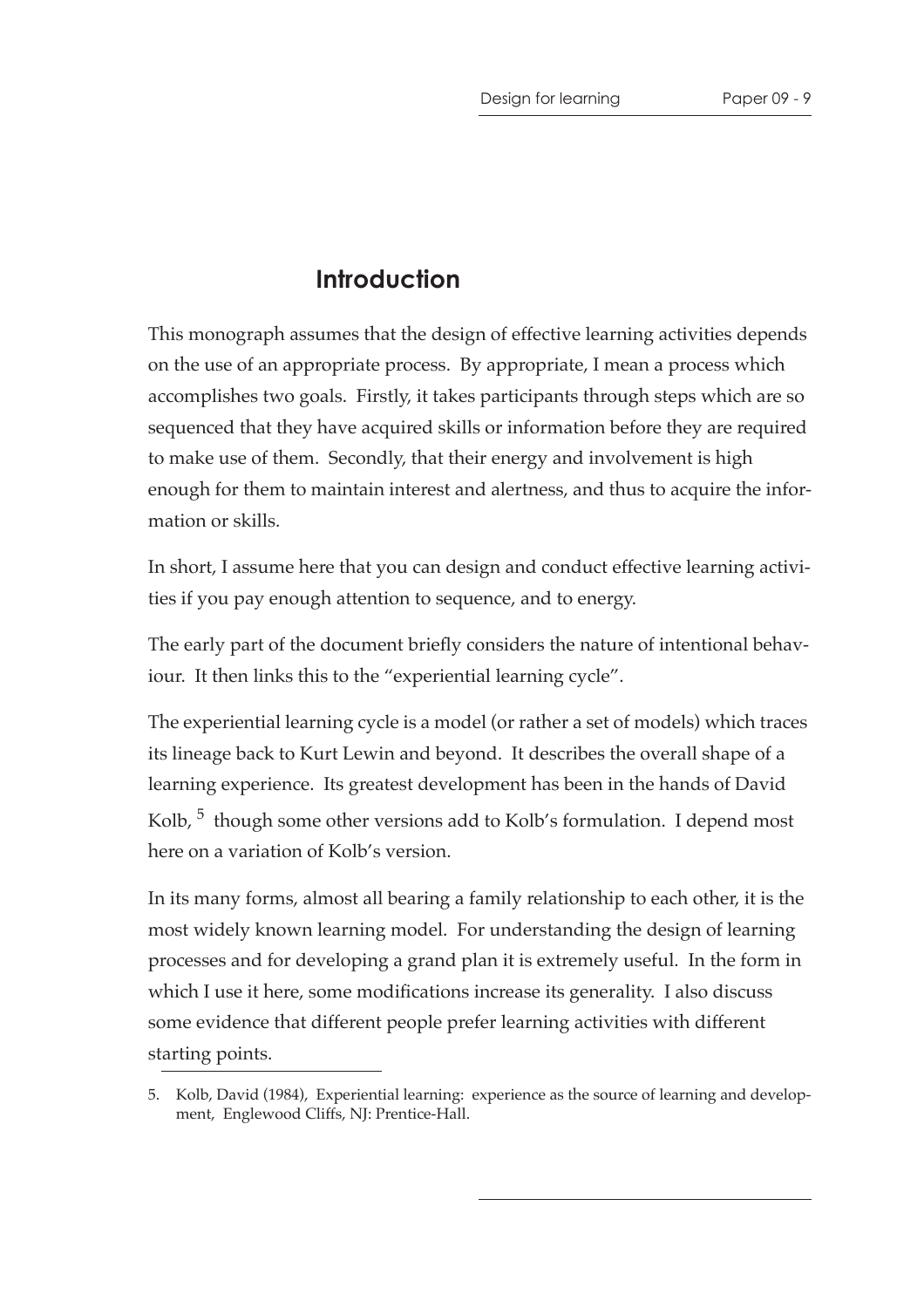## Introduction

This monograph assumes that the design of effective learning activities depends on the use of an appropriate process. By appropriate, I mean a process which accomplishes two goals. Firstly, it takes participants through steps which are so sequenced that they have acquired skills or information before they are required to make use of them. Secondly, that their energy and involvement is high enough for them to maintain interest and alertness, and thus to acquire the information or skills.

In short, I assume here that you can design and conduct effective learning activities if you pay enough attention to sequence, and to energy.

The early part of the document briefly considers the nature of intentional behaviour. It then links this to the "experiential learning cycle".

The experiential learning cycle is a model (or rather a set of models) which traces its lineage back to Kurt Lewin and beyond. It describes the overall shape of a learning experience. Its greatest development has been in the hands of David Kolb, [5] though some other versions add to Kolb's formulation. I depend most here on a variation of Kolb's version.

In its many forms, almost all bearing a family relationship to each other, it is the most widely known learning model. For understanding the design of learning processes and for developing a grand plan it is extremely useful. In the form in which I use it here, some modifications increase its generality. I also discuss some evidence that different people prefer learning activities with different starting points.

---

5. Kolb, David (1984), Experiential learning: experience as the source of learning and development, Englewood Cliffs, NJ: Prentice-Hall.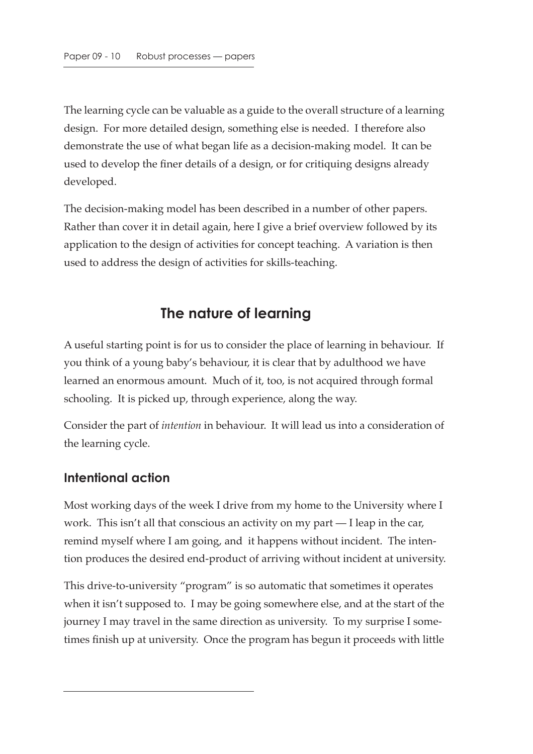The learning cycle can be valuable as a guide to the overall structure of a learning design. For more detailed design, something else is needed. I therefore also demonstrate the use of what began life as a decision-making model. It can be used to develop the finer details of a design, or for critiquing designs already developed.

The decision-making model has been described in a number of other papers. Rather than cover it in detail again, here I give a brief overview followed by its application to the design of activities for concept teaching. A variation is then used to address the design of activities for skills-teaching.

## The nature of learning

A useful starting point is for us to consider the place of learning in behaviour. If you think of a young baby's behaviour, it is clear that by adulthood we have learned an enormous amount. Much of it, too, is not acquired through formal schooling. It is picked up, through experience, along the way.

Consider the part of *intention* in behaviour. It will lead us into a consideration of the learning cycle.

### Intentional action

Most working days of the week I drive from my home to the University where I work. This isn't all that conscious an activity on my part — I leap in the car, remind myself where I am going, and it happens without incident. The intention produces the desired end-product of arriving without incident at university.

This drive-to-university "program" is so automatic that sometimes it operates when it isn't supposed to. I may be going somewhere else, and at the start of the journey I may travel in the same direction as university. To my surprise I sometimes finish up at university. Once the program has begun it proceeds with little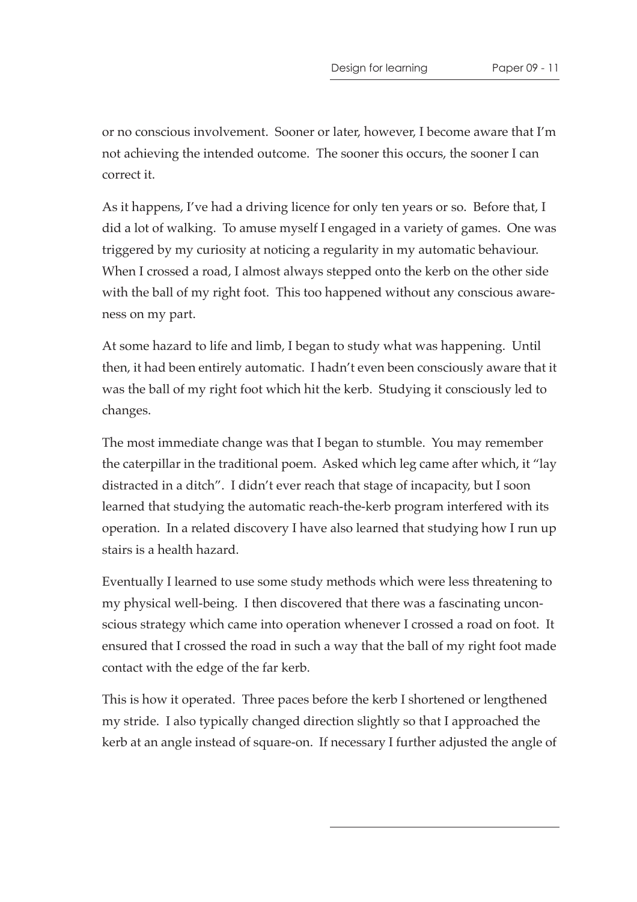or no conscious involvement. Sooner or later, however, I become aware that I'm not achieving the intended outcome. The sooner this occurs, the sooner I can correct it.

As it happens, I've had a driving licence for only ten years or so. Before that, I did a lot of walking. To amuse myself I engaged in a variety of games. One was triggered by my curiosity at noticing a regularity in my automatic behaviour. When I crossed a road, I almost always stepped onto the kerb on the other side with the ball of my right foot. This too happened without any conscious awareness on my part.

At some hazard to life and limb, I began to study what was happening. Until then, it had been entirely automatic. I hadn't even been consciously aware that it was the ball of my right foot which hit the kerb. Studying it consciously led to changes.

The most immediate change was that I began to stumble. You may remember the caterpillar in the traditional poem. Asked which leg came after which, it "lay distracted in a ditch". I didn't ever reach that stage of incapacity, but I soon learned that studying the automatic reach-the-kerb program interfered with its operation. In a related discovery I have also learned that studying how I run up stairs is a health hazard.

Eventually I learned to use some study methods which were less threatening to my physical well-being. I then discovered that there was a fascinating unconscious strategy which came into operation whenever I crossed a road on foot. It ensured that I crossed the road in such a way that the ball of my right foot made contact with the edge of the far kerb.

This is how it operated. Three paces before the kerb I shortened or lengthened my stride. I also typically changed direction slightly so that I approached the kerb at an angle instead of square-on. If necessary I further adjusted the angle of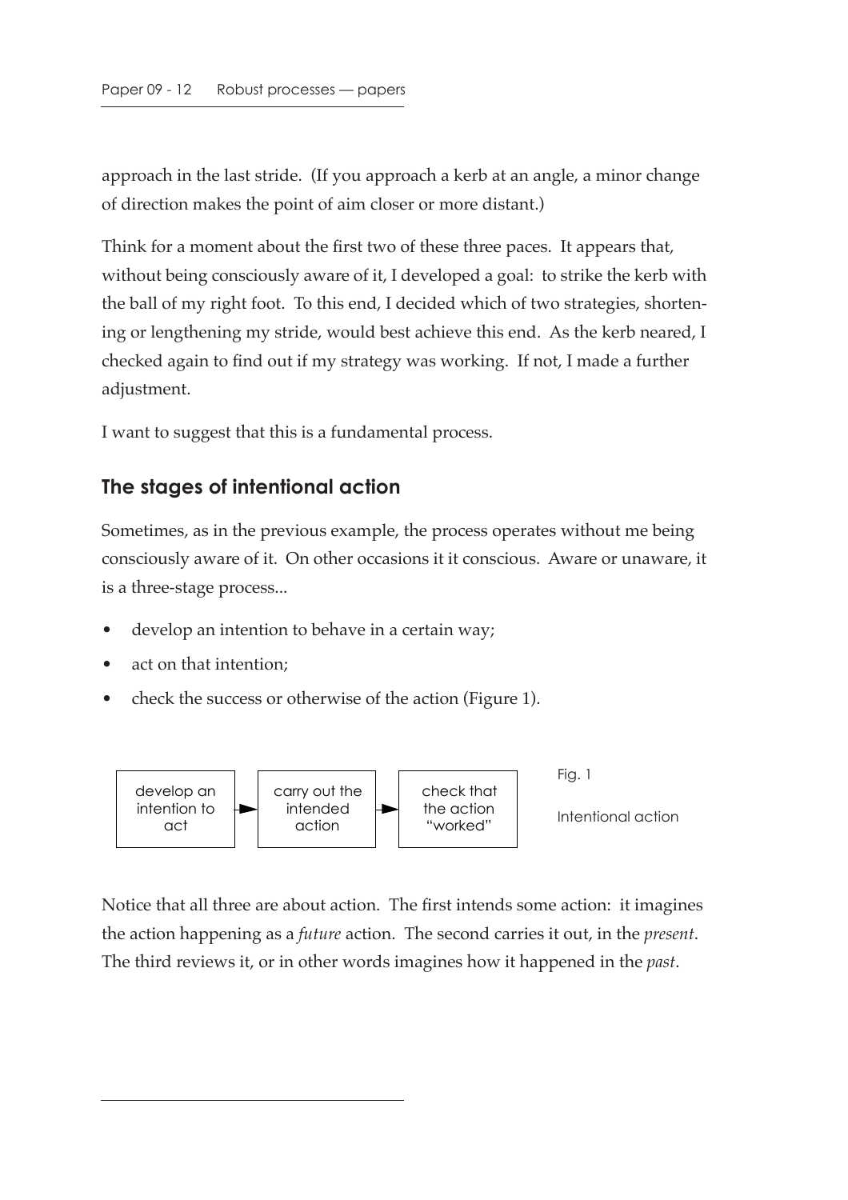approach in the last stride. (If you approach a kerb at an angle, a minor change of direction makes the point of aim closer or more distant.)

Think for a moment about the first two of these three paces. It appears that, without being consciously aware of it, I developed a goal: to strike the kerb with the ball of my right foot. To this end, I decided which of two strategies, shortening or lengthening my stride, would best achieve this end. As the kerb neared, I checked again to find out if my strategy was working. If not, I made a further adjustment.

I want to suggest that this is a fundamental process.

## The stages of intentional action

Sometimes, as in the previous example, the process operates without me being consciously aware of it. On other occasions it it conscious. Aware or unaware, it is a three-stage process...

- develop an intention to behave in a certain way;
- act on that intention;
- check the success or otherwise of the action (Figure 1).

develop an intention to act → carry out the intended action → check that the action "worked"

Fig. 1

Intentional action

Notice that all three are about action. The first intends some action: it imagines the action happening as a *future* action. The second carries it out, in the *present*. The third reviews it, or in other words imagines how it happened in the *past*.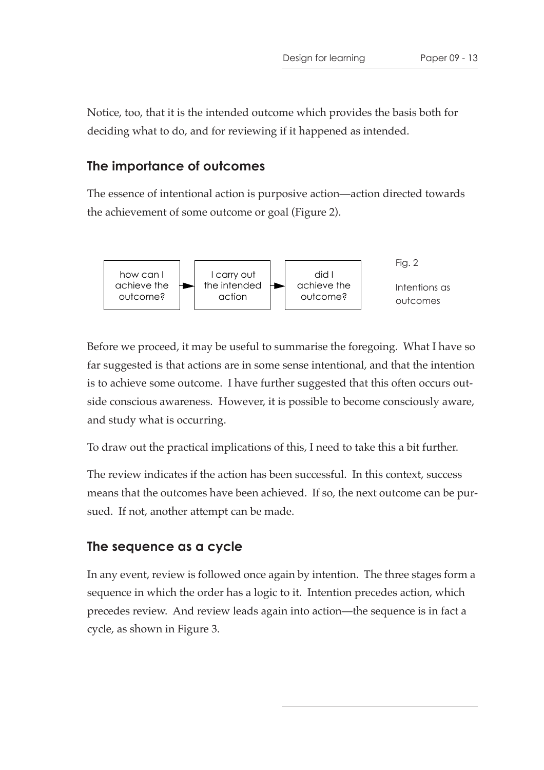Notice, too, that it is the intended outcome which provides the basis both for deciding what to do, and for reviewing if it happened as intended.

## The importance of outcomes

The essence of intentional action is purposive action—action directed towards the achievement of some outcome or goal (Figure 2).

how can I achieve the outcome? → I carry out the intended action → did I achieve the outcome?

Fig. 2

Intentions as outcomes

Before we proceed, it may be useful to summarise the foregoing. What I have so far suggested is that actions are in some sense intentional, and that the intention is to achieve some outcome. I have further suggested that this often occurs outside conscious awareness. However, it is possible to become consciously aware, and study what is occurring.

To draw out the practical implications of this, I need to take this a bit further.

The review indicates if the action has been successful. In this context, success means that the outcomes have been achieved. If so, the next outcome can be pursued. If not, another attempt can be made.

## The sequence as a cycle

In any event, review is followed once again by intention. The three stages form a sequence in which the order has a logic to it. Intention precedes action, which precedes review. And review leads again into action—the sequence is in fact a cycle, as shown in Figure 3.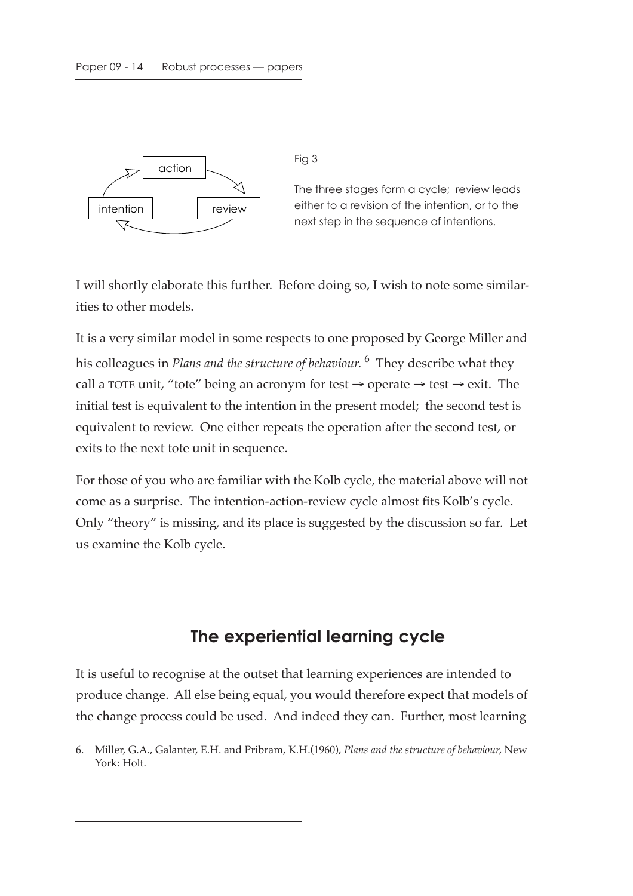Fig 3

The three stages form a cycle; review leads either to a revision of the intention, or to the next step in the sequence of intentions.

I will shortly elaborate this further. Before doing so, I wish to note some similarities to other models.

It is a very similar model in some respects to one proposed by George Miller and his colleagues in *Plans and the structure of behaviour*.[6] They describe what they call a TOTE unit, "tote" being an acronym for test → operate → test → exit. The initial test is equivalent to the intention in the present model; the second test is equivalent to review. One either repeats the operation after the second test, or exits to the next tote unit in sequence.

For those of you who are familiar with the Kolb cycle, the material above will not come as a surprise. The intention-action-review cycle almost fits Kolb's cycle. Only "theory" is missing, and its place is suggested by the discussion so far. Let us examine the Kolb cycle.

## The experiential learning cycle

It is useful to recognise at the outset that learning experiences are intended to produce change. All else being equal, you would therefore expect that models of the change process could be used. And indeed they can. Further, most learning

6. Miller, G.A., Galanter, E.H. and Pribram, K.H.(1960), *Plans and the structure of behaviour*, New York: Holt.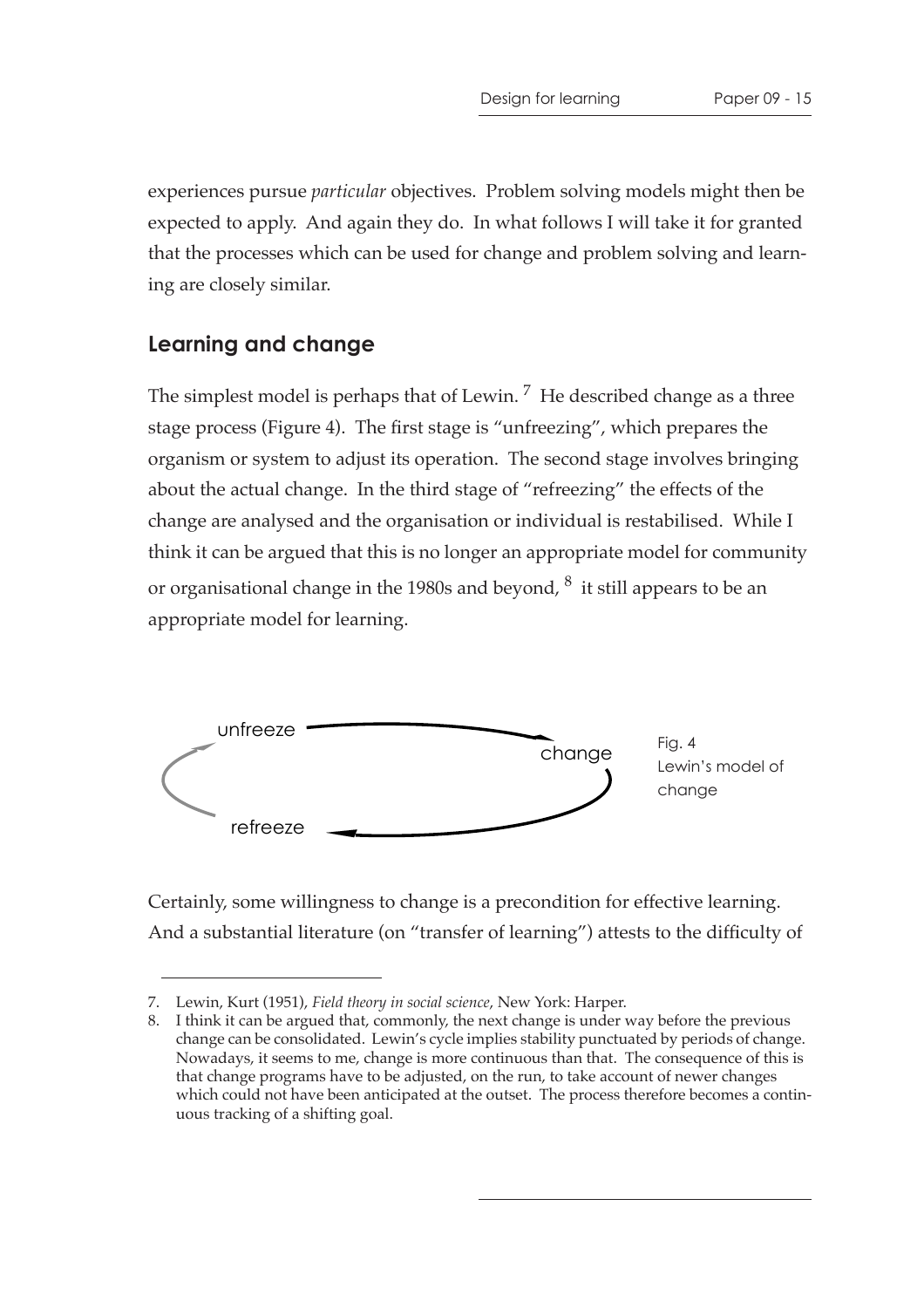experiences pursue *particular* objectives. Problem solving models might then be expected to apply. And again they do. In what follows I will take it for granted that the processes which can be used for change and problem solving and learning are closely similar.

## Learning and change

The simplest model is perhaps that of Lewin.[7] He described change as a three stage process (Figure 4). The first stage is "unfreezing", which prepares the organism or system to adjust its operation. The second stage involves bringing about the actual change. In the third stage of "refreezing" the effects of the change are analysed and the organisation or individual is restabilised. While I think it can be argued that this is no longer an appropriate model for community or organisational change in the 1980s and beyond,[8] it still appears to be an appropriate model for learning.

unfreeze → change → refreeze

Fig. 4
Lewin's model of change

Certainly, some willingness to change is a precondition for effective learning. And a substantial literature (on "transfer of learning") attests to the difficulty of

---

7. Lewin, Kurt (1951), *Field theory in social science*, New York: Harper.
8. I think it can be argued that, commonly, the next change is under way before the previous change can be consolidated. Lewin's cycle implies stability punctuated by periods of change. Nowadays, it seems to me, change is more continuous than that. The consequence of this is that change programs have to be adjusted, on the run, to take account of newer changes which could not have been anticipated at the outset. The process therefore becomes a continuous tracking of a shifting goal.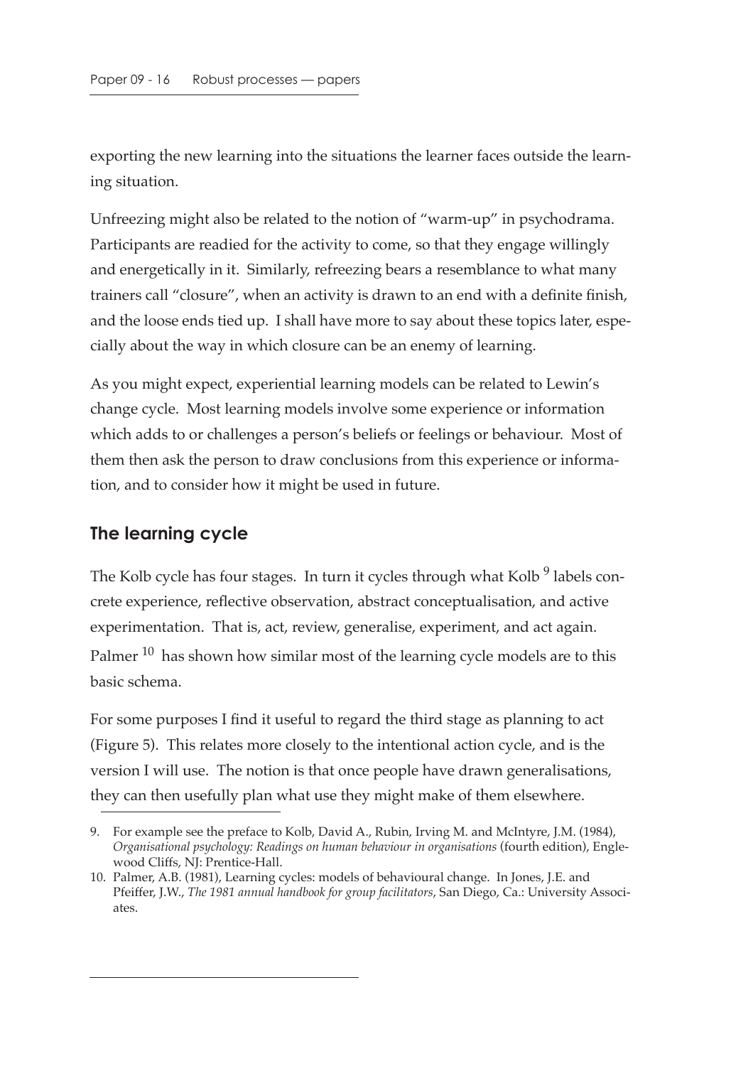exporting the new learning into the situations the learner faces outside the learning situation.

Unfreezing might also be related to the notion of "warm-up" in psychodrama. Participants are readied for the activity to come, so that they engage willingly and energetically in it. Similarly, refreezing bears a resemblance to what many trainers call "closure", when an activity is drawn to an end with a definite finish, and the loose ends tied up. I shall have more to say about these topics later, especially about the way in which closure can be an enemy of learning.

As you might expect, experiential learning models can be related to Lewin's change cycle. Most learning models involve some experience or information which adds to or challenges a person's beliefs or feelings or behaviour. Most of them then ask the person to draw conclusions from this experience or information, and to consider how it might be used in future.

## The learning cycle

The Kolb cycle has four stages. In turn it cycles through what Kolb [9] labels concrete experience, reflective observation, abstract conceptualisation, and active experimentation. That is, act, review, generalise, experiment, and act again. Palmer [10] has shown how similar most of the learning cycle models are to this basic schema.

For some purposes I find it useful to regard the third stage as planning to act (Figure 5). This relates more closely to the intentional action cycle, and is the version I will use. The notion is that once people have drawn generalisations, they can then usefully plan what use they might make of them elsewhere.

---

9. For example see the preface to Kolb, David A., Rubin, Irving M. and McIntyre, J.M. (1984), *Organisational psychology: Readings on human behaviour in organisations* (fourth edition), Englewood Cliffs, NJ: Prentice-Hall.
10. Palmer, A.B. (1981), Learning cycles: models of behavioural change. In Jones, J.E. and Pfeiffer, J.W., *The 1981 annual handbook for group facilitators*, San Diego, Ca.: University Associates.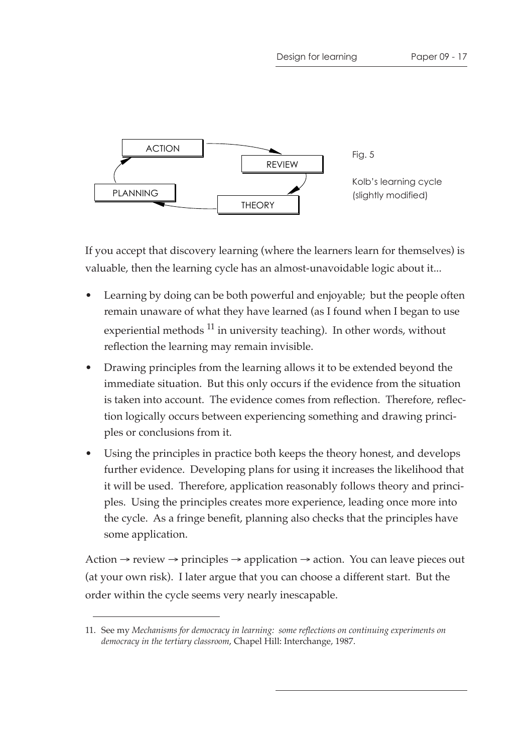ACTION → REVIEW → THEORY → PLANNING → ACTION

Fig. 5

Kolb's learning cycle (slightly modified)

If you accept that discovery learning (where the learners learn for themselves) is valuable, then the learning cycle has an almost-unavoidable logic about it...

- Learning by doing can be both powerful and enjoyable; but the people often remain unaware of what they have learned (as I found when I began to use experiential methods [11] in university teaching). In other words, without reflection the learning may remain invisible.
- Drawing principles from the learning allows it to be extended beyond the immediate situation. But this only occurs if the evidence from the situation is taken into account. The evidence comes from reflection. Therefore, reflection logically occurs between experiencing something and drawing principles or conclusions from it.
- Using the principles in practice both keeps the theory honest, and develops further evidence. Developing plans for using it increases the likelihood that it will be used. Therefore, application reasonably follows theory and principles. Using the principles creates more experience, leading once more into the cycle. As a fringe benefit, planning also checks that the principles have some application.

Action → review → principles → application → action. You can leave pieces out (at your own risk). I later argue that you can choose a different start. But the order within the cycle seems very nearly inescapable.

---

11. See my *Mechanisms for democracy in learning: some reflections on continuing experiments on democracy in the tertiary classroom*, Chapel Hill: Interchange, 1987.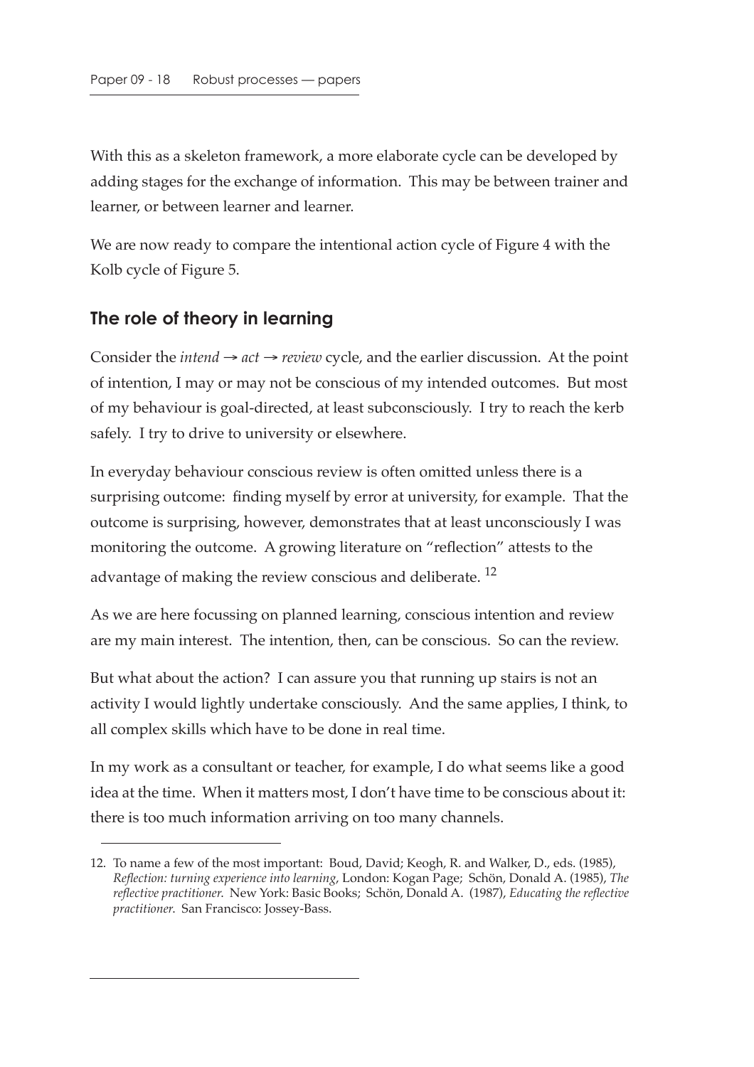With this as a skeleton framework, a more elaborate cycle can be developed by adding stages for the exchange of information. This may be between trainer and learner, or between learner and learner.

We are now ready to compare the intentional action cycle of Figure 4 with the Kolb cycle of Figure 5.

## The role of theory in learning

Consider the *intend → act → review* cycle, and the earlier discussion. At the point of intention, I may or may not be conscious of my intended outcomes. But most of my behaviour is goal-directed, at least subconsciously. I try to reach the kerb safely. I try to drive to university or elsewhere.

In everyday behaviour conscious review is often omitted unless there is a surprising outcome: finding myself by error at university, for example. That the outcome is surprising, however, demonstrates that at least unconsciously I was monitoring the outcome. A growing literature on "reflection" attests to the advantage of making the review conscious and deliberate. [12]

As we are here focussing on planned learning, conscious intention and review are my main interest. The intention, then, can be conscious. So can the review.

But what about the action? I can assure you that running up stairs is not an activity I would lightly undertake consciously. And the same applies, I think, to all complex skills which have to be done in real time.

In my work as a consultant or teacher, for example, I do what seems like a good idea at the time. When it matters most, I don't have time to be conscious about it: there is too much information arriving on too many channels.

12. To name a few of the most important: Boud, David; Keogh, R. and Walker, D., eds. (1985), *Reflection: turning experience into learning*, London: Kogan Page; Schön, Donald A. (1985), *The reflective practitioner*. New York: Basic Books; Schön, Donald A. (1987), *Educating the reflective practitioner*. San Francisco: Jossey-Bass.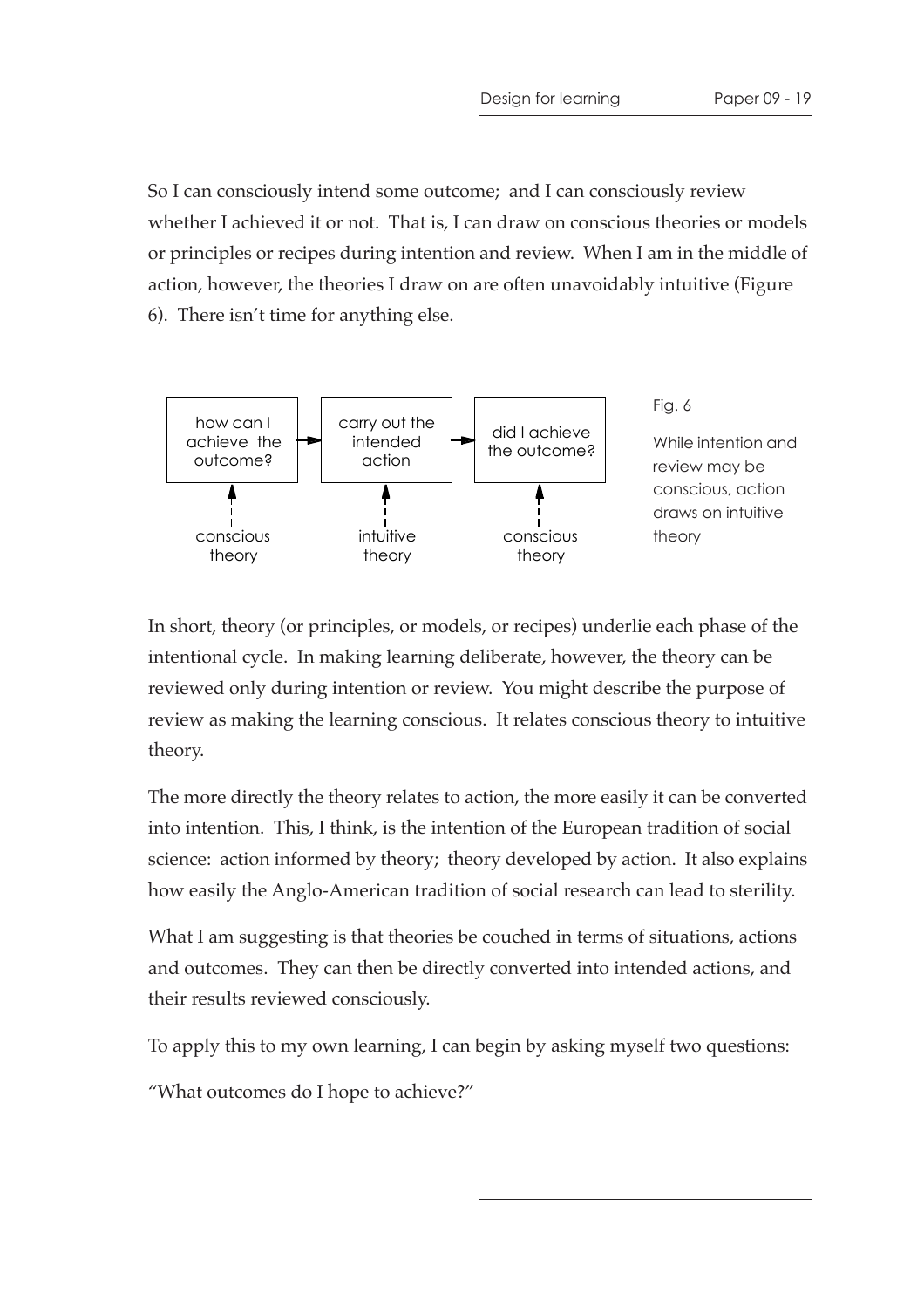So I can consciously intend some outcome; and I can consciously review whether I achieved it or not. That is, I can draw on conscious theories or models or principles or recipes during intention and review. When I am in the middle of action, however, the theories I draw on are often unavoidably intuitive (Figure 6). There isn't time for anything else.

| how can I achieve the outcome? | → | carry out the intended action | → | did I achieve the outcome? |
|---|---|---|---|---|
| ↑ conscious theory | | ↑ intuitive theory | | ↑ conscious theory |

Fig. 6

While intention and review may be conscious, action draws on intuitive theory

In short, theory (or principles, or models, or recipes) underlie each phase of the intentional cycle. In making learning deliberate, however, the theory can be reviewed only during intention or review. You might describe the purpose of review as making the learning conscious. It relates conscious theory to intuitive theory.

The more directly the theory relates to action, the more easily it can be converted into intention. This, I think, is the intention of the European tradition of social science: action informed by theory; theory developed by action. It also explains how easily the Anglo-American tradition of social research can lead to sterility.

What I am suggesting is that theories be couched in terms of situations, actions and outcomes. They can then be directly converted into intended actions, and their results reviewed consciously.

To apply this to my own learning, I can begin by asking myself two questions:

"What outcomes do I hope to achieve?"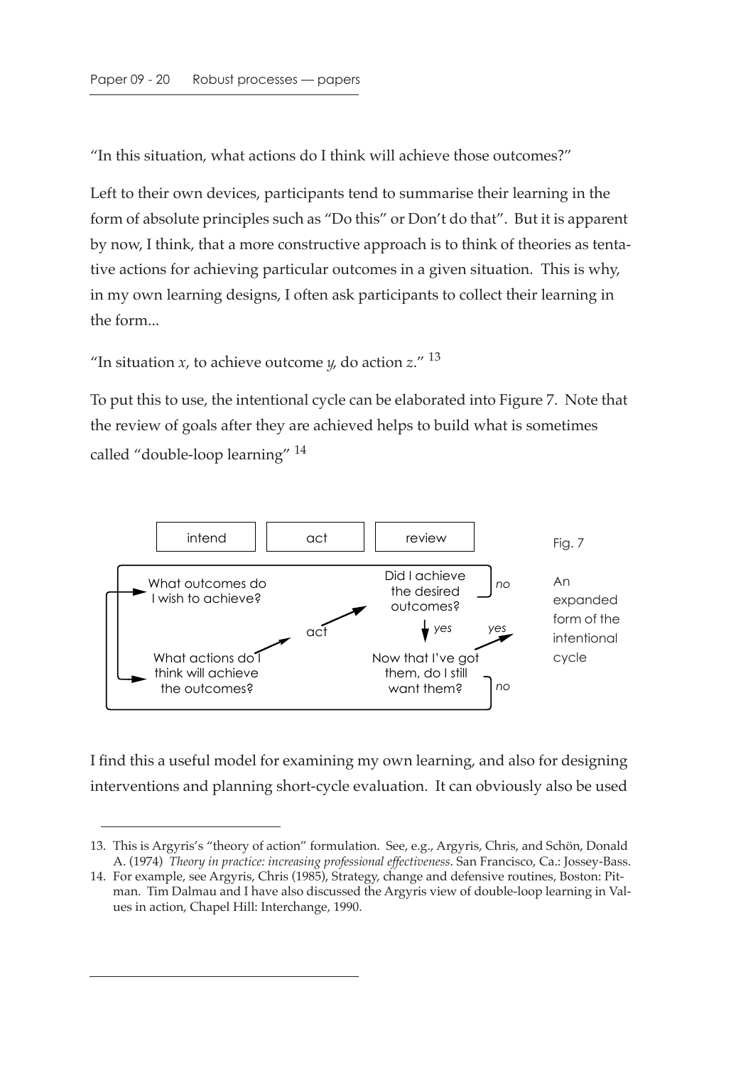"In this situation, what actions do I think will achieve those outcomes?"

Left to their own devices, participants tend to summarise their learning in the form of absolute principles such as "Do this" or Don't do that". But it is apparent by now, I think, that a more constructive approach is to think of theories as tentative actions for achieving particular outcomes in a given situation. This is why, in my own learning designs, I often ask participants to collect their learning in the form...

"In situation *x*, to achieve outcome *y*, do action *z*." [13]

To put this to use, the intentional cycle can be elaborated into Figure 7. Note that the review of goals after they are achieved helps to build what is sometimes called "double-loop learning" [14]

| intend | act | review |
|---|---|---|
| What outcomes do I wish to achieve? | | Did I achieve the desired outcomes? (*no* → back to intend; *yes* ↓) |
| What actions do I think will achieve the outcomes? | act | Now that I've got them, do I still want them? (*yes* → exit; *no* → back to intend) |

Fig. 7 An expanded form of the intentional cycle

I find this a useful model for examining my own learning, and also for designing interventions and planning short-cycle evaluation. It can obviously also be used

---

13. This is Argyris's "theory of action" formulation. See, e.g., Argyris, Chris, and Schön, Donald A. (1974) *Theory in practice: increasing professional effectiveness*. San Francisco, Ca.: Jossey-Bass.
14. For example, see Argyris, Chris (1985), Strategy, change and defensive routines, Boston: Pitman. Tim Dalmau and I have also discussed the Argyris view of double-loop learning in Values in action, Chapel Hill: Interchange, 1990.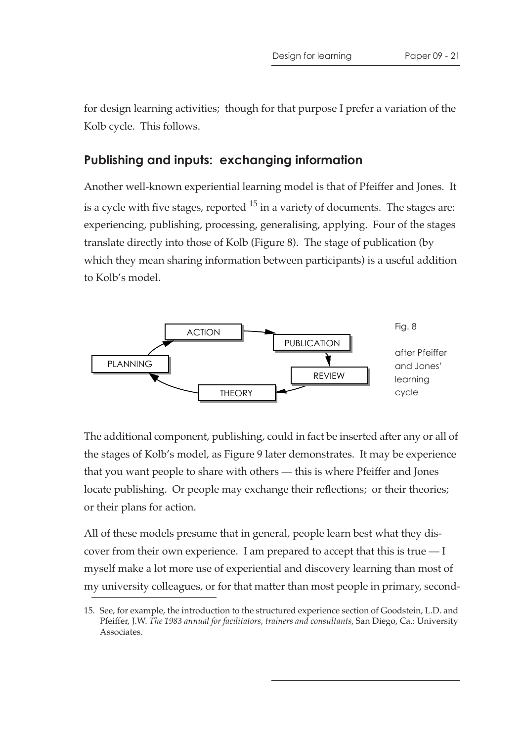for design learning activities; though for that purpose I prefer a variation of the Kolb cycle. This follows.

## Publishing and inputs: exchanging information

Another well-known experiential learning model is that of Pfeiffer and Jones. It is a cycle with five stages, reported [15] in a variety of documents. The stages are: experiencing, publishing, processing, generalising, applying. Four of the stages translate directly into those of Kolb (Figure 8). The stage of publication (by which they mean sharing information between participants) is a useful addition to Kolb's model.

ACTION → PUBLICATION → REVIEW → THEORY → PLANNING → ACTION

Fig. 8

after Pfeiffer and Jones' learning cycle

The additional component, publishing, could in fact be inserted after any or all of the stages of Kolb's model, as Figure 9 later demonstrates. It may be experience that you want people to share with others — this is where Pfeiffer and Jones locate publishing. Or people may exchange their reflections; or their theories; or their plans for action.

All of these models presume that in general, people learn best what they discover from their own experience. I am prepared to accept that this is true — I myself make a lot more use of experiential and discovery learning than most of my university colleagues, or for that matter than most people in primary, second-

---

15. See, for example, the introduction to the structured experience section of Goodstein, L.D. and Pfeiffer, J.W. *The 1983 annual for facilitators, trainers and consultants*, San Diego, Ca.: University Associates.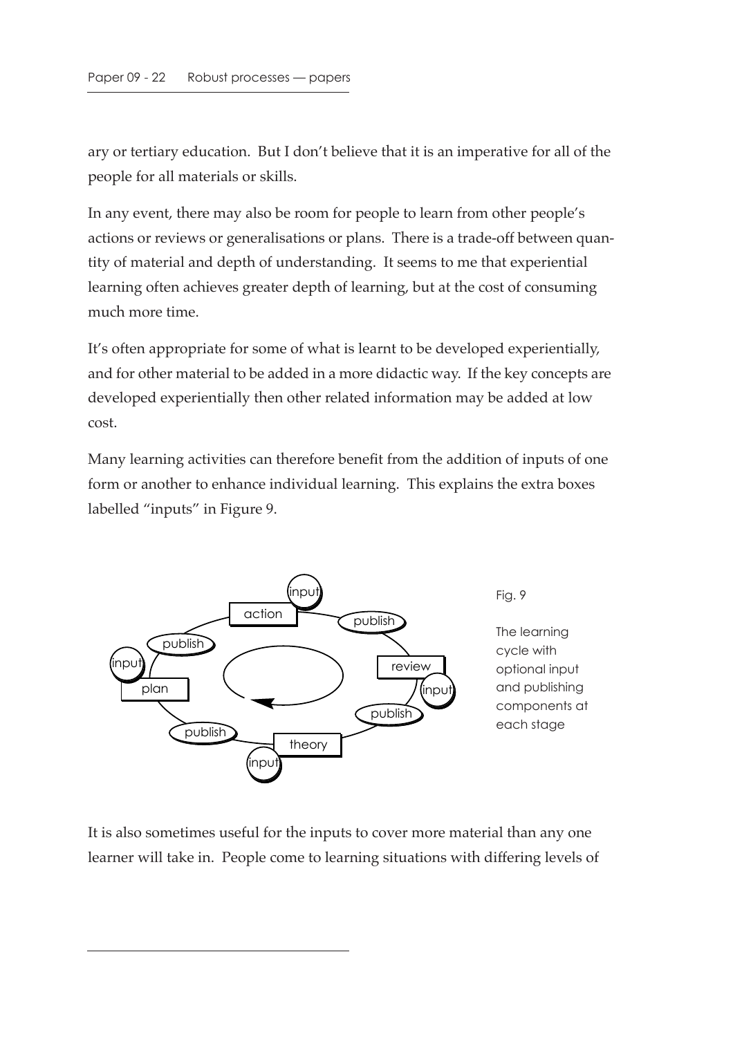ary or tertiary education. But I don't believe that it is an imperative for all of the people for all materials or skills.

In any event, there may also be room for people to learn from other people's actions or reviews or generalisations or plans. There is a trade-off between quantity of material and depth of understanding. It seems to me that experiential learning often achieves greater depth of learning, but at the cost of consuming much more time.

It's often appropriate for some of what is learnt to be developed experientially, and for other material to be added in a more didactic way. If the key concepts are developed experientially then other related information may be added at low cost.

Many learning activities can therefore benefit from the addition of inputs of one form or another to enhance individual learning. This explains the extra boxes labelled "inputs" in Figure 9.

Fig. 9

The learning cycle with optional input and publishing components at each stage

It is also sometimes useful for the inputs to cover more material than any one learner will take in. People come to learning situations with differing levels of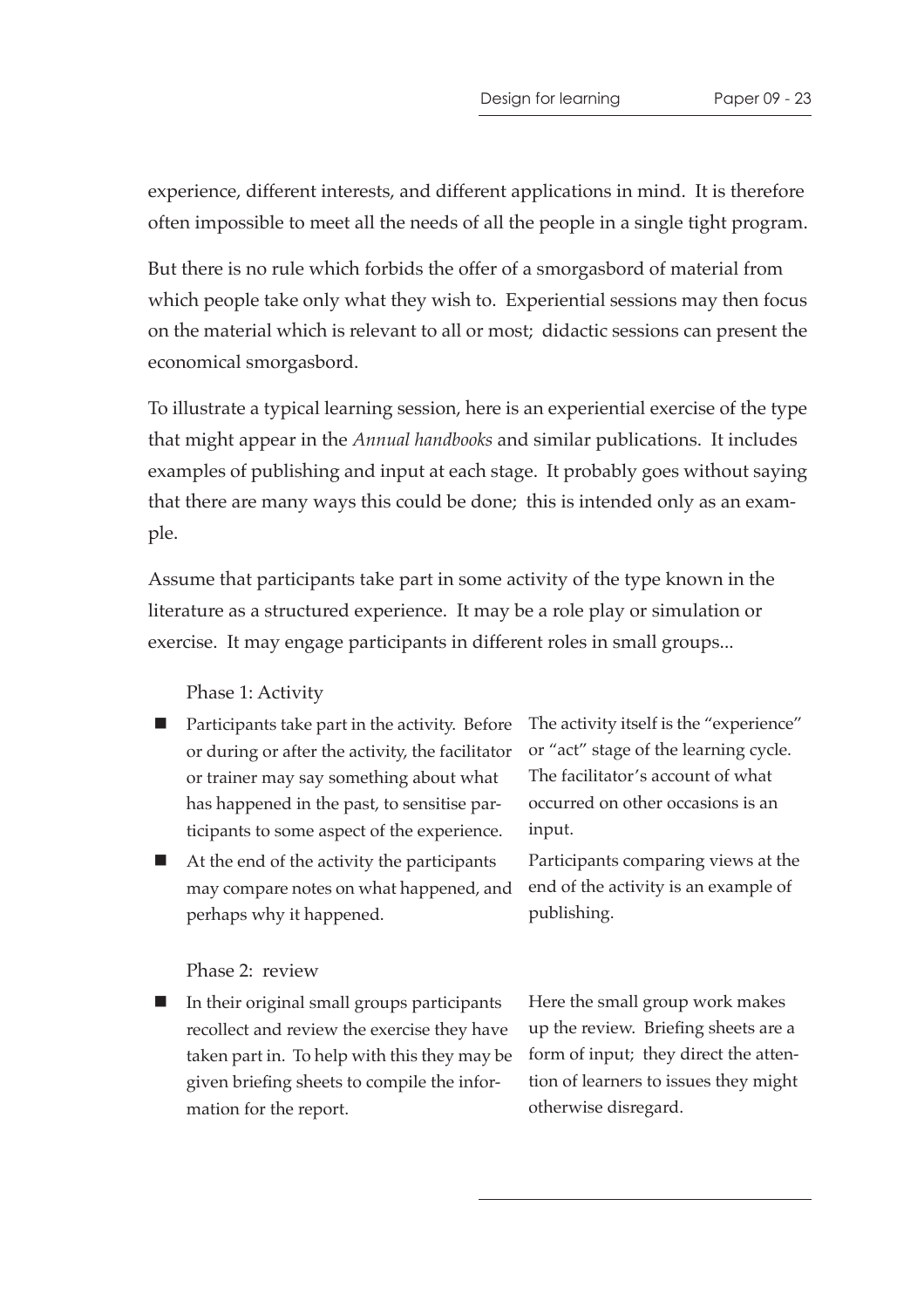experience, different interests, and different applications in mind. It is therefore often impossible to meet all the needs of all the people in a single tight program.

But there is no rule which forbids the offer of a smorgasbord of material from which people take only what they wish to. Experiential sessions may then focus on the material which is relevant to all or most; didactic sessions can present the economical smorgasbord.

To illustrate a typical learning session, here is an experiential exercise of the type that might appear in the *Annual handbooks* and similar publications. It includes examples of publishing and input at each stage. It probably goes without saying that there are many ways this could be done; this is intended only as an example.

Assume that participants take part in some activity of the type known in the literature as a structured experience. It may be a role play or simulation or exercise. It may engage participants in different roles in small groups...

Phase 1: Activity

| | |
|---|---|
| ■ Participants take part in the activity. Before or during or after the activity, the facilitator or trainer may say something about what has happened in the past, to sensitise participants to some aspect of the experience. | The activity itself is the "experience" or "act" stage of the learning cycle. The facilitator's account of what occurred on other occasions is an input. |
| ■ At the end of the activity the participants may compare notes on what happened, and perhaps why it happened. | Participants comparing views at the end of the activity is an example of publishing. |

Phase 2: review

| | |
|---|---|
| ■ In their original small groups participants recollect and review the exercise they have taken part in. To help with this they may be given briefing sheets to compile the information for the report. | Here the small group work makes up the review. Briefing sheets are a form of input; they direct the attention of learners to issues they might otherwise disregard. |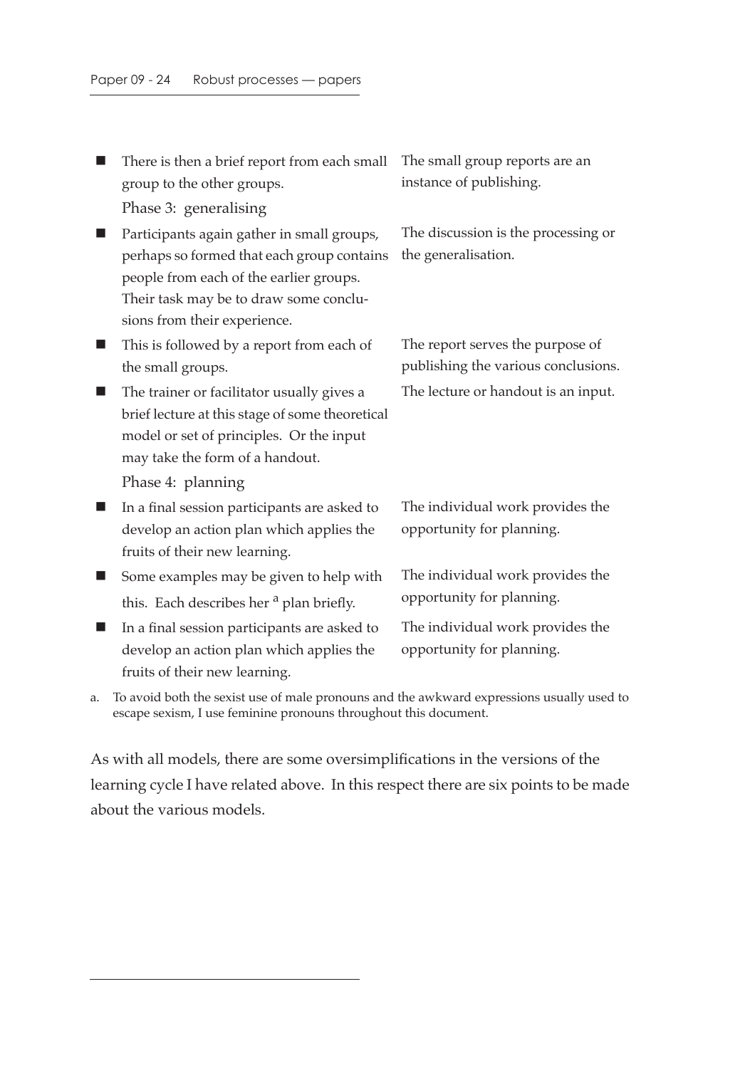| | |
|---|---|
| ■ There is then a brief report from each small group to the other groups. | The small group reports are an instance of publishing. |
| Phase 3: generalising | |
| ■ Participants again gather in small groups, perhaps so formed that each group contains people from each of the earlier groups. Their task may be to draw some conclusions from their experience. | The discussion is the processing or the generalisation. |
| ■ This is followed by a report from each of the small groups. | The report serves the purpose of publishing the various conclusions. |
| ■ The trainer or facilitator usually gives a brief lecture at this stage of some theoretical model or set of principles. Or the input may take the form of a handout. | The lecture or handout is an input. |
| Phase 4: planning | |
| ■ In a final session participants are asked to develop an action plan which applies the fruits of their new learning. | The individual work provides the opportunity for planning. |
| ■ Some examples may be given to help with this. Each describes her [a] plan briefly. | The individual work provides the opportunity for planning. |
| ■ In a final session participants are asked to develop an action plan which applies the fruits of their new learning. | The individual work provides the opportunity for planning. |

a. To avoid both the sexist use of male pronouns and the awkward expressions usually used to escape sexism, I use feminine pronouns throughout this document.

As with all models, there are some oversimplifications in the versions of the learning cycle I have related above. In this respect there are six points to be made about the various models.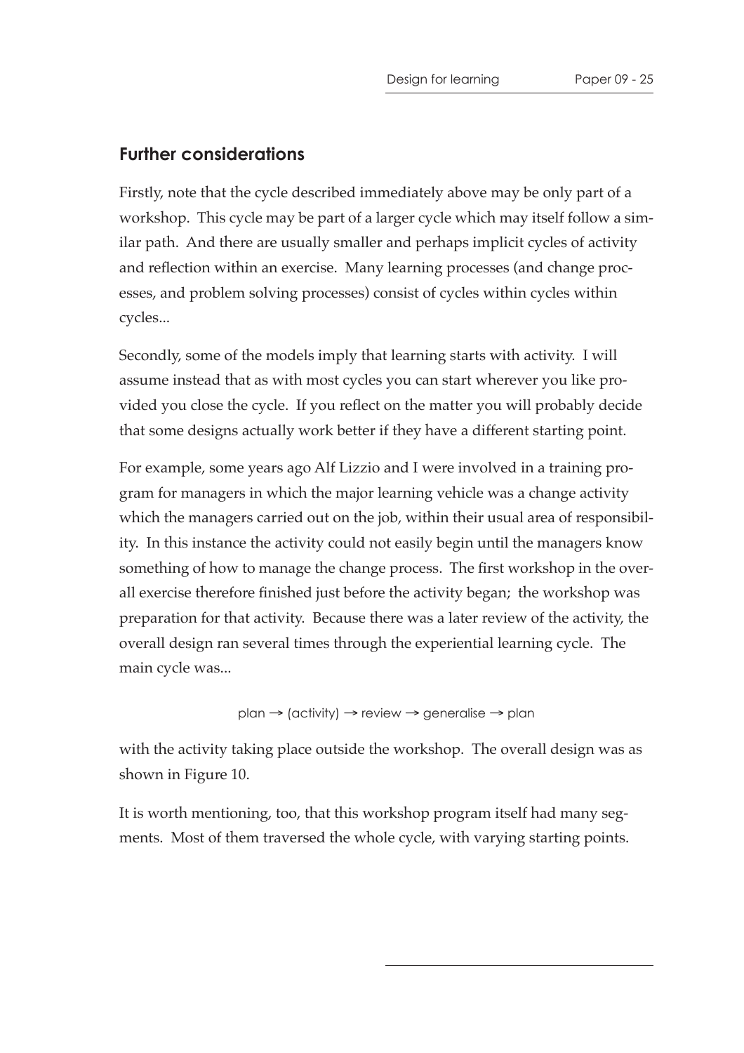## Further considerations

Firstly, note that the cycle described immediately above may be only part of a workshop. This cycle may be part of a larger cycle which may itself follow a similar path. And there are usually smaller and perhaps implicit cycles of activity and reflection within an exercise. Many learning processes (and change processes, and problem solving processes) consist of cycles within cycles within cycles...

Secondly, some of the models imply that learning starts with activity. I will assume instead that as with most cycles you can start wherever you like provided you close the cycle. If you reflect on the matter you will probably decide that some designs actually work better if they have a different starting point.

For example, some years ago Alf Lizzio and I were involved in a training program for managers in which the major learning vehicle was a change activity which the managers carried out on the job, within their usual area of responsibility. In this instance the activity could not easily begin until the managers know something of how to manage the change process. The first workshop in the overall exercise therefore finished just before the activity began; the workshop was preparation for that activity. Because there was a later review of the activity, the overall design ran several times through the experiential learning cycle. The main cycle was...

plan → (activity) → review → generalise → plan

with the activity taking place outside the workshop. The overall design was as shown in Figure 10.

It is worth mentioning, too, that this workshop program itself had many segments. Most of them traversed the whole cycle, with varying starting points.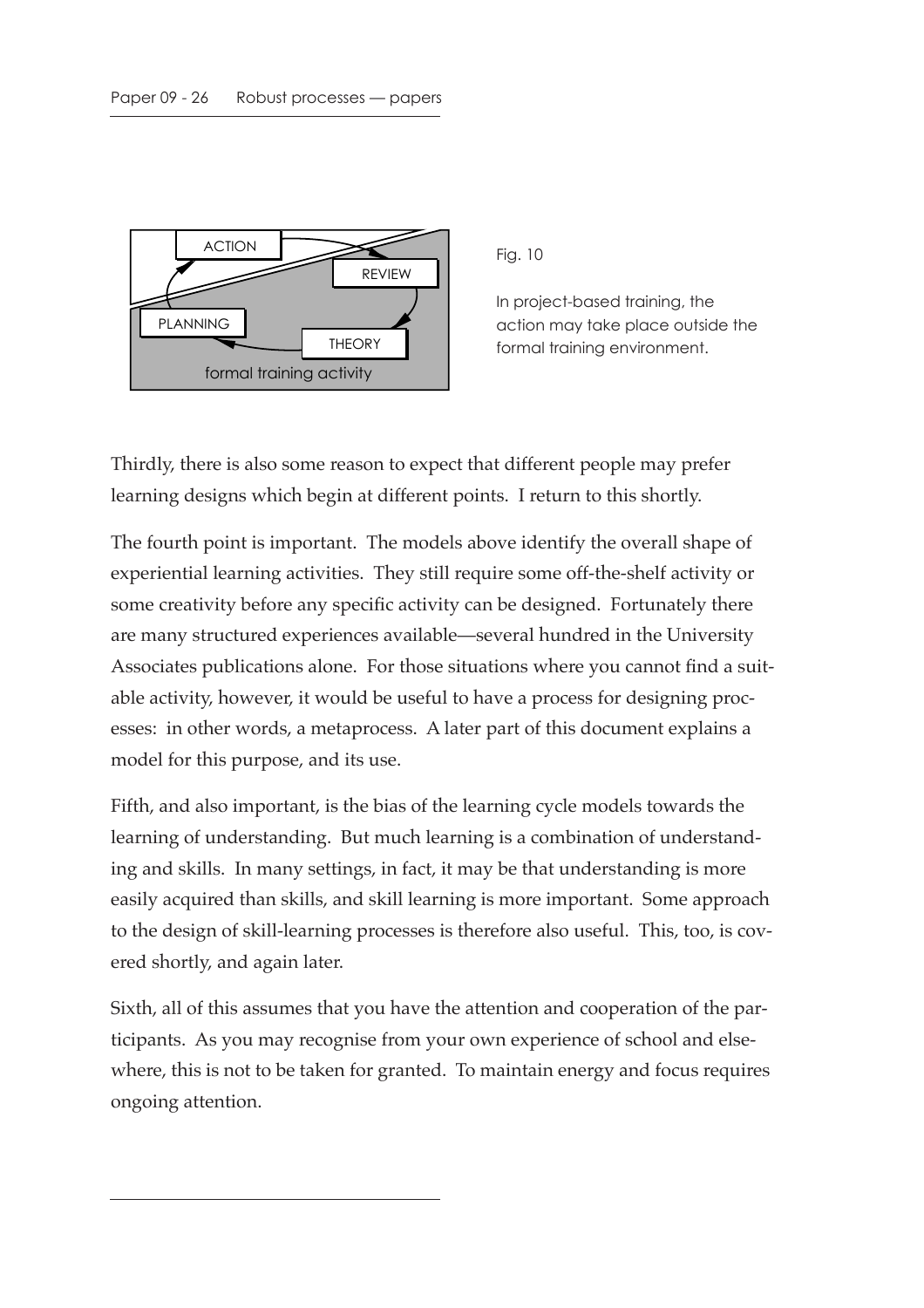Fig. 10

In project-based training, the action may take place outside the formal training environment.

Thirdly, there is also some reason to expect that different people may prefer learning designs which begin at different points. I return to this shortly.

The fourth point is important. The models above identify the overall shape of experiential learning activities. They still require some off-the-shelf activity or some creativity before any specific activity can be designed. Fortunately there are many structured experiences available—several hundred in the University Associates publications alone. For those situations where you cannot find a suitable activity, however, it would be useful to have a process for designing processes: in other words, a metaprocess. A later part of this document explains a model for this purpose, and its use.

Fifth, and also important, is the bias of the learning cycle models towards the learning of understanding. But much learning is a combination of understanding and skills. In many settings, in fact, it may be that understanding is more easily acquired than skills, and skill learning is more important. Some approach to the design of skill-learning processes is therefore also useful. This, too, is covered shortly, and again later.

Sixth, all of this assumes that you have the attention and cooperation of the participants. As you may recognise from your own experience of school and elsewhere, this is not to be taken for granted. To maintain energy and focus requires ongoing attention.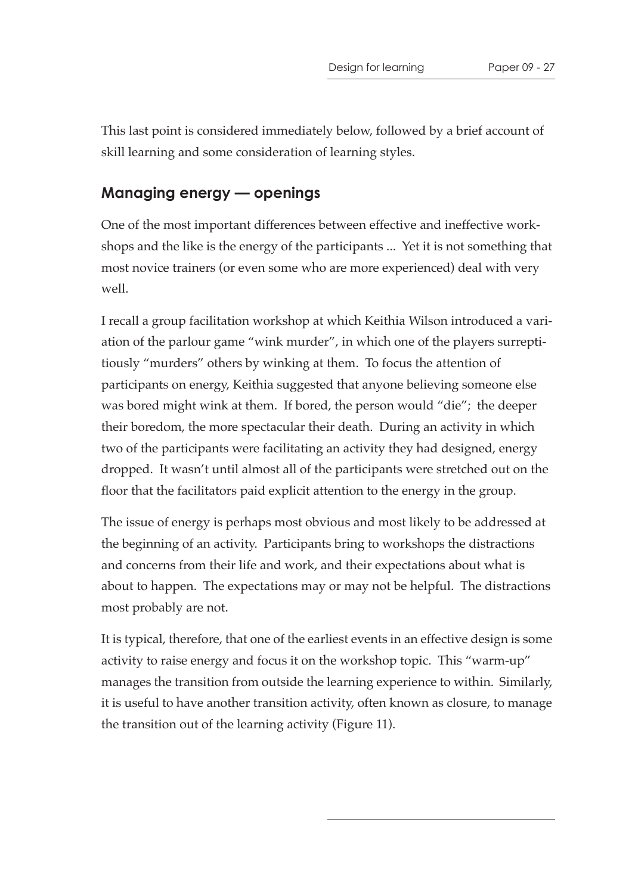This last point is considered immediately below, followed by a brief account of skill learning and some consideration of learning styles.

## Managing energy — openings

One of the most important differences between effective and ineffective workshops and the like is the energy of the participants ... Yet it is not something that most novice trainers (or even some who are more experienced) deal with very well.

I recall a group facilitation workshop at which Keithia Wilson introduced a variation of the parlour game "wink murder", in which one of the players surreptitiously "murders" others by winking at them. To focus the attention of participants on energy, Keithia suggested that anyone believing someone else was bored might wink at them. If bored, the person would "die"; the deeper their boredom, the more spectacular their death. During an activity in which two of the participants were facilitating an activity they had designed, energy dropped. It wasn't until almost all of the participants were stretched out on the floor that the facilitators paid explicit attention to the energy in the group.

The issue of energy is perhaps most obvious and most likely to be addressed at the beginning of an activity. Participants bring to workshops the distractions and concerns from their life and work, and their expectations about what is about to happen. The expectations may or may not be helpful. The distractions most probably are not.

It is typical, therefore, that one of the earliest events in an effective design is some activity to raise energy and focus it on the workshop topic. This "warm-up" manages the transition from outside the learning experience to within. Similarly, it is useful to have another transition activity, often known as closure, to manage the transition out of the learning activity (Figure 11).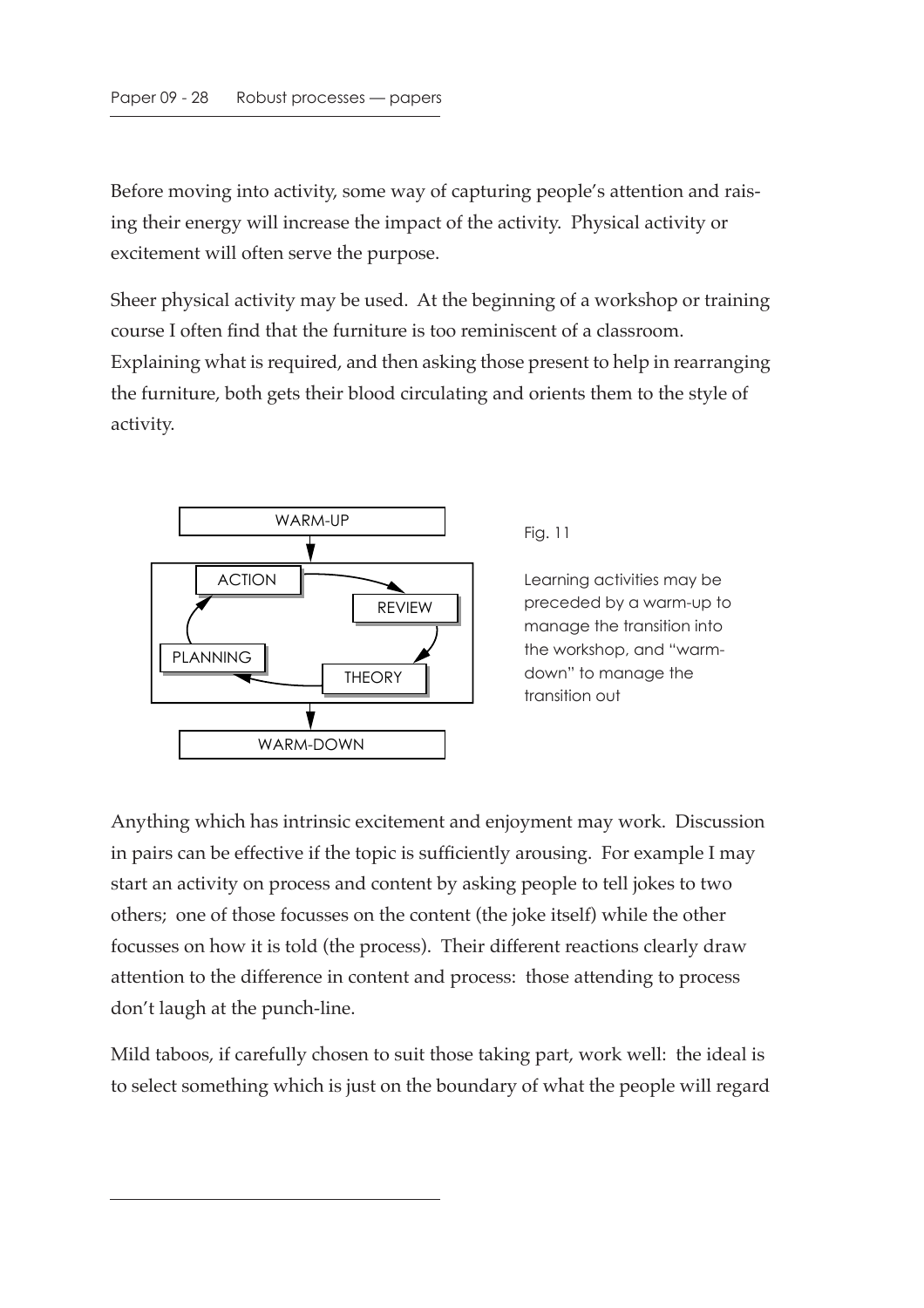Before moving into activity, some way of capturing people's attention and raising their energy will increase the impact of the activity. Physical activity or excitement will often serve the purpose.

Sheer physical activity may be used. At the beginning of a workshop or training course I often find that the furniture is too reminiscent of a classroom. Explaining what is required, and then asking those present to help in rearranging the furniture, both gets their blood circulating and orients them to the style of activity.

WARM-UP

ACTION

REVIEW

PLANNING

THEORY

WARM-DOWN

Fig. 11

Learning activities may be preceded by a warm-up to manage the transition into the workshop, and "warm-down" to manage the transition out

Anything which has intrinsic excitement and enjoyment may work. Discussion in pairs can be effective if the topic is sufficiently arousing. For example I may start an activity on process and content by asking people to tell jokes to two others; one of those focusses on the content (the joke itself) while the other focusses on how it is told (the process). Their different reactions clearly draw attention to the difference in content and process: those attending to process don't laugh at the punch-line.

Mild taboos, if carefully chosen to suit those taking part, work well: the ideal is to select something which is just on the boundary of what the people will regard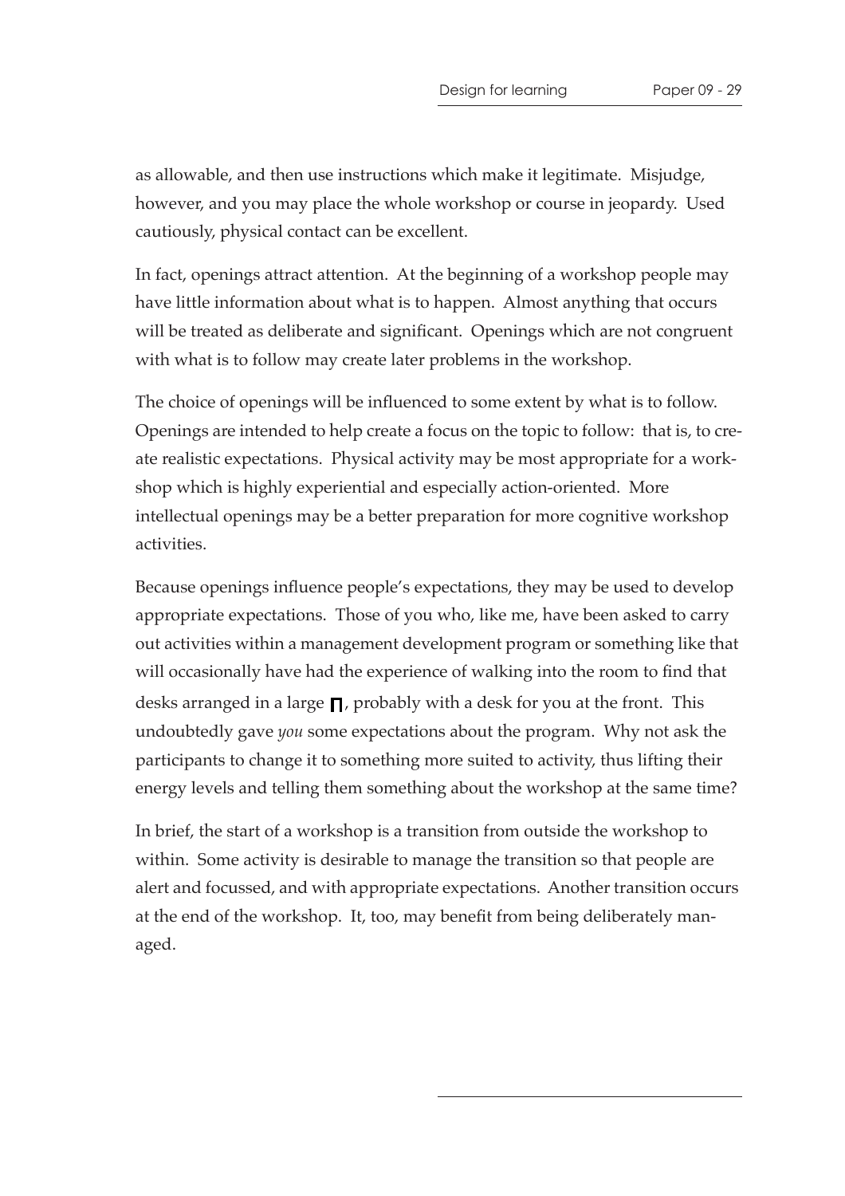as allowable, and then use instructions which make it legitimate. Misjudge, however, and you may place the whole workshop or course in jeopardy. Used cautiously, physical contact can be excellent.

In fact, openings attract attention. At the beginning of a workshop people may have little information about what is to happen. Almost anything that occurs will be treated as deliberate and significant. Openings which are not congruent with what is to follow may create later problems in the workshop.

The choice of openings will be influenced to some extent by what is to follow. Openings are intended to help create a focus on the topic to follow: that is, to create realistic expectations. Physical activity may be most appropriate for a workshop which is highly experiential and especially action-oriented. More intellectual openings may be a better preparation for more cognitive workshop activities.

Because openings influence people's expectations, they may be used to develop appropriate expectations. Those of you who, like me, have been asked to carry out activities within a management development program or something like that will occasionally have had the experience of walking into the room to find that desks arranged in a large ∏, probably with a desk for you at the front. This undoubtedly gave *you* some expectations about the program. Why not ask the participants to change it to something more suited to activity, thus lifting their energy levels and telling them something about the workshop at the same time?

In brief, the start of a workshop is a transition from outside the workshop to within. Some activity is desirable to manage the transition so that people are alert and focussed, and with appropriate expectations. Another transition occurs at the end of the workshop. It, too, may benefit from being deliberately managed.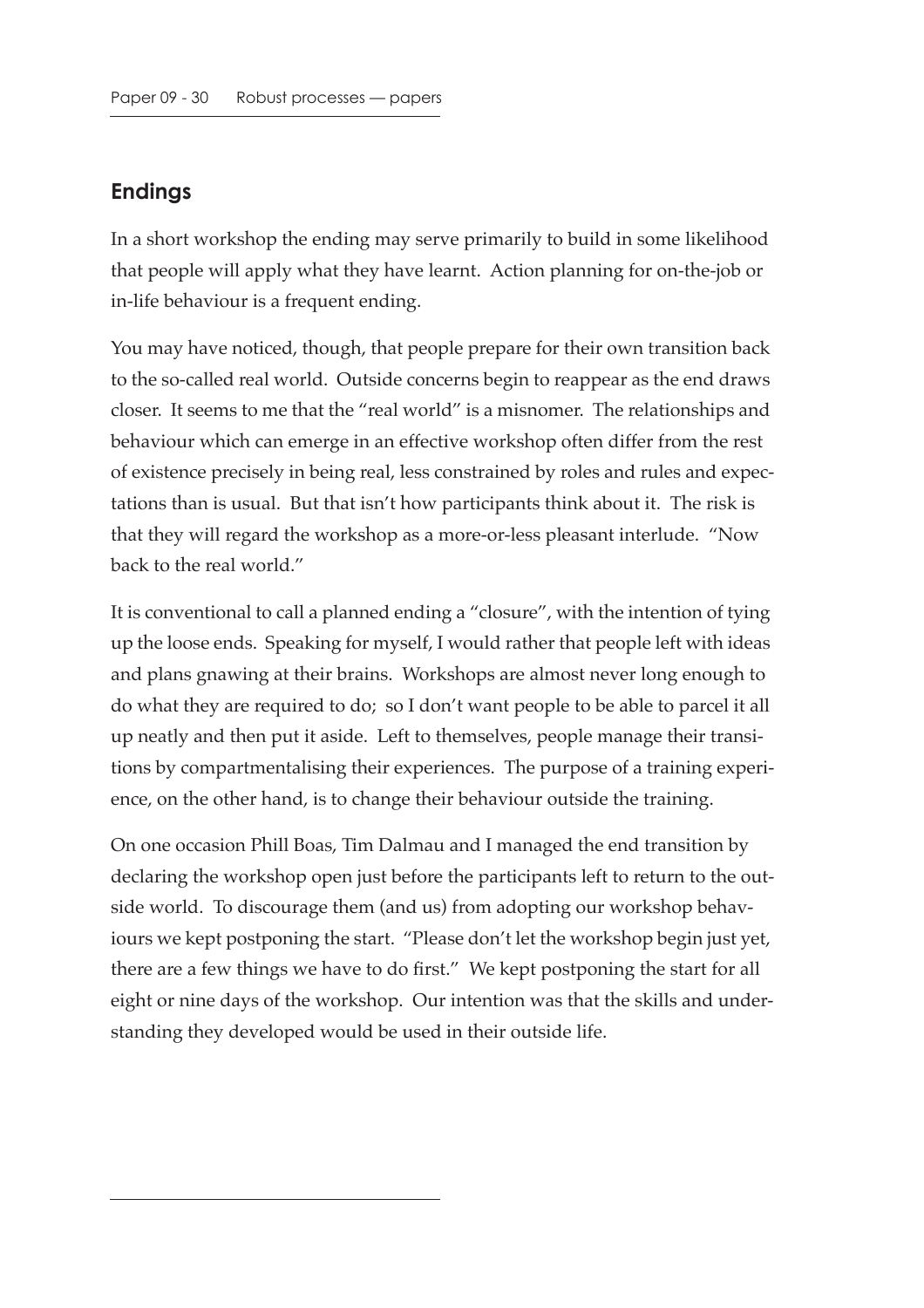## Endings

In a short workshop the ending may serve primarily to build in some likelihood that people will apply what they have learnt. Action planning for on-the-job or in-life behaviour is a frequent ending.

You may have noticed, though, that people prepare for their own transition back to the so-called real world. Outside concerns begin to reappear as the end draws closer. It seems to me that the "real world" is a misnomer. The relationships and behaviour which can emerge in an effective workshop often differ from the rest of existence precisely in being real, less constrained by roles and rules and expectations than is usual. But that isn't how participants think about it. The risk is that they will regard the workshop as a more-or-less pleasant interlude. "Now back to the real world."

It is conventional to call a planned ending a "closure", with the intention of tying up the loose ends. Speaking for myself, I would rather that people left with ideas and plans gnawing at their brains. Workshops are almost never long enough to do what they are required to do; so I don't want people to be able to parcel it all up neatly and then put it aside. Left to themselves, people manage their transitions by compartmentalising their experiences. The purpose of a training experience, on the other hand, is to change their behaviour outside the training.

On one occasion Phill Boas, Tim Dalmau and I managed the end transition by declaring the workshop open just before the participants left to return to the outside world. To discourage them (and us) from adopting our workshop behaviours we kept postponing the start. "Please don't let the workshop begin just yet, there are a few things we have to do first." We kept postponing the start for all eight or nine days of the workshop. Our intention was that the skills and understanding they developed would be used in their outside life.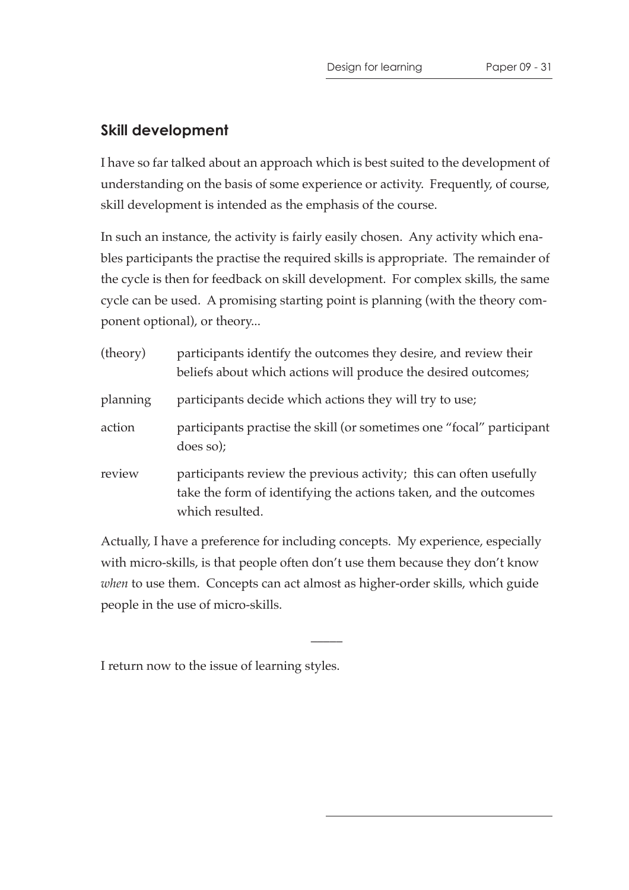## Skill development

I have so far talked about an approach which is best suited to the development of understanding on the basis of some experience or activity. Frequently, of course, skill development is intended as the emphasis of the course.

In such an instance, the activity is fairly easily chosen. Any activity which enables participants the practise the required skills is appropriate. The remainder of the cycle is then for feedback on skill development. For complex skills, the same cycle can be used. A promising starting point is planning (with the theory component optional), or theory...

| | |
|---|---|
| (theory) | participants identify the outcomes they desire, and review their beliefs about which actions will produce the desired outcomes; |
| planning | participants decide which actions they will try to use; |
| action | participants practise the skill (or sometimes one "focal" participant does so); |
| review | participants review the previous activity; this can often usefully take the form of identifying the actions taken, and the outcomes which resulted. |

Actually, I have a preference for including concepts. My experience, especially with micro-skills, is that people often don't use them because they don't know *when* to use them. Concepts can act almost as higher-order skills, which guide people in the use of micro-skills.

—

I return now to the issue of learning styles.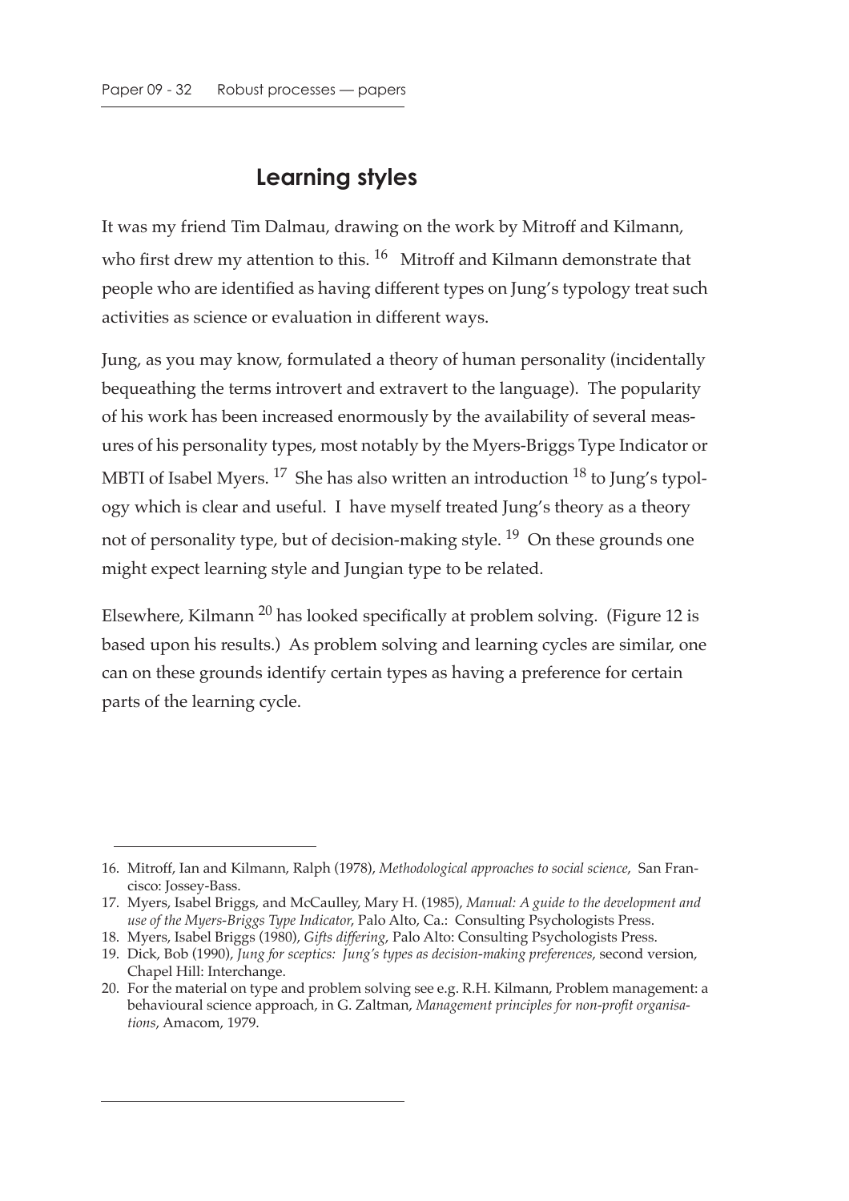## Learning styles

It was my friend Tim Dalmau, drawing on the work by Mitroff and Kilmann, who first drew my attention to this. [16] Mitroff and Kilmann demonstrate that people who are identified as having different types on Jung's typology treat such activities as science or evaluation in different ways.

Jung, as you may know, formulated a theory of human personality (incidentally bequeathing the terms introvert and extravert to the language). The popularity of his work has been increased enormously by the availability of several measures of his personality types, most notably by the Myers-Briggs Type Indicator or MBTI of Isabel Myers. [17] She has also written an introduction [18] to Jung's typology which is clear and useful. I have myself treated Jung's theory as a theory not of personality type, but of decision-making style. [19] On these grounds one might expect learning style and Jungian type to be related.

Elsewhere, Kilmann [20] has looked specifically at problem solving. (Figure 12 is based upon his results.) As problem solving and learning cycles are similar, one can on these grounds identify certain types as having a preference for certain parts of the learning cycle.

---

16. Mitroff, Ian and Kilmann, Ralph (1978), *Methodological approaches to social science*, San Francisco: Jossey-Bass.
17. Myers, Isabel Briggs, and McCaulley, Mary H. (1985), *Manual: A guide to the development and use of the Myers-Briggs Type Indicator*, Palo Alto, Ca.: Consulting Psychologists Press.
18. Myers, Isabel Briggs (1980), *Gifts differing*, Palo Alto: Consulting Psychologists Press.
19. Dick, Bob (1990), *Jung for sceptics: Jung's types as decision-making preferences*, second version, Chapel Hill: Interchange.
20. For the material on type and problem solving see e.g. R.H. Kilmann, Problem management: a behavioural science approach, in G. Zaltman, *Management principles for non-profit organisations*, Amacom, 1979.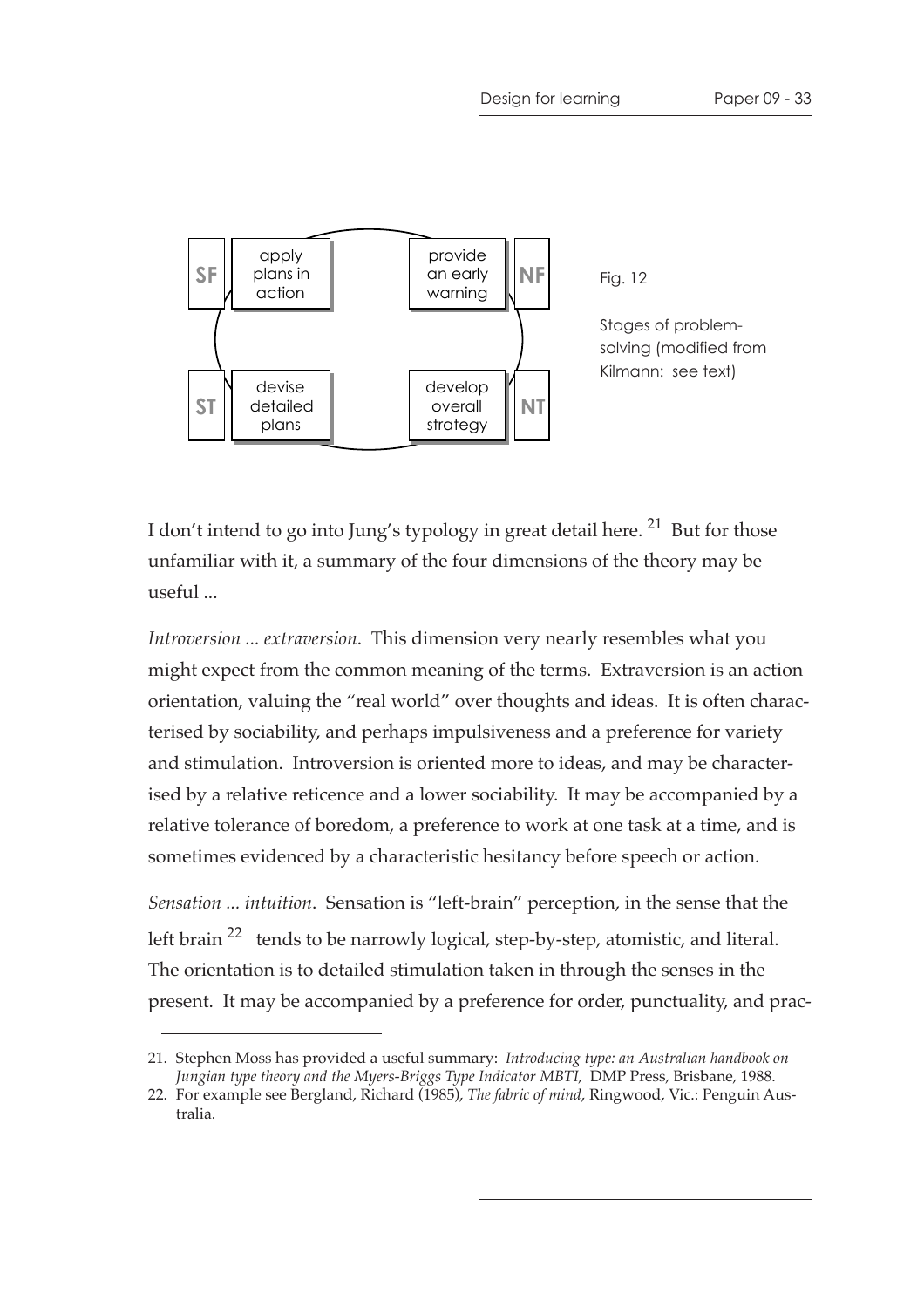| | | | |
|---|---|---|---|
| SF | apply plans in action | provide an early warning | NF |
| ST | devise detailed plans | develop overall strategy | NT |

Fig. 12

Stages of problem-solving (modified from Kilmann: see text)

I don't intend to go into Jung's typology in great detail here. [21] But for those unfamiliar with it, a summary of the four dimensions of the theory may be useful ...

*Introversion ... extraversion*. This dimension very nearly resembles what you might expect from the common meaning of the terms. Extraversion is an action orientation, valuing the "real world" over thoughts and ideas. It is often characterised by sociability, and perhaps impulsiveness and a preference for variety and stimulation. Introversion is oriented more to ideas, and may be characterised by a relative reticence and a lower sociability. It may be accompanied by a relative tolerance of boredom, a preference to work at one task at a time, and is sometimes evidenced by a characteristic hesitancy before speech or action.

*Sensation ... intuition*. Sensation is "left-brain" perception, in the sense that the left brain [22] tends to be narrowly logical, step-by-step, atomistic, and literal. The orientation is to detailed stimulation taken in through the senses in the present. It may be accompanied by a preference for order, punctuality, and prac-

---

21. Stephen Moss has provided a useful summary: *Introducing type: an Australian handbook on Jungian type theory and the Myers-Briggs Type Indicator MBTI*, DMP Press, Brisbane, 1988.
22. For example see Bergland, Richard (1985), *The fabric of mind*, Ringwood, Vic.: Penguin Australia.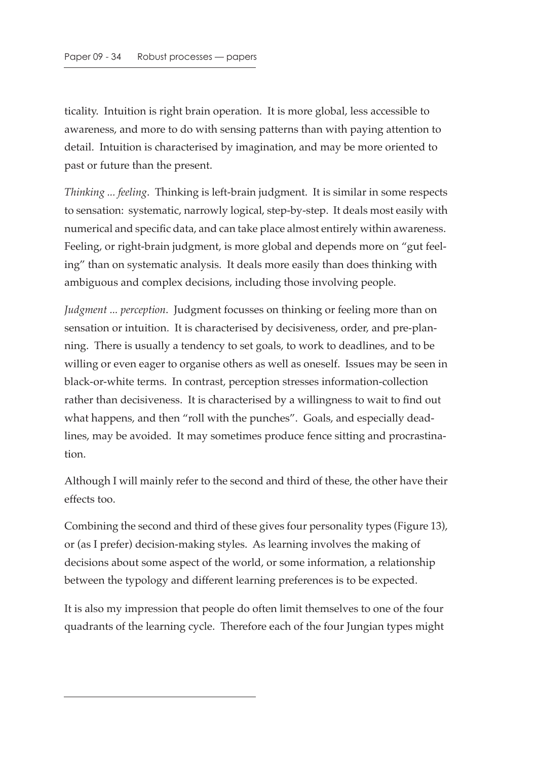ticality. Intuition is right brain operation. It is more global, less accessible to awareness, and more to do with sensing patterns than with paying attention to detail. Intuition is characterised by imagination, and may be more oriented to past or future than the present.

*Thinking ... feeling*. Thinking is left-brain judgment. It is similar in some respects to sensation: systematic, narrowly logical, step-by-step. It deals most easily with numerical and specific data, and can take place almost entirely within awareness. Feeling, or right-brain judgment, is more global and depends more on "gut feeling" than on systematic analysis. It deals more easily than does thinking with ambiguous and complex decisions, including those involving people.

*Judgment ... perception*. Judgment focusses on thinking or feeling more than on sensation or intuition. It is characterised by decisiveness, order, and pre-planning. There is usually a tendency to set goals, to work to deadlines, and to be willing or even eager to organise others as well as oneself. Issues may be seen in black-or-white terms. In contrast, perception stresses information-collection rather than decisiveness. It is characterised by a willingness to wait to find out what happens, and then "roll with the punches". Goals, and especially deadlines, may be avoided. It may sometimes produce fence sitting and procrastination.

Although I will mainly refer to the second and third of these, the other have their effects too.

Combining the second and third of these gives four personality types (Figure 13), or (as I prefer) decision-making styles. As learning involves the making of decisions about some aspect of the world, or some information, a relationship between the typology and different learning preferences is to be expected.

It is also my impression that people do often limit themselves to one of the four quadrants of the learning cycle. Therefore each of the four Jungian types might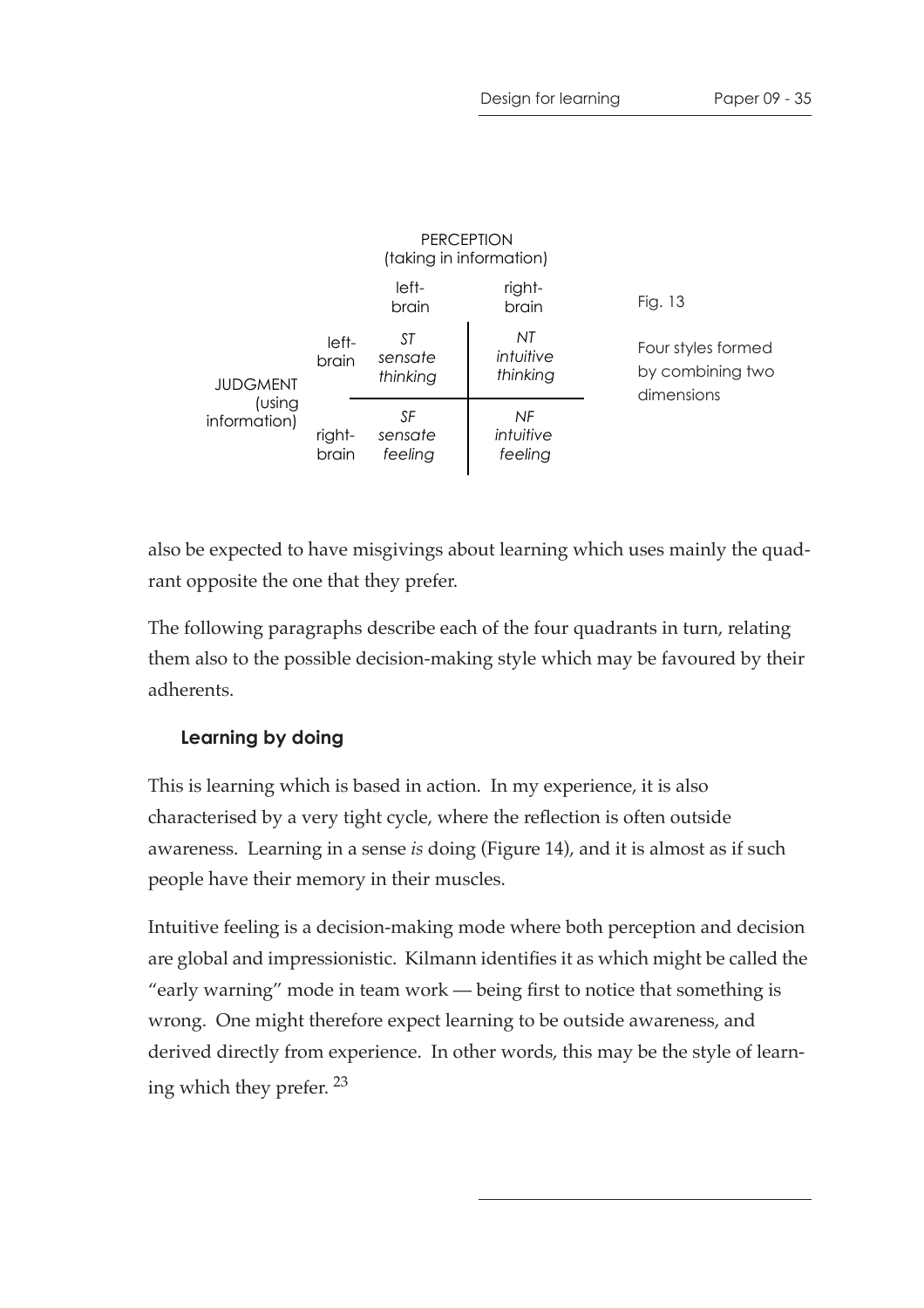| | | PERCEPTION (taking in information) | |
|---|---|---|---|
| | | left-brain | right-brain |
| JUDGMENT (using information) | left-brain | ST *sensate thinking* | NT *intuitive thinking* |
| | right-brain | SF *sensate feeling* | NF *intuitive feeling* |

Fig. 13

Four styles formed by combining two dimensions

also be expected to have misgivings about learning which uses mainly the quadrant opposite the one that they prefer.

The following paragraphs describe each of the four quadrants in turn, relating them also to the possible decision-making style which may be favoured by their adherents.

### Learning by doing

This is learning which is based in action. In my experience, it is also characterised by a very tight cycle, where the reflection is often outside awareness. Learning in a sense *is* doing (Figure 14), and it is almost as if such people have their memory in their muscles.

Intuitive feeling is a decision-making mode where both perception and decision are global and impressionistic. Kilmann identifies it as which might be called the "early warning" mode in team work — being first to notice that something is wrong. One might therefore expect learning to be outside awareness, and derived directly from experience. In other words, this may be the style of learning which they prefer. [23]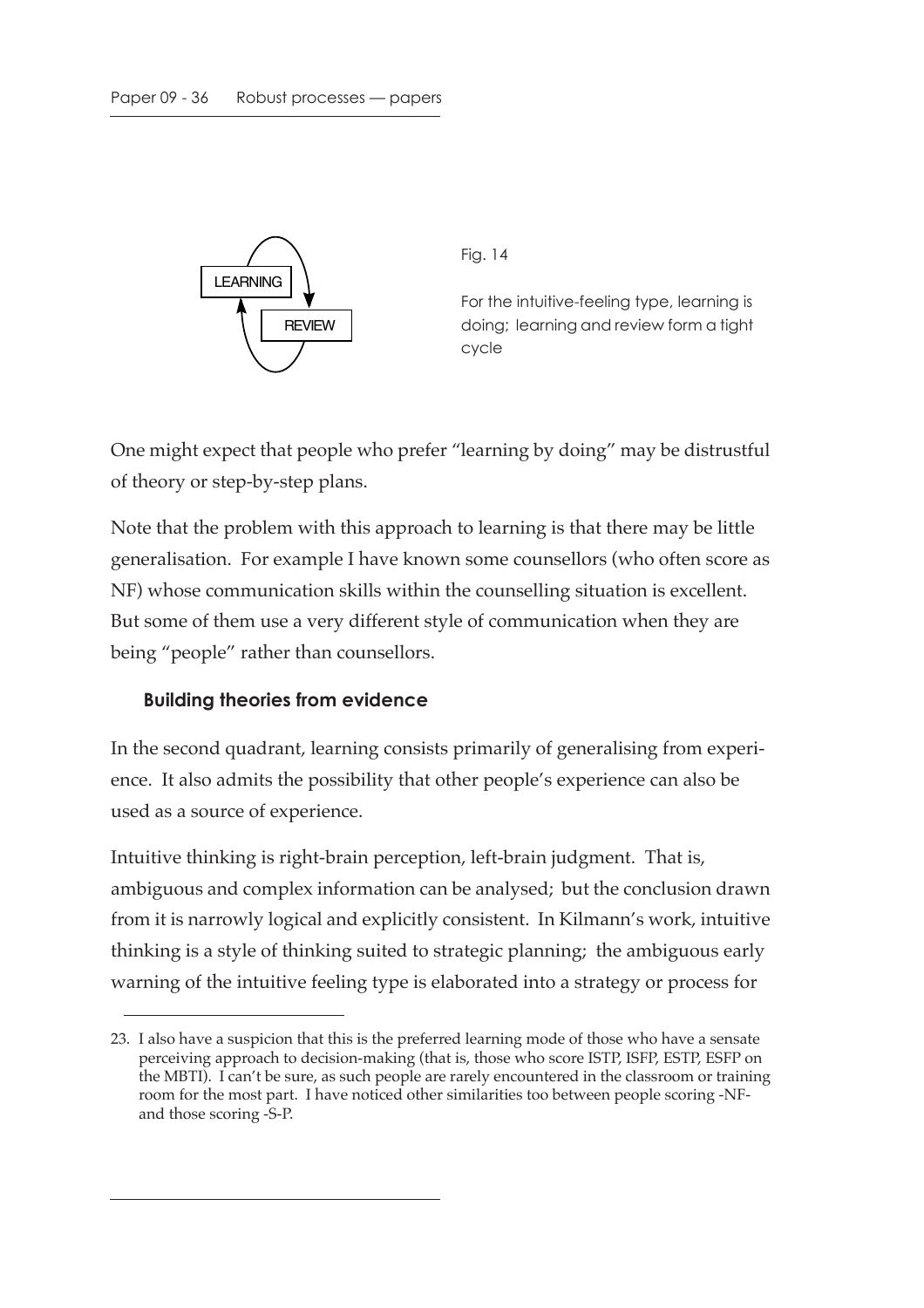LEARNING

REVIEW

Fig. 14

For the intuitive-feeling type, learning is doing; learning and review form a tight cycle

One might expect that people who prefer "learning by doing" may be distrustful of theory or step-by-step plans.

Note that the problem with this approach to learning is that there may be little generalisation. For example I have known some counsellors (who often score as NF) whose communication skills within the counselling situation is excellent. But some of them use a very different style of communication when they are being "people" rather than counsellors.

### Building theories from evidence

In the second quadrant, learning consists primarily of generalising from experience. It also admits the possibility that other people's experience can also be used as a source of experience.

Intuitive thinking is right-brain perception, left-brain judgment. That is, ambiguous and complex information can be analysed; but the conclusion drawn from it is narrowly logical and explicitly consistent. In Kilmann's work, intuitive thinking is a style of thinking suited to strategic planning; the ambiguous early warning of the intuitive feeling type is elaborated into a strategy or process for

---

23. I also have a suspicion that this is the preferred learning mode of those who have a sensate perceiving approach to decision-making (that is, those who score ISTP, ISFP, ESTP, ESFP on the MBTI). I can't be sure, as such people are rarely encountered in the classroom or training room for the most part. I have noticed other similarities too between people scoring -NF- and those scoring -S-P.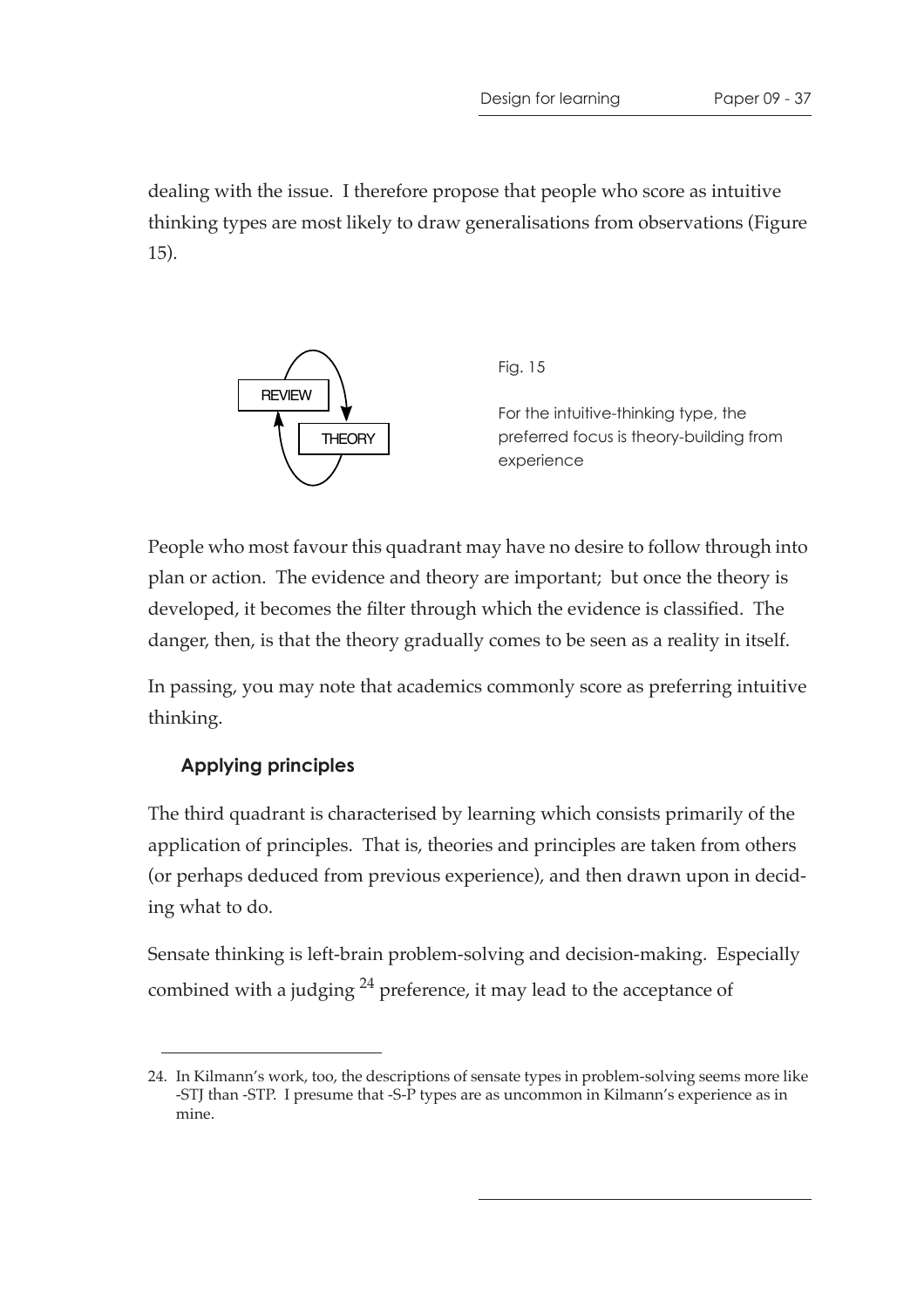dealing with the issue. I therefore propose that people who score as intuitive thinking types are most likely to draw generalisations from observations (Figure 15).

REVIEW

THEORY

Fig. 15

For the intuitive-thinking type, the preferred focus is theory-building from experience

People who most favour this quadrant may have no desire to follow through into plan or action. The evidence and theory are important; but once the theory is developed, it becomes the filter through which the evidence is classified. The danger, then, is that the theory gradually comes to be seen as a reality in itself.

In passing, you may note that academics commonly score as preferring intuitive thinking.

### Applying principles

The third quadrant is characterised by learning which consists primarily of the application of principles. That is, theories and principles are taken from others (or perhaps deduced from previous experience), and then drawn upon in deciding what to do.

Sensate thinking is left-brain problem-solving and decision-making. Especially combined with a judging [24] preference, it may lead to the acceptance of

---

24. In Kilmann's work, too, the descriptions of sensate types in problem-solving seems more like -STJ than -STP. I presume that -S-P types are as uncommon in Kilmann's experience as in mine.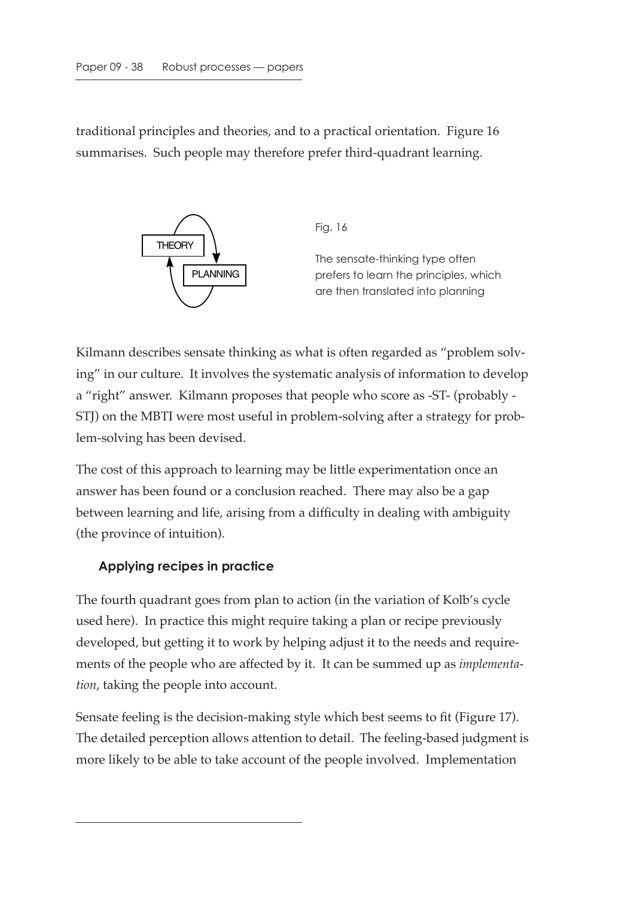traditional principles and theories, and to a practical orientation. Figure 16 summarises. Such people may therefore prefer third-quadrant learning.

THEORY

PLANNING

Fig. 16

The sensate-thinking type often prefers to learn the principles, which are then translated into planning

Kilmann describes sensate thinking as what is often regarded as "problem solving" in our culture. It involves the systematic analysis of information to develop a "right" answer. Kilmann proposes that people who score as -ST- (probably -STJ) on the MBTI were most useful in problem-solving after a strategy for problem-solving has been devised.

The cost of this approach to learning may be little experimentation once an answer has been found or a conclusion reached. There may also be a gap between learning and life, arising from a difficulty in dealing with ambiguity (the province of intuition).

### Applying recipes in practice

The fourth quadrant goes from plan to action (in the variation of Kolb's cycle used here). In practice this might require taking a plan or recipe previously developed, but getting it to work by helping adjust it to the needs and requirements of the people who are affected by it. It can be summed up as *implementation*, taking the people into account.

Sensate feeling is the decision-making style which best seems to fit (Figure 17). The detailed perception allows attention to detail. The feeling-based judgment is more likely to be able to take account of the people involved. Implementation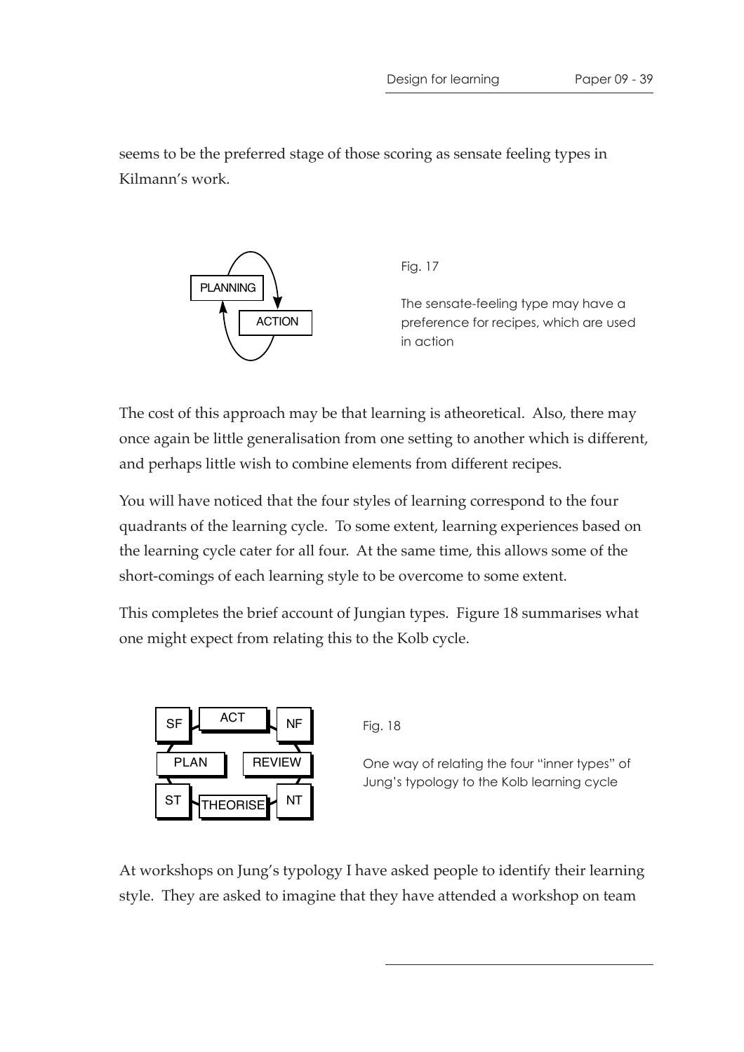seems to be the preferred stage of those scoring as sensate feeling types in Kilmann's work.

PLANNING

ACTION

Fig. 17

The sensate-feeling type may have a preference for recipes, which are used in action

The cost of this approach may be that learning is atheoretical. Also, there may once again be little generalisation from one setting to another which is different, and perhaps little wish to combine elements from different recipes.

You will have noticed that the four styles of learning correspond to the four quadrants of the learning cycle. To some extent, learning experiences based on the learning cycle cater for all four. At the same time, this allows some of the short-comings of each learning style to be overcome to some extent.

This completes the brief account of Jungian types. Figure 18 summarises what one might expect from relating this to the Kolb cycle.

| SF | ACT | NF |
| --- | --- | --- |
| PLAN | | REVIEW |
| ST | THEORISE | NT |

Fig. 18

One way of relating the four "inner types" of Jung's typology to the Kolb learning cycle

At workshops on Jung's typology I have asked people to identify their learning style. They are asked to imagine that they have attended a workshop on team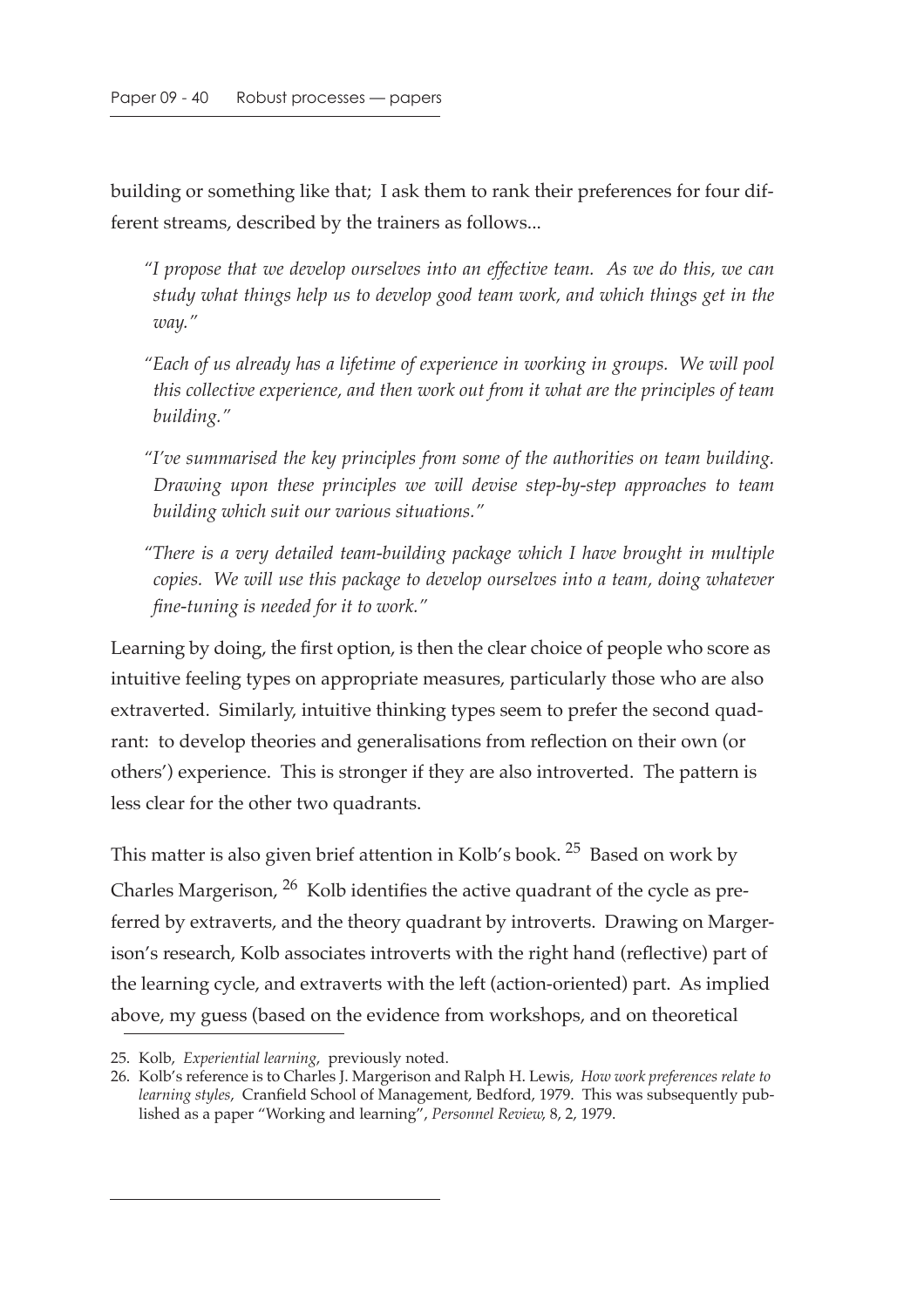building or something like that; I ask them to rank their preferences for four different streams, described by the trainers as follows...

> *"I propose that we develop ourselves into an effective team. As we do this, we can study what things help us to develop good team work, and which things get in the way."*
>
> *"Each of us already has a lifetime of experience in working in groups. We will pool this collective experience, and then work out from it what are the principles of team building."*
>
> *"I've summarised the key principles from some of the authorities on team building. Drawing upon these principles we will devise step-by-step approaches to team building which suit our various situations."*
>
> *"There is a very detailed team-building package which I have brought in multiple copies. We will use this package to develop ourselves into a team, doing whatever fine-tuning is needed for it to work."*

Learning by doing, the first option, is then the clear choice of people who score as intuitive feeling types on appropriate measures, particularly those who are also extraverted. Similarly, intuitive thinking types seem to prefer the second quadrant: to develop theories and generalisations from reflection on their own (or others') experience. This is stronger if they are also introverted. The pattern is less clear for the other two quadrants.

This matter is also given brief attention in Kolb's book. [25] Based on work by Charles Margerison, [26] Kolb identifies the active quadrant of the cycle as preferred by extraverts, and the theory quadrant by introverts. Drawing on Margerison's research, Kolb associates introverts with the right hand (reflective) part of the learning cycle, and extraverts with the left (action-oriented) part. As implied above, my guess (based on the evidence from workshops, and on theoretical

---

25. Kolb, *Experiential learning*, previously noted.
26. Kolb's reference is to Charles J. Margerison and Ralph H. Lewis, *How work preferences relate to learning styles*, Cranfield School of Management, Bedford, 1979. This was subsequently published as a paper "Working and learning", *Personnel Review*, 8, 2, 1979.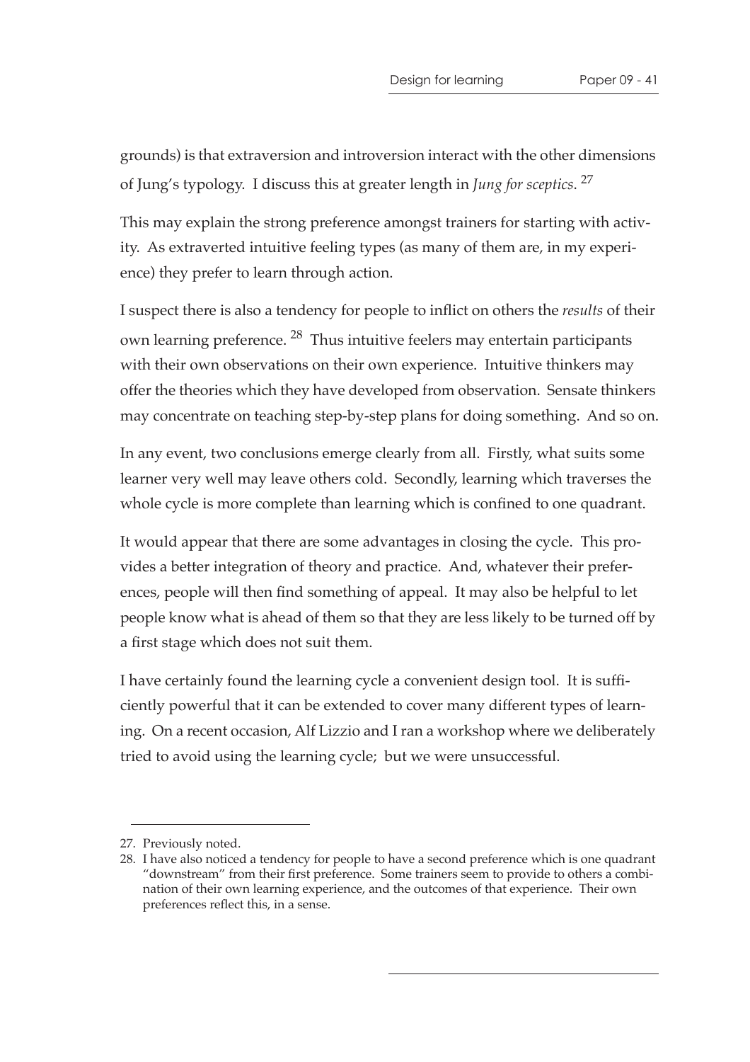grounds) is that extraversion and introversion interact with the other dimensions of Jung's typology. I discuss this at greater length in *Jung for sceptics*. [27]

This may explain the strong preference amongst trainers for starting with activity. As extraverted intuitive feeling types (as many of them are, in my experience) they prefer to learn through action.

I suspect there is also a tendency for people to inflict on others the *results* of their own learning preference. [28] Thus intuitive feelers may entertain participants with their own observations on their own experience. Intuitive thinkers may offer the theories which they have developed from observation. Sensate thinkers may concentrate on teaching step-by-step plans for doing something. And so on.

In any event, two conclusions emerge clearly from all. Firstly, what suits some learner very well may leave others cold. Secondly, learning which traverses the whole cycle is more complete than learning which is confined to one quadrant.

It would appear that there are some advantages in closing the cycle. This provides a better integration of theory and practice. And, whatever their preferences, people will then find something of appeal. It may also be helpful to let people know what is ahead of them so that they are less likely to be turned off by a first stage which does not suit them.

I have certainly found the learning cycle a convenient design tool. It is sufficiently powerful that it can be extended to cover many different types of learning. On a recent occasion, Alf Lizzio and I ran a workshop where we deliberately tried to avoid using the learning cycle; but we were unsuccessful.

---

27. Previously noted.
28. I have also noticed a tendency for people to have a second preference which is one quadrant "downstream" from their first preference. Some trainers seem to provide to others a combination of their own learning experience, and the outcomes of that experience. Their own preferences reflect this, in a sense.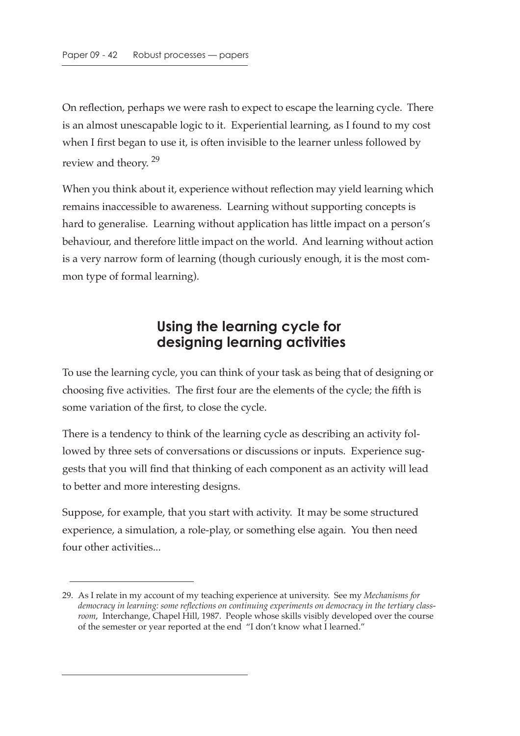On reflection, perhaps we were rash to expect to escape the learning cycle. There is an almost unescapable logic to it. Experiential learning, as I found to my cost when I first began to use it, is often invisible to the learner unless followed by review and theory. [29]

When you think about it, experience without reflection may yield learning which remains inaccessible to awareness. Learning without supporting concepts is hard to generalise. Learning without application has little impact on a person's behaviour, and therefore little impact on the world. And learning without action is a very narrow form of learning (though curiously enough, it is the most common type of formal learning).

## Using the learning cycle for designing learning activities

To use the learning cycle, you can think of your task as being that of designing or choosing five activities. The first four are the elements of the cycle; the fifth is some variation of the first, to close the cycle.

There is a tendency to think of the learning cycle as describing an activity followed by three sets of conversations or discussions or inputs. Experience suggests that you will find that thinking of each component as an activity will lead to better and more interesting designs.

Suppose, for example, that you start with activity. It may be some structured experience, a simulation, a role-play, or something else again. You then need four other activities...

---

29. As I relate in my account of my teaching experience at university. See my *Mechanisms for democracy in learning: some reflections on continuing experiments on democracy in the tertiary classroom*, Interchange, Chapel Hill, 1987. People whose skills visibly developed over the course of the semester or year reported at the end "I don't know what I learned."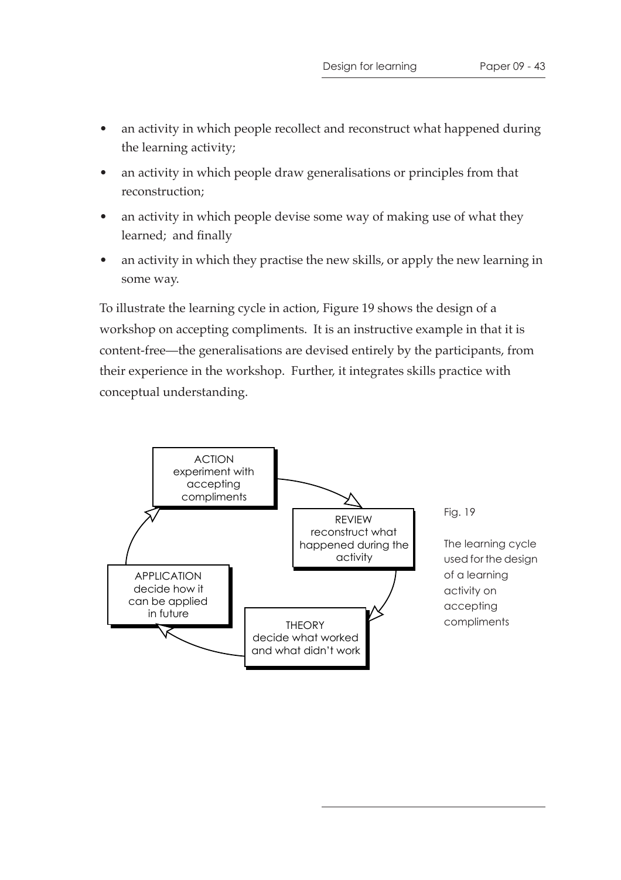- an activity in which people recollect and reconstruct what happened during the learning activity;
- an activity in which people draw generalisations or principles from that reconstruction;
- an activity in which people devise some way of making use of what they learned; and finally
- an activity in which they practise the new skills, or apply the new learning in some way.

To illustrate the learning cycle in action, Figure 19 shows the design of a workshop on accepting compliments. It is an instructive example in that it is content-free—the generalisations are devised entirely by the participants, from their experience in the workshop. Further, it integrates skills practice with conceptual understanding.

ACTION
experiment with accepting compliments

REVIEW
reconstruct what happened during the activity

THEORY
decide what worked and what didn't work

APPLICATION
decide how it can be applied in future

Fig. 19

The learning cycle used for the design of a learning activity on accepting compliments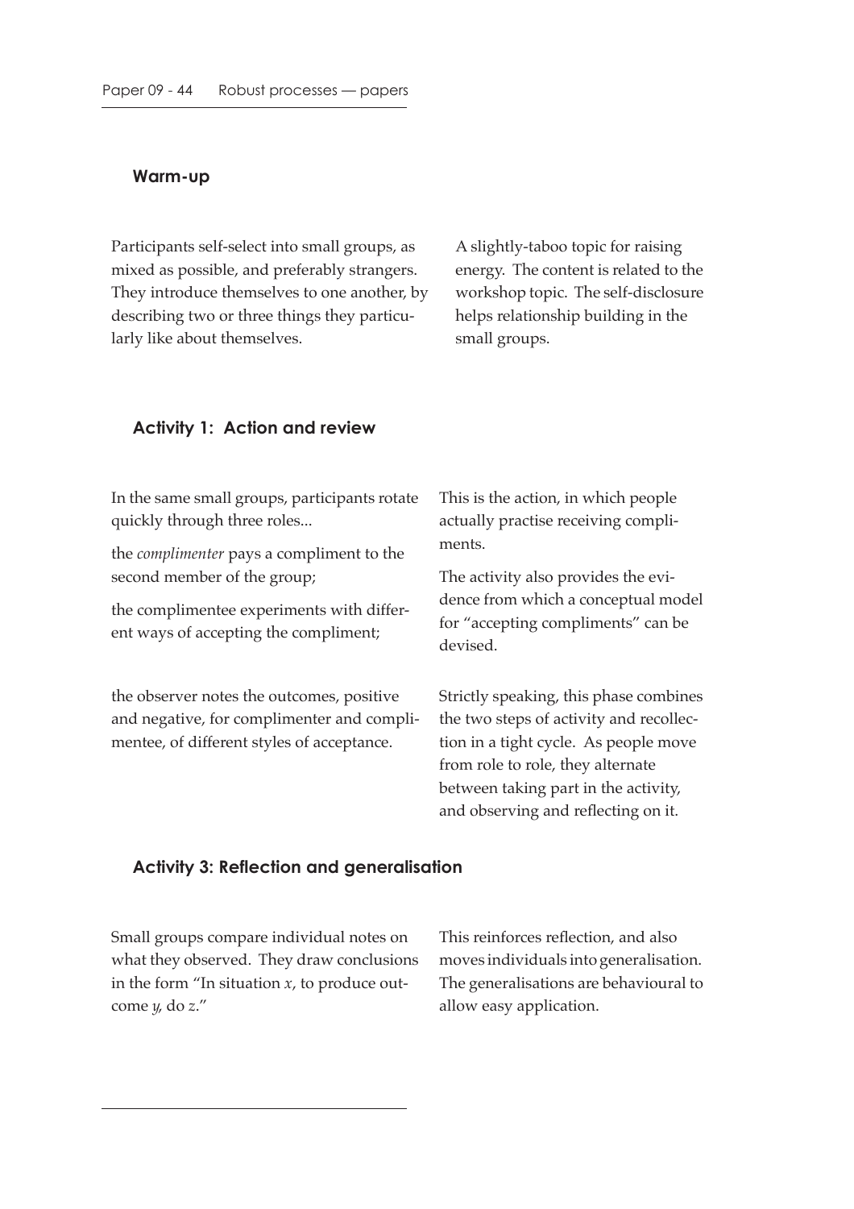### Warm-up

Participants self-select into small groups, as mixed as possible, and preferably strangers. They introduce themselves to one another, by describing two or three things they particularly like about themselves.

A slightly-taboo topic for raising energy. The content is related to the workshop topic. The self-disclosure helps relationship building in the small groups.

### Activity 1: Action and review

In the same small groups, participants rotate quickly through three roles...

the *complimenter* pays a compliment to the second member of the group;

the complimentee experiments with different ways of accepting the compliment;

This is the action, in which people actually practise receiving compliments.

The activity also provides the evidence from which a conceptual model for "accepting compliments" can be devised.

the observer notes the outcomes, positive and negative, for complimenter and complimentee, of different styles of acceptance.

Strictly speaking, this phase combines the two steps of activity and recollection in a tight cycle. As people move from role to role, they alternate between taking part in the activity, and observing and reflecting on it.

### Activity 3: Reflection and generalisation

Small groups compare individual notes on what they observed. They draw conclusions in the form "In situation *x*, to produce outcome *y*, do *z*."

This reinforces reflection, and also moves individuals into generalisation. The generalisations are behavioural to allow easy application.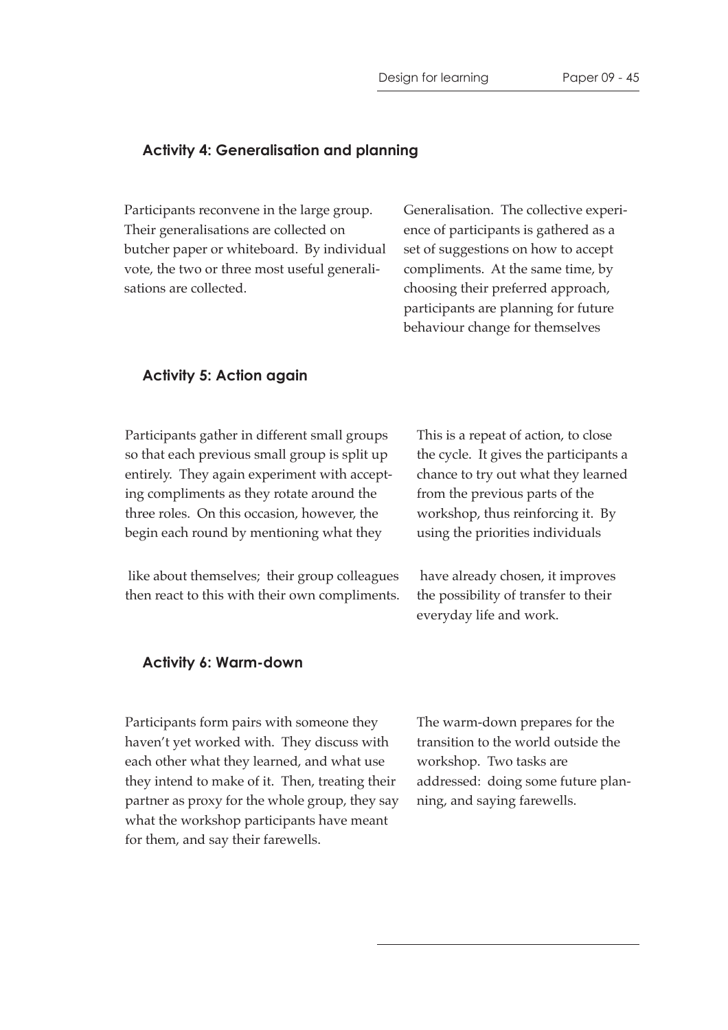### Activity 4: Generalisation and planning

Participants reconvene in the large group. Their generalisations are collected on butcher paper or whiteboard. By individual vote, the two or three most useful generalisations are collected.

Generalisation. The collective experience of participants is gathered as a set of suggestions on how to accept compliments. At the same time, by choosing their preferred approach, participants are planning for future behaviour change for themselves

### Activity 5: Action again

Participants gather in different small groups so that each previous small group is split up entirely. They again experiment with accepting compliments as they rotate around the three roles. On this occasion, however, the begin each round by mentioning what they like about themselves; their group colleagues then react to this with their own compliments.

This is a repeat of action, to close the cycle. It gives the participants a chance to try out what they learned from the previous parts of the workshop, thus reinforcing it. By using the priorities individuals have already chosen, it improves the possibility of transfer to their everyday life and work.

### Activity 6: Warm-down

Participants form pairs with someone they haven't yet worked with. They discuss with each other what they learned, and what use they intend to make of it. Then, treating their partner as proxy for the whole group, they say what the workshop participants have meant for them, and say their farewells.

The warm-down prepares for the transition to the world outside the workshop. Two tasks are addressed: doing some future planning, and saying farewells.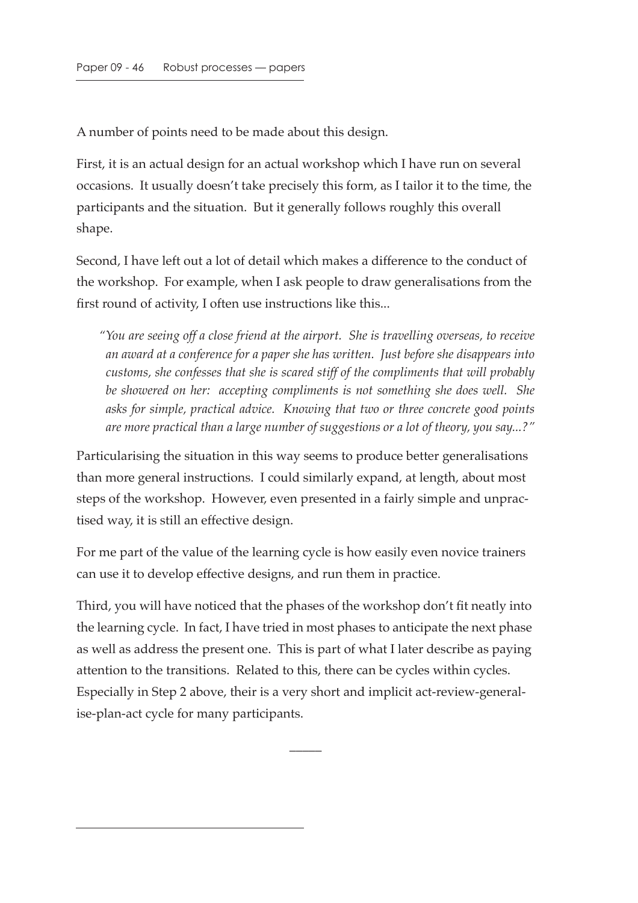A number of points need to be made about this design.

First, it is an actual design for an actual workshop which I have run on several occasions. It usually doesn't take precisely this form, as I tailor it to the time, the participants and the situation. But it generally follows roughly this overall shape.

Second, I have left out a lot of detail which makes a difference to the conduct of the workshop. For example, when I ask people to draw generalisations from the first round of activity, I often use instructions like this...

> *"You are seeing off a close friend at the airport. She is travelling overseas, to receive an award at a conference for a paper she has written. Just before she disappears into customs, she confesses that she is scared stiff of the compliments that will probably be showered on her: accepting compliments is not something she does well. She asks for simple, practical advice. Knowing that two or three concrete good points are more practical than a large number of suggestions or a lot of theory, you say...?"*

Particularising the situation in this way seems to produce better generalisations than more general instructions. I could similarly expand, at length, about most steps of the workshop. However, even presented in a fairly simple and unpractised way, it is still an effective design.

For me part of the value of the learning cycle is how easily even novice trainers can use it to develop effective designs, and run them in practice.

Third, you will have noticed that the phases of the workshop don't fit neatly into the learning cycle. In fact, I have tried in most phases to anticipate the next phase as well as address the present one. This is part of what I later describe as paying attention to the transitions. Related to this, there can be cycles within cycles. Especially in Step 2 above, their is a very short and implicit act-review-generalise-plan-act cycle for many participants.

---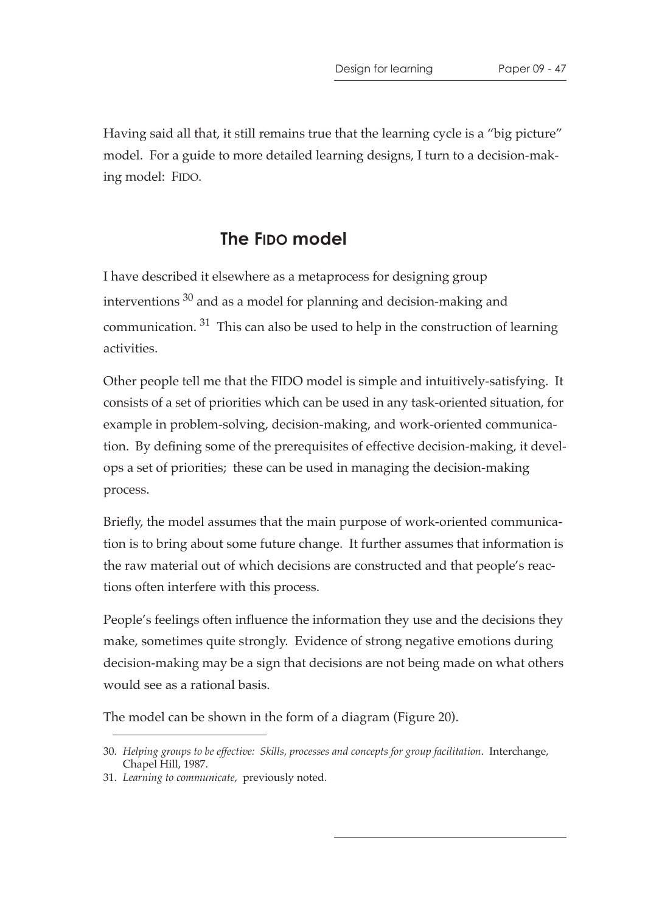Having said all that, it still remains true that the learning cycle is a "big picture" model. For a guide to more detailed learning designs, I turn to a decision-making model: FIDO.

## The FIDO model

I have described it elsewhere as a metaprocess for designing group interventions [30] and as a model for planning and decision-making and communication. [31] This can also be used to help in the construction of learning activities.

Other people tell me that the FIDO model is simple and intuitively-satisfying. It consists of a set of priorities which can be used in any task-oriented situation, for example in problem-solving, decision-making, and work-oriented communication. By defining some of the prerequisites of effective decision-making, it develops a set of priorities; these can be used in managing the decision-making process.

Briefly, the model assumes that the main purpose of work-oriented communication is to bring about some future change. It further assumes that information is the raw material out of which decisions are constructed and that people's reactions often interfere with this process.

People's feelings often influence the information they use and the decisions they make, sometimes quite strongly. Evidence of strong negative emotions during decision-making may be a sign that decisions are not being made on what others would see as a rational basis.

The model can be shown in the form of a diagram (Figure 20).

---

30. *Helping groups to be effective: Skills, processes and concepts for group facilitation*. Interchange, Chapel Hill, 1987.
31. *Learning to communicate*, previously noted.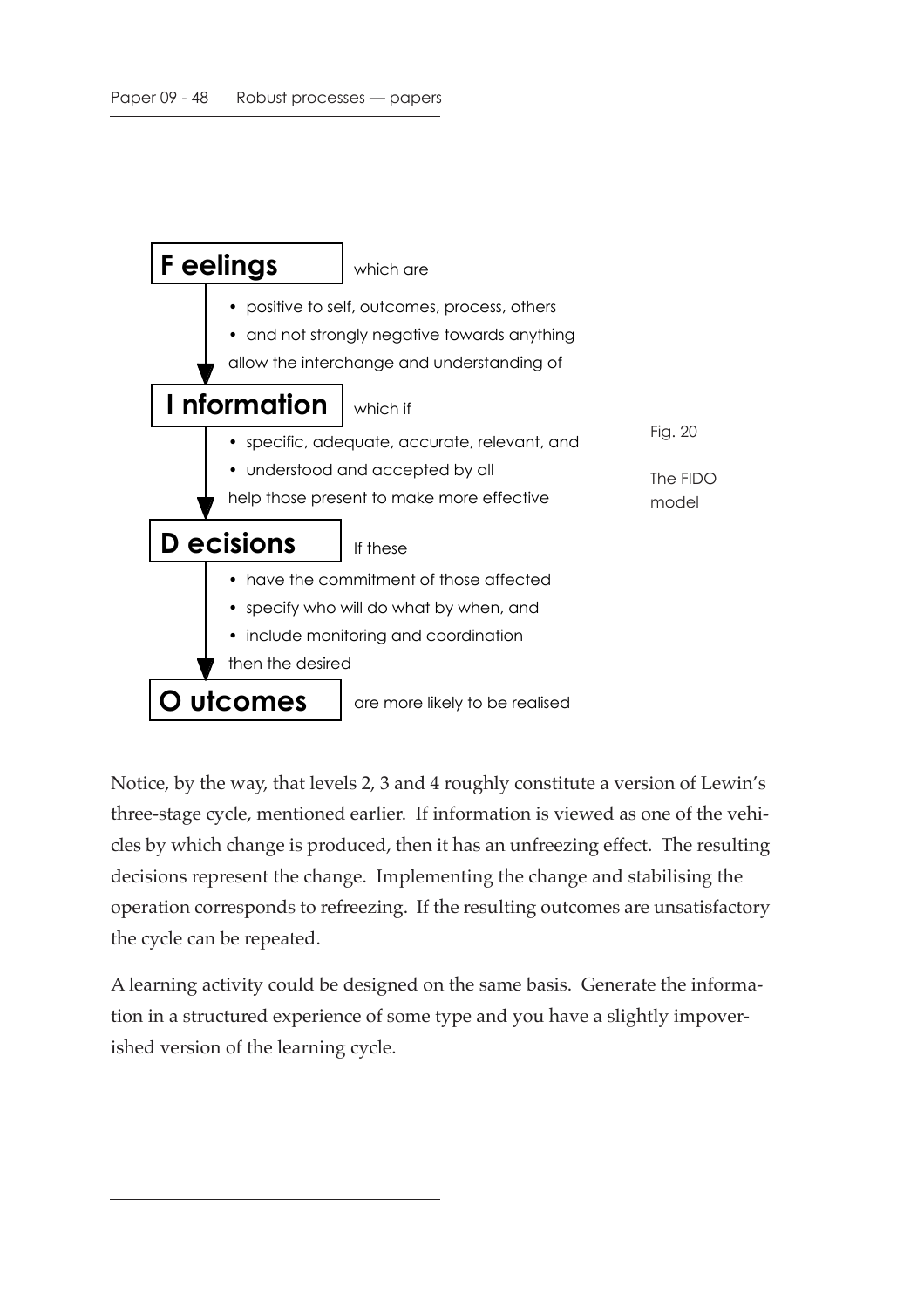**F eelings** which are

- positive to self, outcomes, process, others
- and not strongly negative towards anything

allow the interchange and understanding of

**I nformation** which if

- specific, adequate, accurate, relevant, and
- understood and accepted by all

help those present to make more effective

**D ecisions** If these

- have the commitment of those affected
- specify who will do what by when, and
- include monitoring and coordination

then the desired

**O utcomes** are more likely to be realised

Fig. 20

The FIDO model

Notice, by the way, that levels 2, 3 and 4 roughly constitute a version of Lewin's three-stage cycle, mentioned earlier. If information is viewed as one of the vehicles by which change is produced, then it has an unfreezing effect. The resulting decisions represent the change. Implementing the change and stabilising the operation corresponds to refreezing. If the resulting outcomes are unsatisfactory the cycle can be repeated.

A learning activity could be designed on the same basis. Generate the information in a structured experience of some type and you have a slightly impoverished version of the learning cycle.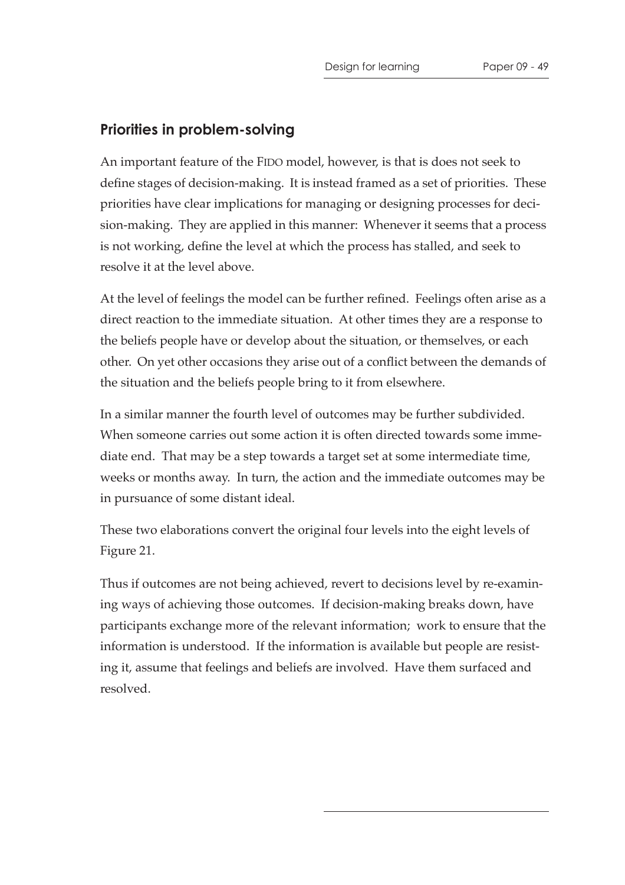## Priorities in problem-solving

An important feature of the FIDO model, however, is that is does not seek to define stages of decision-making. It is instead framed as a set of priorities. These priorities have clear implications for managing or designing processes for decision-making. They are applied in this manner: Whenever it seems that a process is not working, define the level at which the process has stalled, and seek to resolve it at the level above.

At the level of feelings the model can be further refined. Feelings often arise as a direct reaction to the immediate situation. At other times they are a response to the beliefs people have or develop about the situation, or themselves, or each other. On yet other occasions they arise out of a conflict between the demands of the situation and the beliefs people bring to it from elsewhere.

In a similar manner the fourth level of outcomes may be further subdivided. When someone carries out some action it is often directed towards some immediate end. That may be a step towards a target set at some intermediate time, weeks or months away. In turn, the action and the immediate outcomes may be in pursuance of some distant ideal.

These two elaborations convert the original four levels into the eight levels of Figure 21.

Thus if outcomes are not being achieved, revert to decisions level by re-examining ways of achieving those outcomes. If decision-making breaks down, have participants exchange more of the relevant information; work to ensure that the information is understood. If the information is available but people are resisting it, assume that feelings and beliefs are involved. Have them surfaced and resolved.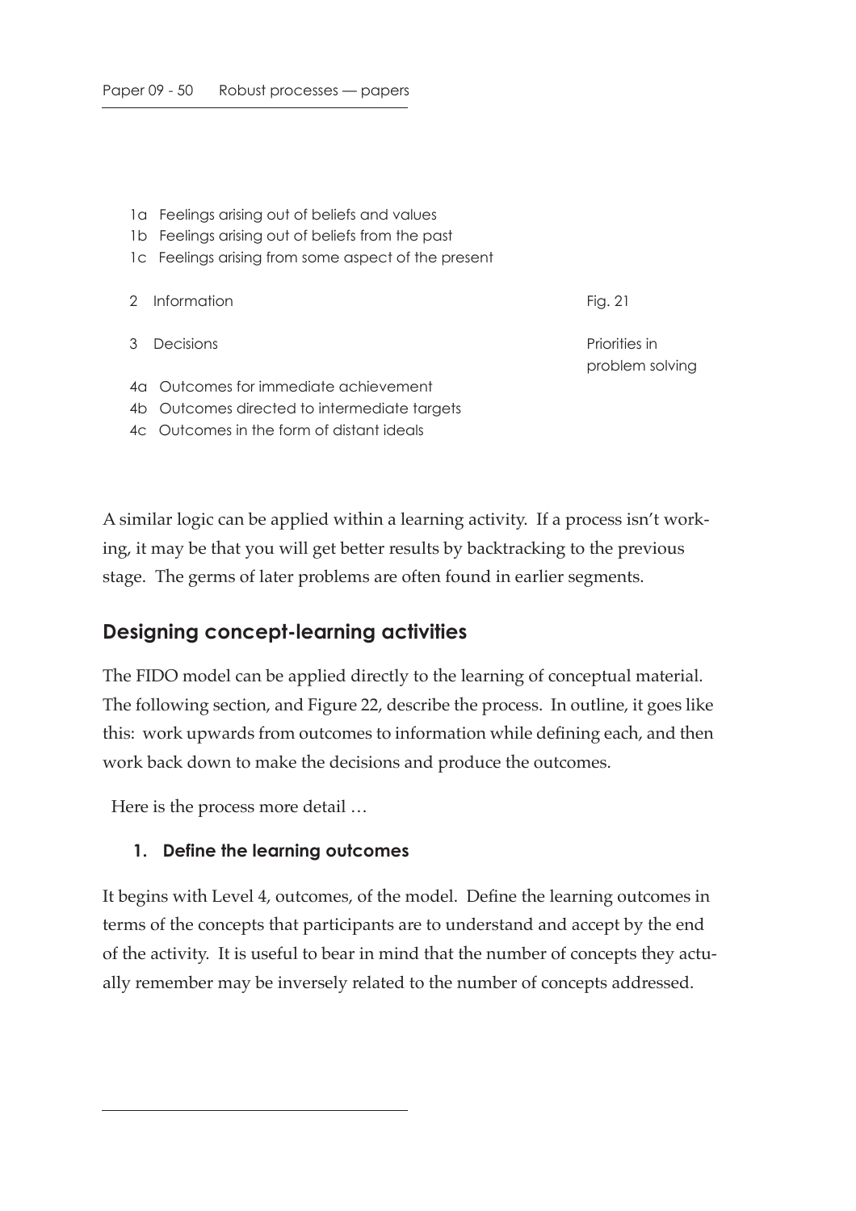1a Feelings arising out of beliefs and values
1b Feelings arising out of beliefs from the past
1c Feelings arising from some aspect of the present

2 Information

3 Decisions

4a Outcomes for immediate achievement
4b Outcomes directed to intermediate targets
4c Outcomes in the form of distant ideals

Fig. 21

Priorities in problem solving

A similar logic can be applied within a learning activity. If a process isn't working, it may be that you will get better results by backtracking to the previous stage. The germs of later problems are often found in earlier segments.

## Designing concept-learning activities

The FIDO model can be applied directly to the learning of conceptual material. The following section, and Figure 22, describe the process. In outline, it goes like this: work upwards from outcomes to information while defining each, and then work back down to make the decisions and produce the outcomes.

Here is the process more detail …

### 1. Define the learning outcomes

It begins with Level 4, outcomes, of the model. Define the learning outcomes in terms of the concepts that participants are to understand and accept by the end of the activity. It is useful to bear in mind that the number of concepts they actually remember may be inversely related to the number of concepts addressed.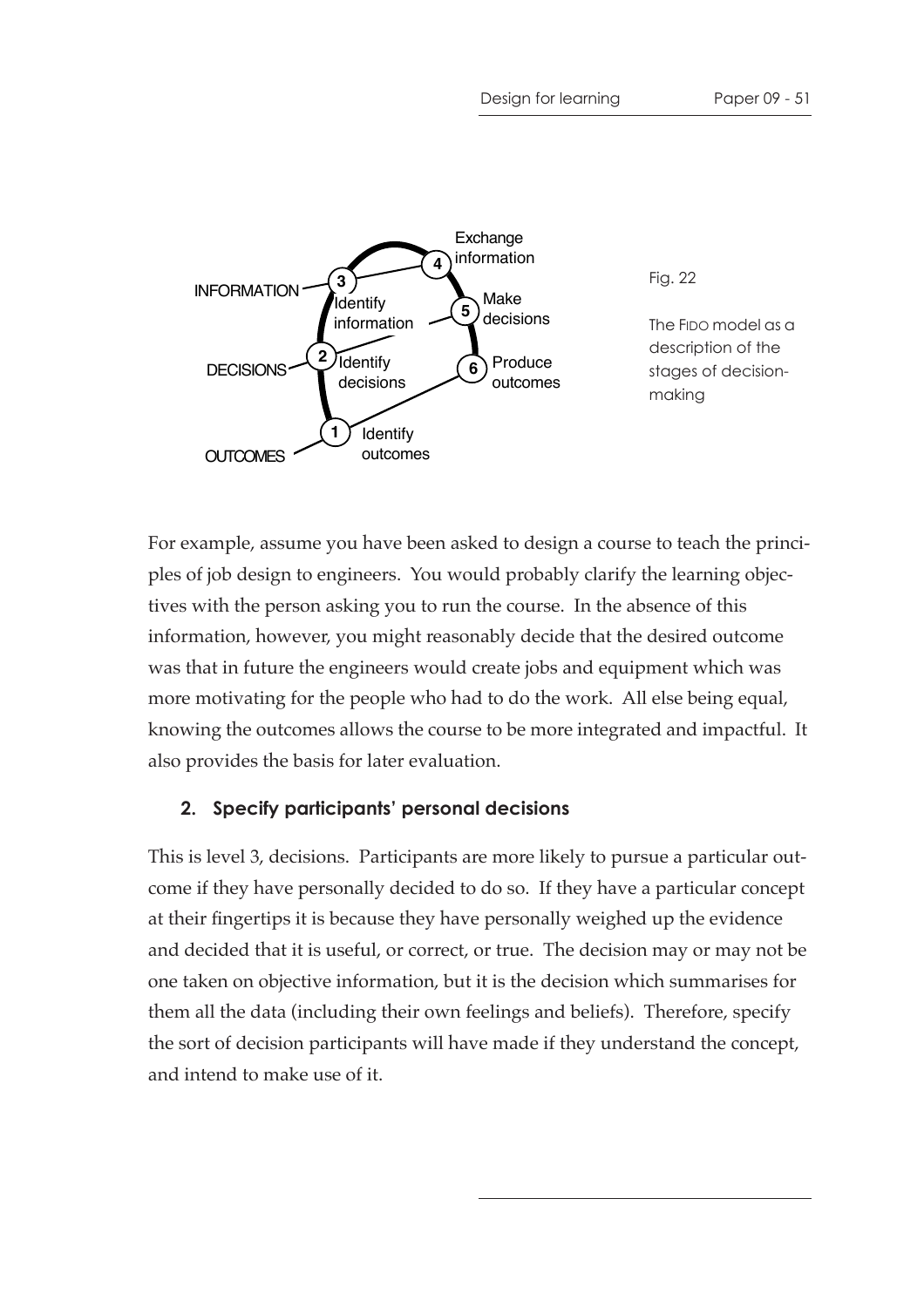Fig. 22

The FIDO model as a description of the stages of decision-making

For example, assume you have been asked to design a course to teach the principles of job design to engineers. You would probably clarify the learning objectives with the person asking you to run the course. In the absence of this information, however, you might reasonably decide that the desired outcome was that in future the engineers would create jobs and equipment which was more motivating for the people who had to do the work. All else being equal, knowing the outcomes allows the course to be more integrated and impactful. It also provides the basis for later evaluation.

### 2. Specify participants' personal decisions

This is level 3, decisions. Participants are more likely to pursue a particular outcome if they have personally decided to do so. If they have a particular concept at their fingertips it is because they have personally weighed up the evidence and decided that it is useful, or correct, or true. The decision may or may not be one taken on objective information, but it is the decision which summarises for them all the data (including their own feelings and beliefs). Therefore, specify the sort of decision participants will have made if they understand the concept, and intend to make use of it.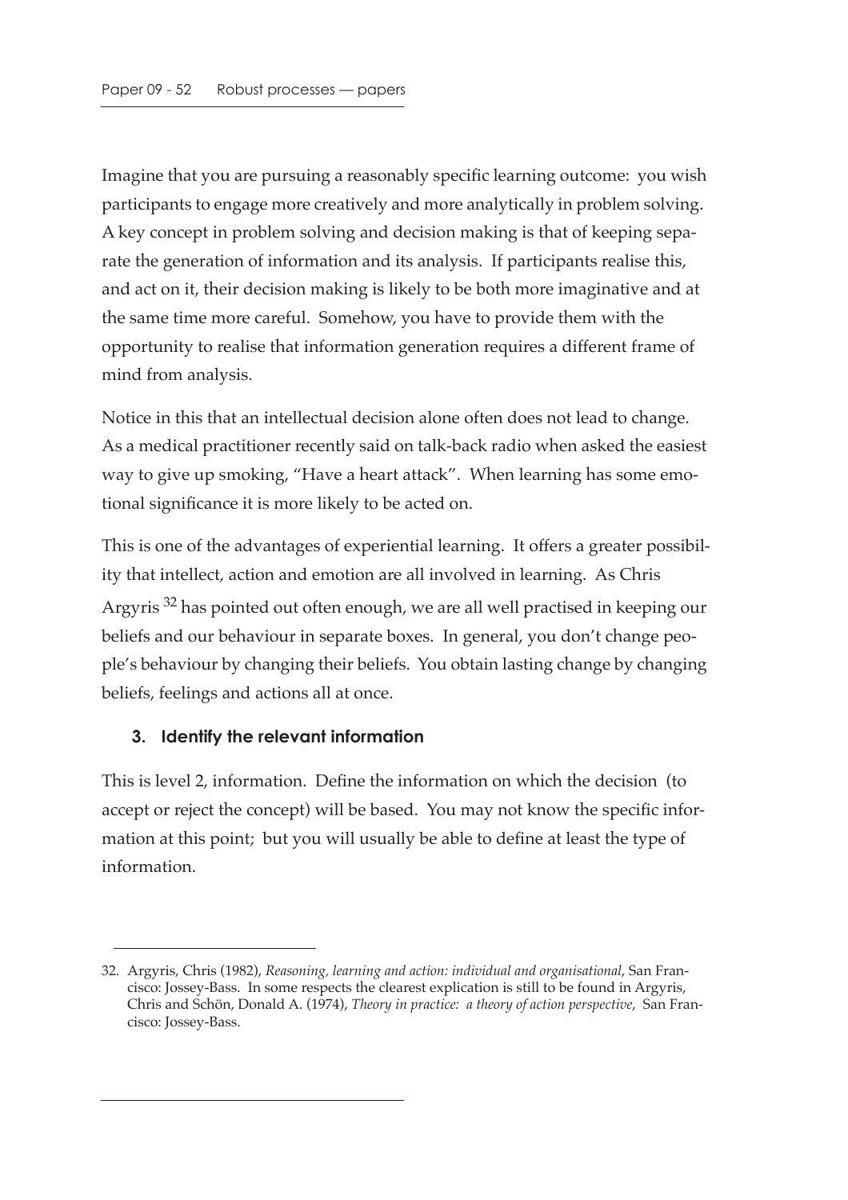Imagine that you are pursuing a reasonably specific learning outcome: you wish participants to engage more creatively and more analytically in problem solving. A key concept in problem solving and decision making is that of keeping separate the generation of information and its analysis. If participants realise this, and act on it, their decision making is likely to be both more imaginative and at the same time more careful. Somehow, you have to provide them with the opportunity to realise that information generation requires a different frame of mind from analysis.

Notice in this that an intellectual decision alone often does not lead to change. As a medical practitioner recently said on talk-back radio when asked the easiest way to give up smoking, "Have a heart attack". When learning has some emotional significance it is more likely to be acted on.

This is one of the advantages of experiential learning. It offers a greater possibility that intellect, action and emotion are all involved in learning. As Chris Argyris [32] has pointed out often enough, we are all well practised in keeping our beliefs and our behaviour in separate boxes. In general, you don't change people's behaviour by changing their beliefs. You obtain lasting change by changing beliefs, feelings and actions all at once.

### 3. Identify the relevant information

This is level 2, information. Define the information on which the decision (to accept or reject the concept) will be based. You may not know the specific information at this point; but you will usually be able to define at least the type of information.

---

32. Argyris, Chris (1982), *Reasoning, learning and action: individual and organisational*, San Francisco: Jossey-Bass. In some respects the clearest explication is still to be found in Argyris, Chris and Schön, Donald A. (1974), *Theory in practice: a theory of action perspective*, San Francisco: Jossey-Bass.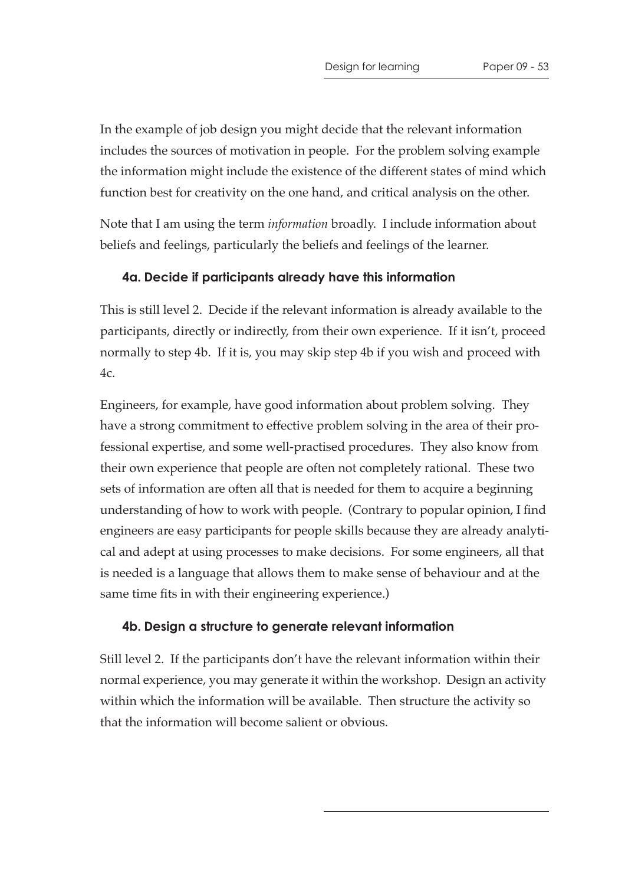In the example of job design you might decide that the relevant information includes the sources of motivation in people. For the problem solving example the information might include the existence of the different states of mind which function best for creativity on the one hand, and critical analysis on the other.

Note that I am using the term *information* broadly. I include information about beliefs and feelings, particularly the beliefs and feelings of the learner.

### 4a. Decide if participants already have this information

This is still level 2. Decide if the relevant information is already available to the participants, directly or indirectly, from their own experience. If it isn't, proceed normally to step 4b. If it is, you may skip step 4b if you wish and proceed with 4c.

Engineers, for example, have good information about problem solving. They have a strong commitment to effective problem solving in the area of their professional expertise, and some well-practised procedures. They also know from their own experience that people are often not completely rational. These two sets of information are often all that is needed for them to acquire a beginning understanding of how to work with people. (Contrary to popular opinion, I find engineers are easy participants for people skills because they are already analytical and adept at using processes to make decisions. For some engineers, all that is needed is a language that allows them to make sense of behaviour and at the same time fits in with their engineering experience.)

### 4b. Design a structure to generate relevant information

Still level 2. If the participants don't have the relevant information within their normal experience, you may generate it within the workshop. Design an activity within which the information will be available. Then structure the activity so that the information will become salient or obvious.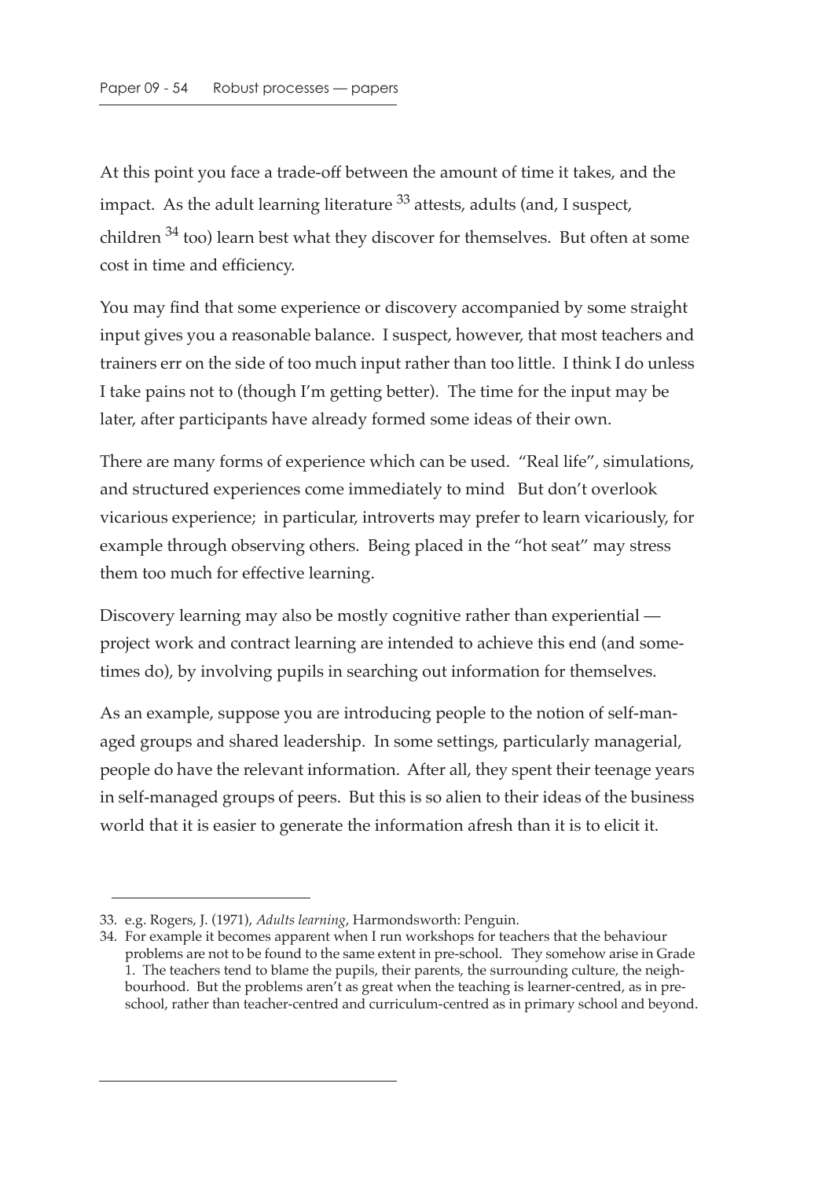At this point you face a trade-off between the amount of time it takes, and the impact. As the adult learning literature [33] attests, adults (and, I suspect, children [34] too) learn best what they discover for themselves. But often at some cost in time and efficiency.

You may find that some experience or discovery accompanied by some straight input gives you a reasonable balance. I suspect, however, that most teachers and trainers err on the side of too much input rather than too little. I think I do unless I take pains not to (though I'm getting better). The time for the input may be later, after participants have already formed some ideas of their own.

There are many forms of experience which can be used. "Real life", simulations, and structured experiences come immediately to mind But don't overlook vicarious experience; in particular, introverts may prefer to learn vicariously, for example through observing others. Being placed in the "hot seat" may stress them too much for effective learning.

Discovery learning may also be mostly cognitive rather than experiential — project work and contract learning are intended to achieve this end (and sometimes do), by involving pupils in searching out information for themselves.

As an example, suppose you are introducing people to the notion of self-managed groups and shared leadership. In some settings, particularly managerial, people do have the relevant information. After all, they spent their teenage years in self-managed groups of peers. But this is so alien to their ideas of the business world that it is easier to generate the information afresh than it is to elicit it.

---

33. e.g. Rogers, J. (1971), *Adults learning*, Harmondsworth: Penguin.
34. For example it becomes apparent when I run workshops for teachers that the behaviour problems are not to be found to the same extent in pre-school. They somehow arise in Grade 1. The teachers tend to blame the pupils, their parents, the surrounding culture, the neighbourhood. But the problems aren't as great when the teaching is learner-centred, as in pre-school, rather than teacher-centred and curriculum-centred as in primary school and beyond.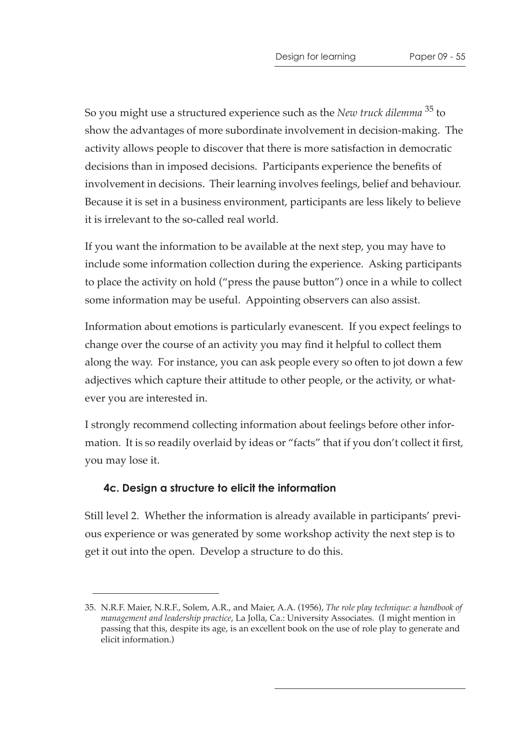So you might use a structured experience such as the *New truck dilemma* [35] to show the advantages of more subordinate involvement in decision-making. The activity allows people to discover that there is more satisfaction in democratic decisions than in imposed decisions. Participants experience the benefits of involvement in decisions. Their learning involves feelings, belief and behaviour. Because it is set in a business environment, participants are less likely to believe it is irrelevant to the so-called real world.

If you want the information to be available at the next step, you may have to include some information collection during the experience. Asking participants to place the activity on hold ("press the pause button") once in a while to collect some information may be useful. Appointing observers can also assist.

Information about emotions is particularly evanescent. If you expect feelings to change over the course of an activity you may find it helpful to collect them along the way. For instance, you can ask people every so often to jot down a few adjectives which capture their attitude to other people, or the activity, or whatever you are interested in.

I strongly recommend collecting information about feelings before other information. It is so readily overlaid by ideas or "facts" that if you don't collect it first, you may lose it.

### 4c. Design a structure to elicit the information

Still level 2. Whether the information is already available in participants' previous experience or was generated by some workshop activity the next step is to get it out into the open. Develop a structure to do this.

---

35. N.R.F. Maier, N.R.F., Solem, A.R., and Maier, A.A. (1956), *The role play technique: a handbook of management and leadership practice*, La Jolla, Ca.: University Associates. (I might mention in passing that this, despite its age, is an excellent book on the use of role play to generate and elicit information.)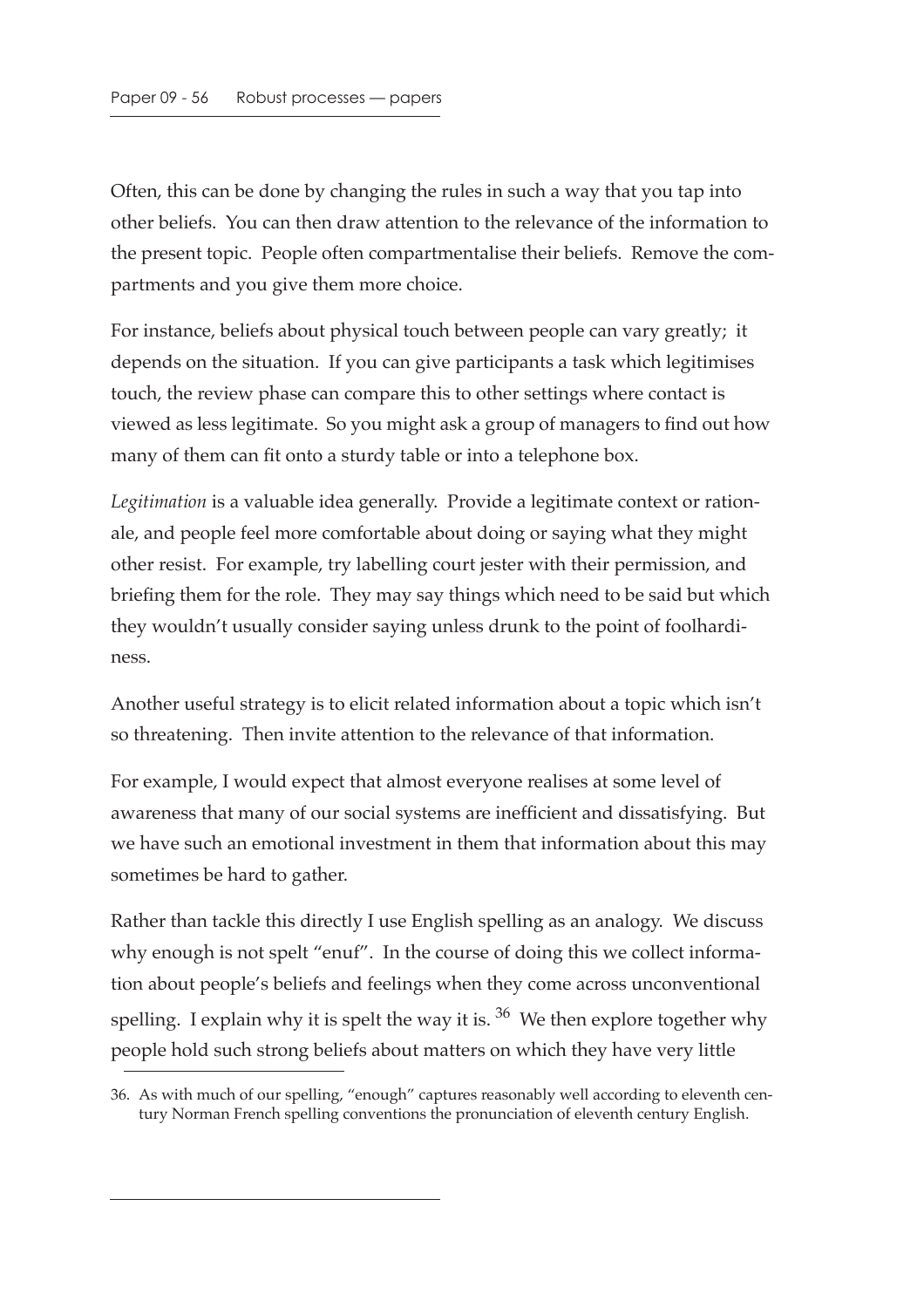Often, this can be done by changing the rules in such a way that you tap into other beliefs. You can then draw attention to the relevance of the information to the present topic. People often compartmentalise their beliefs. Remove the compartments and you give them more choice.

For instance, beliefs about physical touch between people can vary greatly; it depends on the situation. If you can give participants a task which legitimises touch, the review phase can compare this to other settings where contact is viewed as less legitimate. So you might ask a group of managers to find out how many of them can fit onto a sturdy table or into a telephone box.

*Legitimation* is a valuable idea generally. Provide a legitimate context or rationale, and people feel more comfortable about doing or saying what they might other resist. For example, try labelling court jester with their permission, and briefing them for the role. They may say things which need to be said but which they wouldn't usually consider saying unless drunk to the point of foolhardiness.

Another useful strategy is to elicit related information about a topic which isn't so threatening. Then invite attention to the relevance of that information.

For example, I would expect that almost everyone realises at some level of awareness that many of our social systems are inefficient and dissatisfying. But we have such an emotional investment in them that information about this may sometimes be hard to gather.

Rather than tackle this directly I use English spelling as an analogy. We discuss why enough is not spelt "enuf". In the course of doing this we collect information about people's beliefs and feelings when they come across unconventional spelling. I explain why it is spelt the way it is. [36] We then explore together why people hold such strong beliefs about matters on which they have very little

36. As with much of our spelling, "enough" captures reasonably well according to eleventh century Norman French spelling conventions the pronunciation of eleventh century English.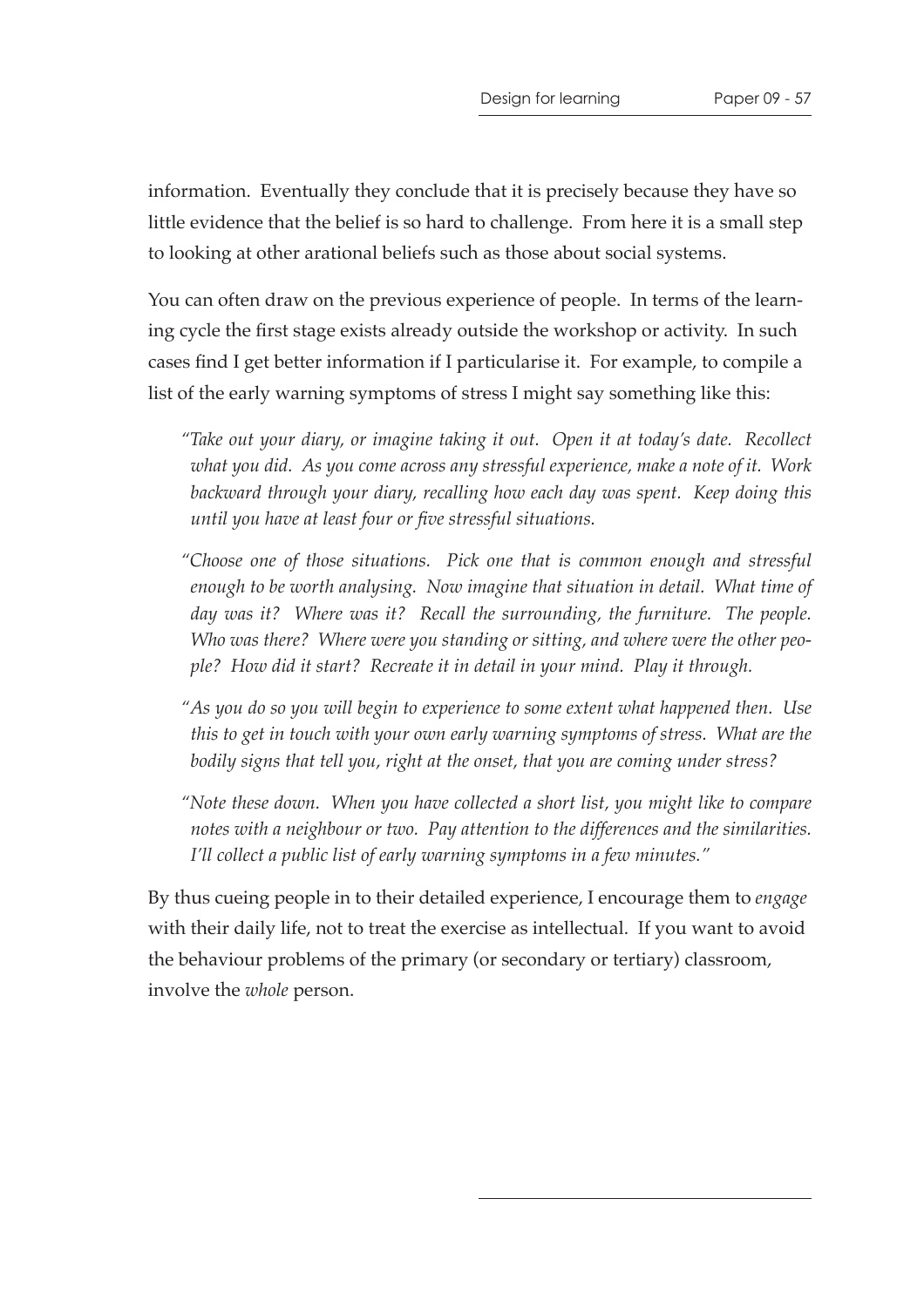information. Eventually they conclude that it is precisely because they have so little evidence that the belief is so hard to challenge. From here it is a small step to looking at other arational beliefs such as those about social systems.

You can often draw on the previous experience of people. In terms of the learning cycle the first stage exists already outside the workshop or activity. In such cases find I get better information if I particularise it. For example, to compile a list of the early warning symptoms of stress I might say something like this:

> *"Take out your diary, or imagine taking it out. Open it at today's date. Recollect what you did. As you come across any stressful experience, make a note of it. Work backward through your diary, recalling how each day was spent. Keep doing this until you have at least four or five stressful situations.*
>
> *"Choose one of those situations. Pick one that is common enough and stressful enough to be worth analysing. Now imagine that situation in detail. What time of day was it? Where was it? Recall the surrounding, the furniture. The people. Who was there? Where were you standing or sitting, and where were the other people? How did it start? Recreate it in detail in your mind. Play it through.*
>
> *"As you do so you will begin to experience to some extent what happened then. Use this to get in touch with your own early warning symptoms of stress. What are the bodily signs that tell you, right at the onset, that you are coming under stress?*
>
> *"Note these down. When you have collected a short list, you might like to compare notes with a neighbour or two. Pay attention to the differences and the similarities. I'll collect a public list of early warning symptoms in a few minutes."*

By thus cueing people in to their detailed experience, I encourage them to *engage* with their daily life, not to treat the exercise as intellectual. If you want to avoid the behaviour problems of the primary (or secondary or tertiary) classroom, involve the *whole* person.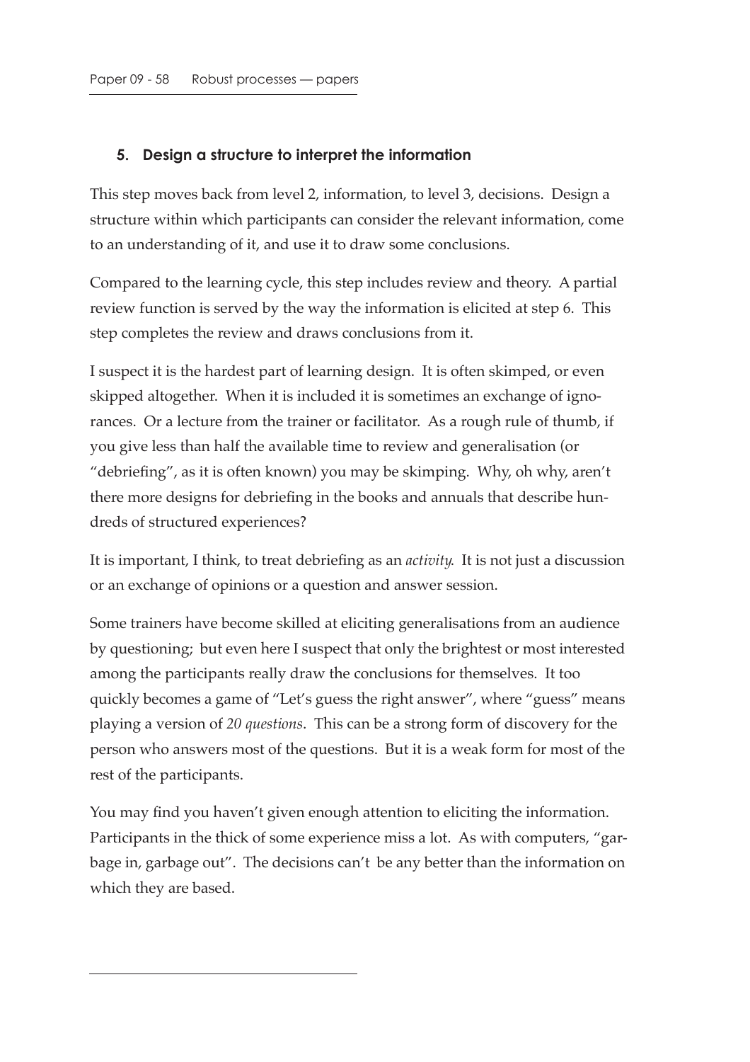### 5. Design a structure to interpret the information

This step moves back from level 2, information, to level 3, decisions. Design a structure within which participants can consider the relevant information, come to an understanding of it, and use it to draw some conclusions.

Compared to the learning cycle, this step includes review and theory. A partial review function is served by the way the information is elicited at step 6. This step completes the review and draws conclusions from it.

I suspect it is the hardest part of learning design. It is often skimped, or even skipped altogether. When it is included it is sometimes an exchange of ignorances. Or a lecture from the trainer or facilitator. As a rough rule of thumb, if you give less than half the available time to review and generalisation (or "debriefing", as it is often known) you may be skimping. Why, oh why, aren't there more designs for debriefing in the books and annuals that describe hundreds of structured experiences?

It is important, I think, to treat debriefing as an *activity*. It is not just a discussion or an exchange of opinions or a question and answer session.

Some trainers have become skilled at eliciting generalisations from an audience by questioning; but even here I suspect that only the brightest or most interested among the participants really draw the conclusions for themselves. It too quickly becomes a game of "Let's guess the right answer", where "guess" means playing a version of *20 questions*. This can be a strong form of discovery for the person who answers most of the questions. But it is a weak form for most of the rest of the participants.

You may find you haven't given enough attention to eliciting the information. Participants in the thick of some experience miss a lot. As with computers, "garbage in, garbage out". The decisions can't be any better than the information on which they are based.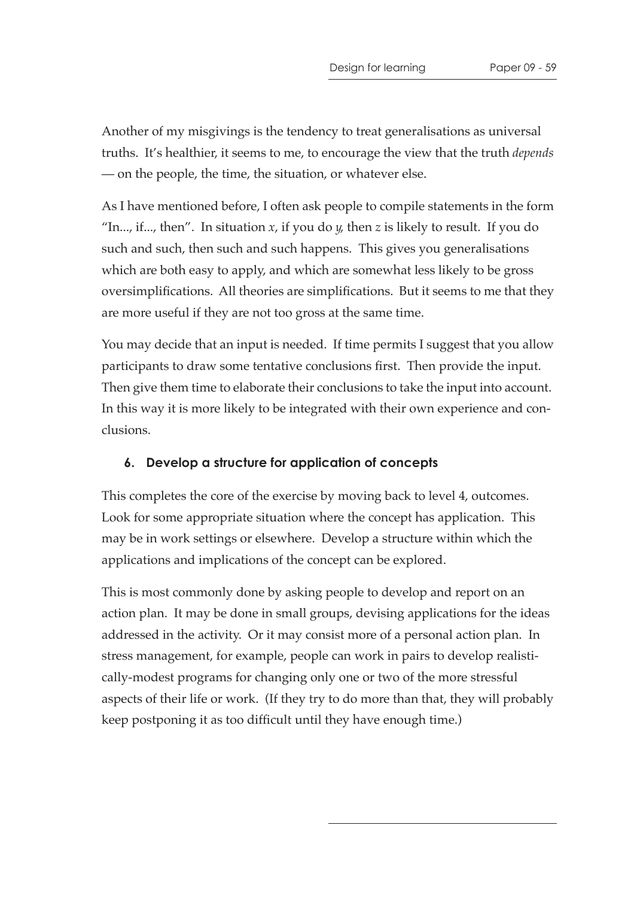Another of my misgivings is the tendency to treat generalisations as universal truths. It's healthier, it seems to me, to encourage the view that the truth *depends* — on the people, the time, the situation, or whatever else.

As I have mentioned before, I often ask people to compile statements in the form "In..., if..., then". In situation *x*, if you do *y*, then *z* is likely to result. If you do such and such, then such and such happens. This gives you generalisations which are both easy to apply, and which are somewhat less likely to be gross oversimplifications. All theories are simplifications. But it seems to me that they are more useful if they are not too gross at the same time.

You may decide that an input is needed. If time permits I suggest that you allow participants to draw some tentative conclusions first. Then provide the input. Then give them time to elaborate their conclusions to take the input into account. In this way it is more likely to be integrated with their own experience and conclusions.

### 6. Develop a structure for application of concepts

This completes the core of the exercise by moving back to level 4, outcomes. Look for some appropriate situation where the concept has application. This may be in work settings or elsewhere. Develop a structure within which the applications and implications of the concept can be explored.

This is most commonly done by asking people to develop and report on an action plan. It may be done in small groups, devising applications for the ideas addressed in the activity. Or it may consist more of a personal action plan. In stress management, for example, people can work in pairs to develop realistically-modest programs for changing only one or two of the more stressful aspects of their life or work. (If they try to do more than that, they will probably keep postponing it as too difficult until they have enough time.)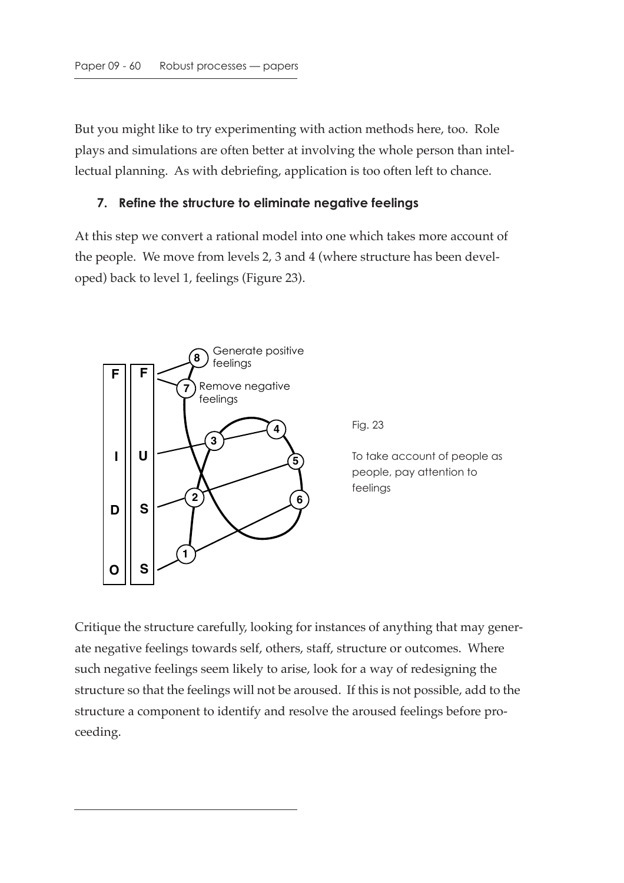But you might like to try experimenting with action methods here, too. Role plays and simulations are often better at involving the whole person than intellectual planning. As with debriefing, application is too often left to chance.

### 7. Refine the structure to eliminate negative feelings

At this step we convert a rational model into one which takes more account of the people. We move from levels 2, 3 and 4 (where structure has been developed) back to level 1, feelings (Figure 23).

Fig. 23

To take account of people as people, pay attention to feelings

Critique the structure carefully, looking for instances of anything that may generate negative feelings towards self, others, staff, structure or outcomes. Where such negative feelings seem likely to arise, look for a way of redesigning the structure so that the feelings will not be aroused. If this is not possible, add to the structure a component to identify and resolve the aroused feelings before proceeding.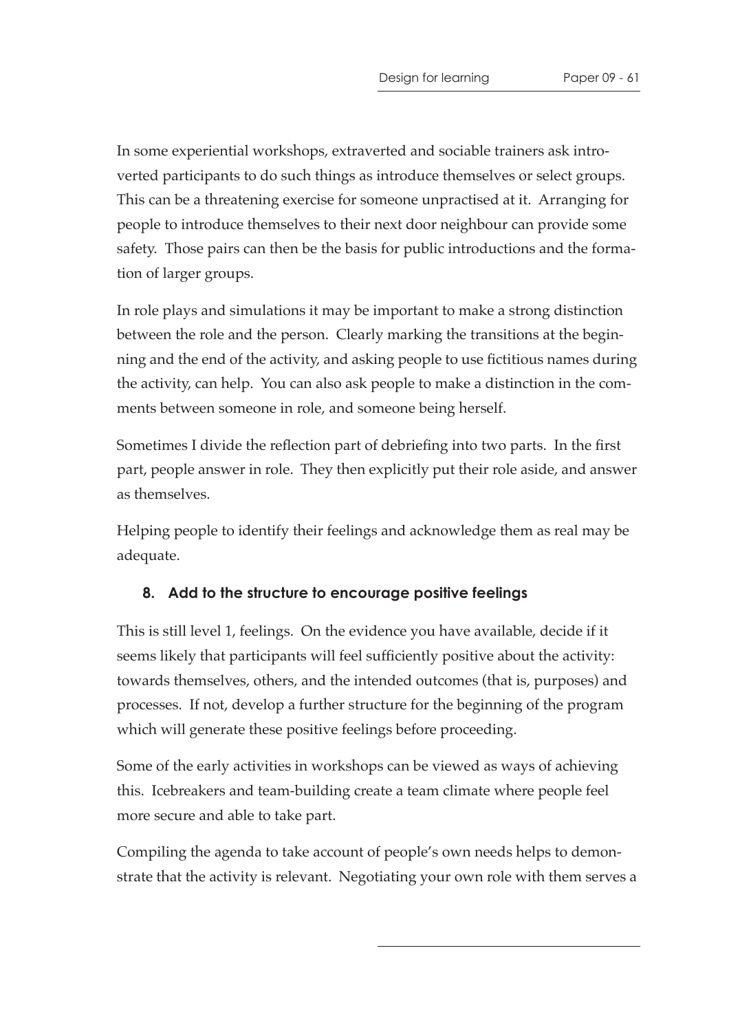In some experiential workshops, extraverted and sociable trainers ask introverted participants to do such things as introduce themselves or select groups. This can be a threatening exercise for someone unpractised at it. Arranging for people to introduce themselves to their next door neighbour can provide some safety. Those pairs can then be the basis for public introductions and the formation of larger groups.

In role plays and simulations it may be important to make a strong distinction between the role and the person. Clearly marking the transitions at the beginning and the end of the activity, and asking people to use fictitious names during the activity, can help. You can also ask people to make a distinction in the comments between someone in role, and someone being herself.

Sometimes I divide the reflection part of debriefing into two parts. In the first part, people answer in role. They then explicitly put their role aside, and answer as themselves.

Helping people to identify their feelings and acknowledge them as real may be adequate.

### 8. Add to the structure to encourage positive feelings

This is still level 1, feelings. On the evidence you have available, decide if it seems likely that participants will feel sufficiently positive about the activity: towards themselves, others, and the intended outcomes (that is, purposes) and processes. If not, develop a further structure for the beginning of the program which will generate these positive feelings before proceeding.

Some of the early activities in workshops can be viewed as ways of achieving this. Icebreakers and team-building create a team climate where people feel more secure and able to take part.

Compiling the agenda to take account of people's own needs helps to demonstrate that the activity is relevant. Negotiating your own role with them serves a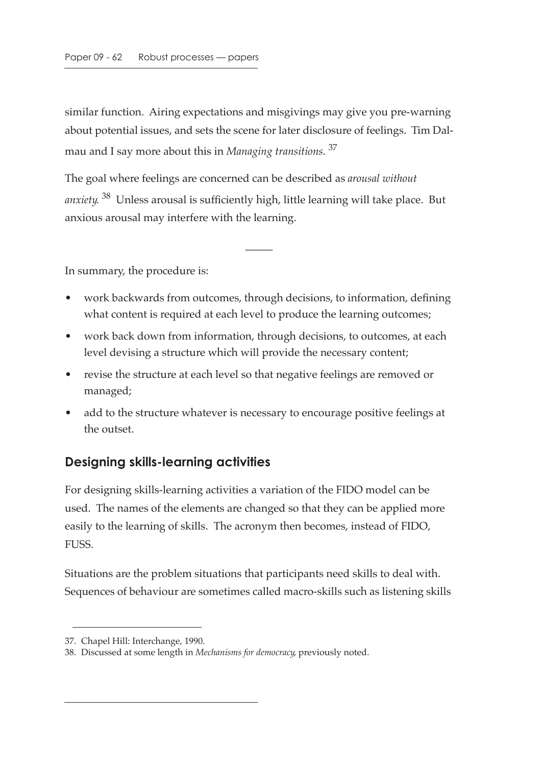similar function. Airing expectations and misgivings may give you pre-warning about potential issues, and sets the scene for later disclosure of feelings. Tim Dalmau and I say more about this in *Managing transitions*. [37]

The goal where feelings are concerned can be described as *arousal without anxiety*. [38] Unless arousal is sufficiently high, little learning will take place. But anxious arousal may interfere with the learning.

—

In summary, the procedure is:

- work backwards from outcomes, through decisions, to information, defining what content is required at each level to produce the learning outcomes;
- work back down from information, through decisions, to outcomes, at each level devising a structure which will provide the necessary content;
- revise the structure at each level so that negative feelings are removed or managed;
- add to the structure whatever is necessary to encourage positive feelings at the outset.

## Designing skills-learning activities

For designing skills-learning activities a variation of the FIDO model can be used. The names of the elements are changed so that they can be applied more easily to the learning of skills. The acronym then becomes, instead of FIDO, FUSS.

Situations are the problem situations that participants need skills to deal with. Sequences of behaviour are sometimes called macro-skills such as listening skills

---

37. Chapel Hill: Interchange, 1990.

38. Discussed at some length in *Mechanisms for democracy*, previously noted.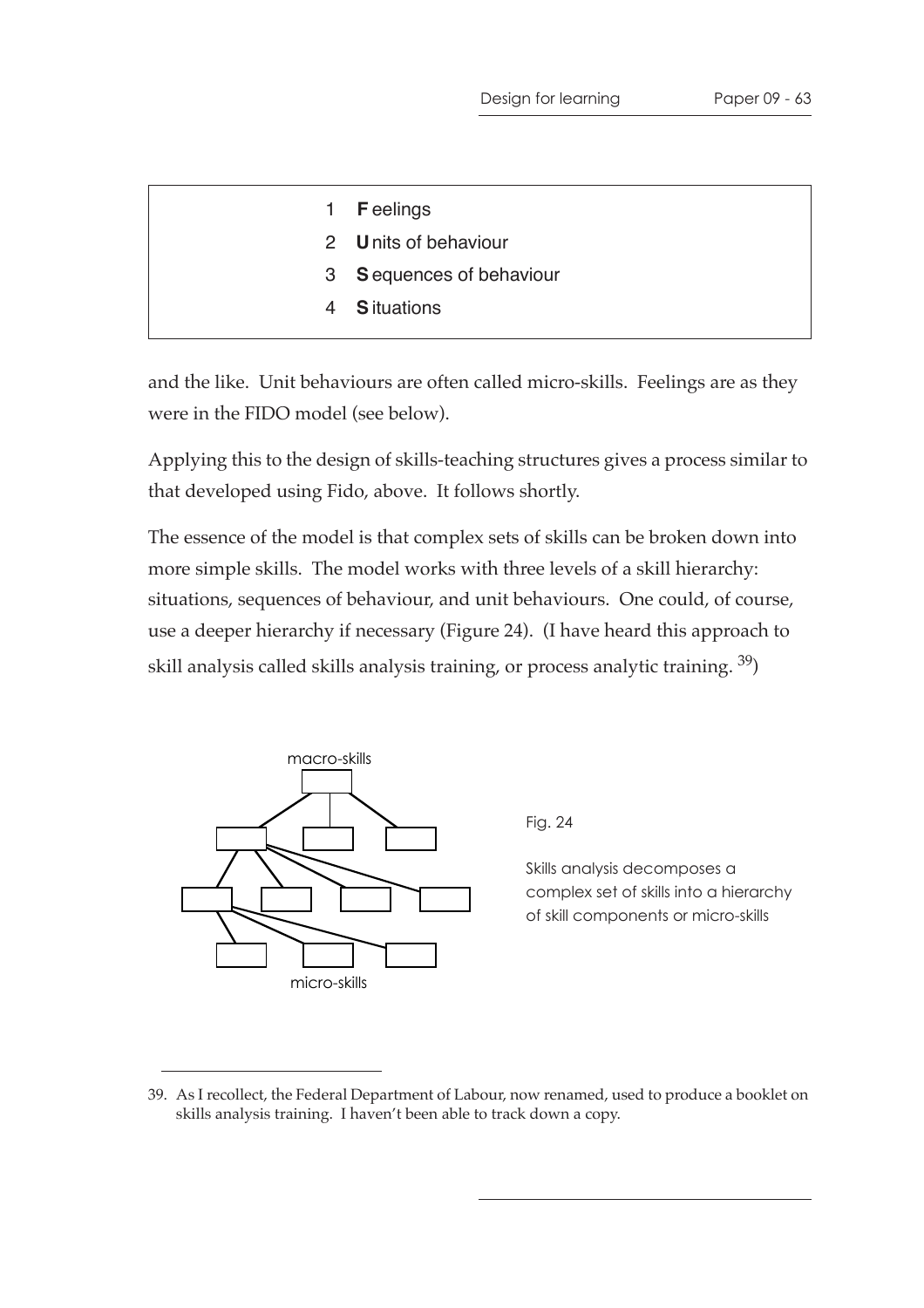1. **F**eelings
2. **U**nits of behaviour
3. **S**equences of behaviour
4. **S**ituations

and the like. Unit behaviours are often called micro-skills. Feelings are as they were in the FIDO model (see below).

Applying this to the design of skills-teaching structures gives a process similar to that developed using Fido, above. It follows shortly.

The essence of the model is that complex sets of skills can be broken down into more simple skills. The model works with three levels of a skill hierarchy: situations, sequences of behaviour, and unit behaviours. One could, of course, use a deeper hierarchy if necessary (Figure 24). (I have heard this approach to skill analysis called skills analysis training, or process analytic training. [39])

macro-skills

micro-skills

Fig. 24

Skills analysis decomposes a complex set of skills into a hierarchy of skill components or micro-skills

---

39. As I recollect, the Federal Department of Labour, now renamed, used to produce a booklet on skills analysis training. I haven't been able to track down a copy.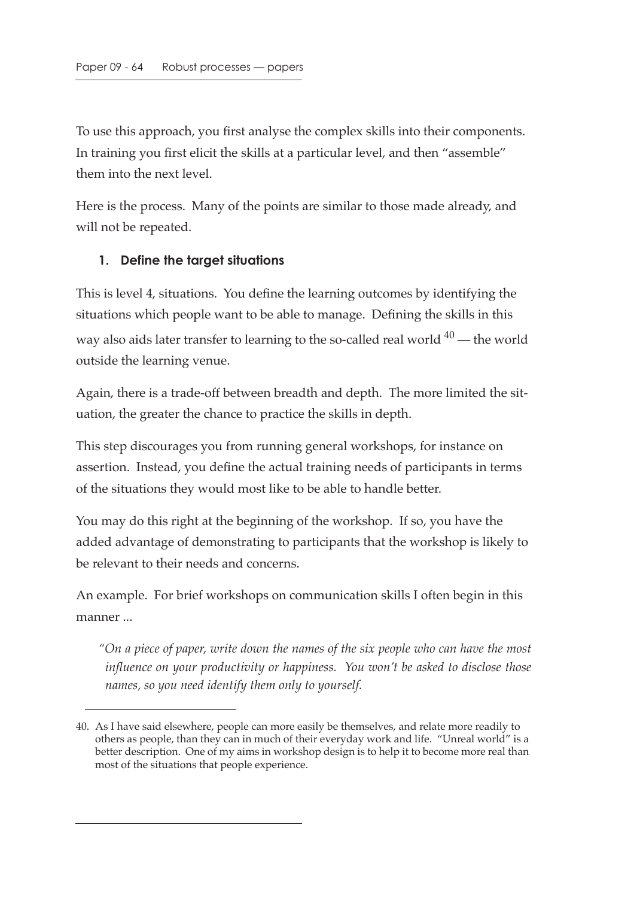To use this approach, you first analyse the complex skills into their components. In training you first elicit the skills at a particular level, and then "assemble" them into the next level.

Here is the process. Many of the points are similar to those made already, and will not be repeated.

### 1. Define the target situations

This is level 4, situations. You define the learning outcomes by identifying the situations which people want to be able to manage. Defining the skills in this way also aids later transfer to learning to the so-called real world [40] — the world outside the learning venue.

Again, there is a trade-off between breadth and depth. The more limited the situation, the greater the chance to practice the skills in depth.

This step discourages you from running general workshops, for instance on assertion. Instead, you define the actual training needs of participants in terms of the situations they would most like to be able to handle better.

You may do this right at the beginning of the workshop. If so, you have the added advantage of demonstrating to participants that the workshop is likely to be relevant to their needs and concerns.

An example. For brief workshops on communication skills I often begin in this manner ...

> *"On a piece of paper, write down the names of the six people who can have the most influence on your productivity or happiness. You won't be asked to disclose those names, so you need identify them only to yourself.*

---

40. As I have said elsewhere, people can more easily be themselves, and relate more readily to others as people, than they can in much of their everyday work and life. "Unreal world" is a better description. One of my aims in workshop design is to help it to become more real than most of the situations that people experience.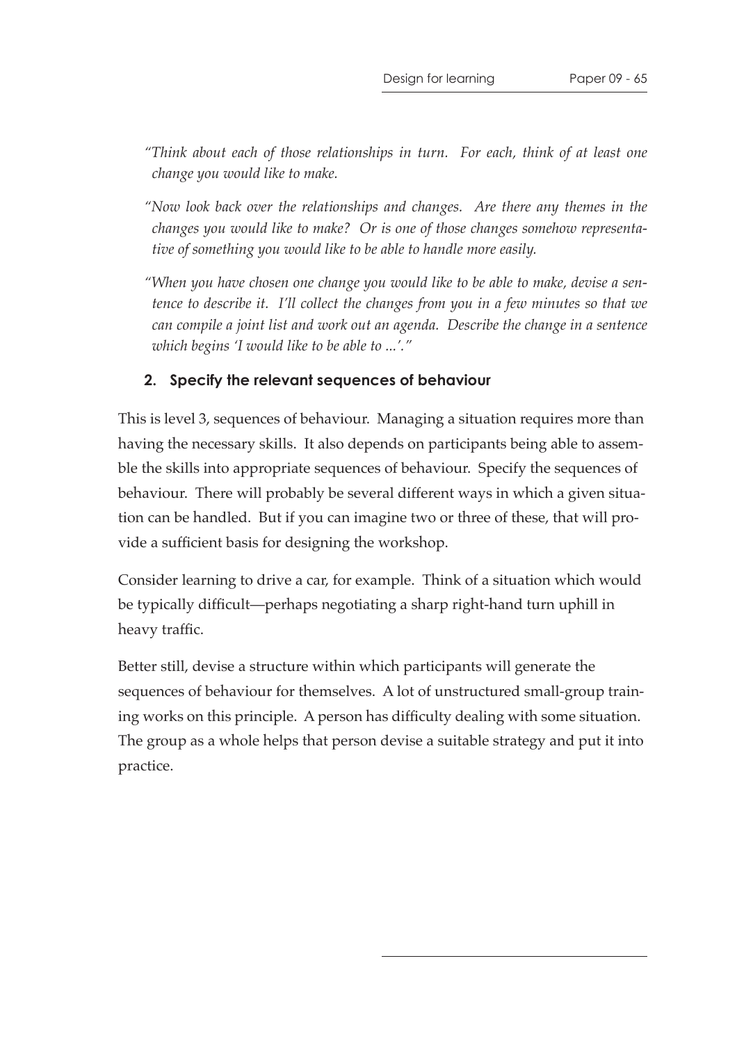*"Think about each of those relationships in turn. For each, think of at least one change you would like to make.*

*"Now look back over the relationships and changes. Are there any themes in the changes you would like to make? Or is one of those changes somehow representative of something you would like to be able to handle more easily.*

*"When you have chosen one change you would like to be able to make, devise a sentence to describe it. I'll collect the changes from you in a few minutes so that we can compile a joint list and work out an agenda. Describe the change in a sentence which begins 'I would like to be able to ...'."*

### 2. Specify the relevant sequences of behaviour

This is level 3, sequences of behaviour. Managing a situation requires more than having the necessary skills. It also depends on participants being able to assemble the skills into appropriate sequences of behaviour. Specify the sequences of behaviour. There will probably be several different ways in which a given situation can be handled. But if you can imagine two or three of these, that will provide a sufficient basis for designing the workshop.

Consider learning to drive a car, for example. Think of a situation which would be typically difficult—perhaps negotiating a sharp right-hand turn uphill in heavy traffic.

Better still, devise a structure within which participants will generate the sequences of behaviour for themselves. A lot of unstructured small-group training works on this principle. A person has difficulty dealing with some situation. The group as a whole helps that person devise a suitable strategy and put it into practice.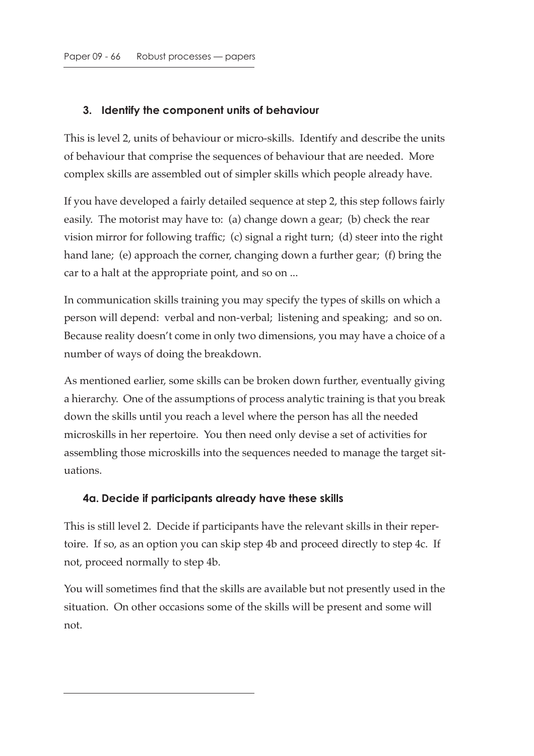### 3. Identify the component units of behaviour

This is level 2, units of behaviour or micro-skills. Identify and describe the units of behaviour that comprise the sequences of behaviour that are needed. More complex skills are assembled out of simpler skills which people already have.

If you have developed a fairly detailed sequence at step 2, this step follows fairly easily. The motorist may have to: (a) change down a gear; (b) check the rear vision mirror for following traffic; (c) signal a right turn; (d) steer into the right hand lane; (e) approach the corner, changing down a further gear; (f) bring the car to a halt at the appropriate point, and so on ...

In communication skills training you may specify the types of skills on which a person will depend: verbal and non-verbal; listening and speaking; and so on. Because reality doesn't come in only two dimensions, you may have a choice of a number of ways of doing the breakdown.

As mentioned earlier, some skills can be broken down further, eventually giving a hierarchy. One of the assumptions of process analytic training is that you break down the skills until you reach a level where the person has all the needed microskills in her repertoire. You then need only devise a set of activities for assembling those microskills into the sequences needed to manage the target situations.

#### 4a. Decide if participants already have these skills

This is still level 2. Decide if participants have the relevant skills in their repertoire. If so, as an option you can skip step 4b and proceed directly to step 4c. If not, proceed normally to step 4b.

You will sometimes find that the skills are available but not presently used in the situation. On other occasions some of the skills will be present and some will not.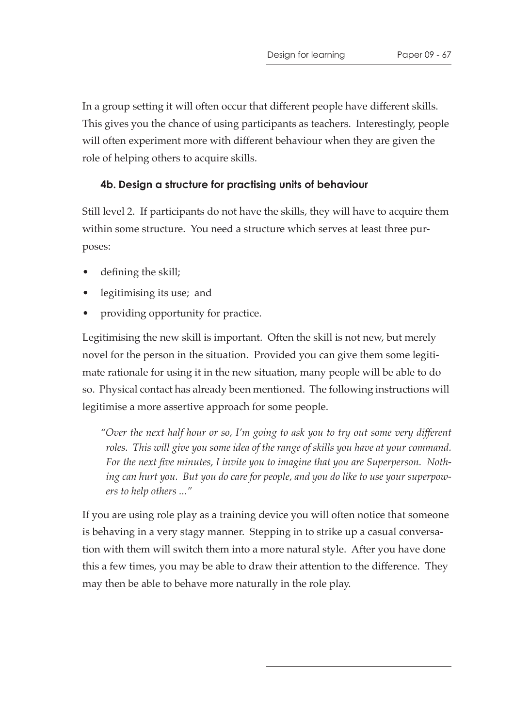In a group setting it will often occur that different people have different skills. This gives you the chance of using participants as teachers. Interestingly, people will often experiment more with different behaviour when they are given the role of helping others to acquire skills.

### 4b. Design a structure for practising units of behaviour

Still level 2. If participants do not have the skills, they will have to acquire them within some structure. You need a structure which serves at least three purposes:

- defining the skill;
- legitimising its use; and
- providing opportunity for practice.

Legitimising the new skill is important. Often the skill is not new, but merely novel for the person in the situation. Provided you can give them some legitimate rationale for using it in the new situation, many people will be able to do so. Physical contact has already been mentioned. The following instructions will legitimise a more assertive approach for some people.

> *"Over the next half hour or so, I'm going to ask you to try out some very different roles. This will give you some idea of the range of skills you have at your command. For the next five minutes, I invite you to imagine that you are Superperson. Nothing can hurt you. But you do care for people, and you do like to use your superpowers to help others ..."*

If you are using role play as a training device you will often notice that someone is behaving in a very stagy manner. Stepping in to strike up a casual conversation with them will switch them into a more natural style. After you have done this a few times, you may be able to draw their attention to the difference. They may then be able to behave more naturally in the role play.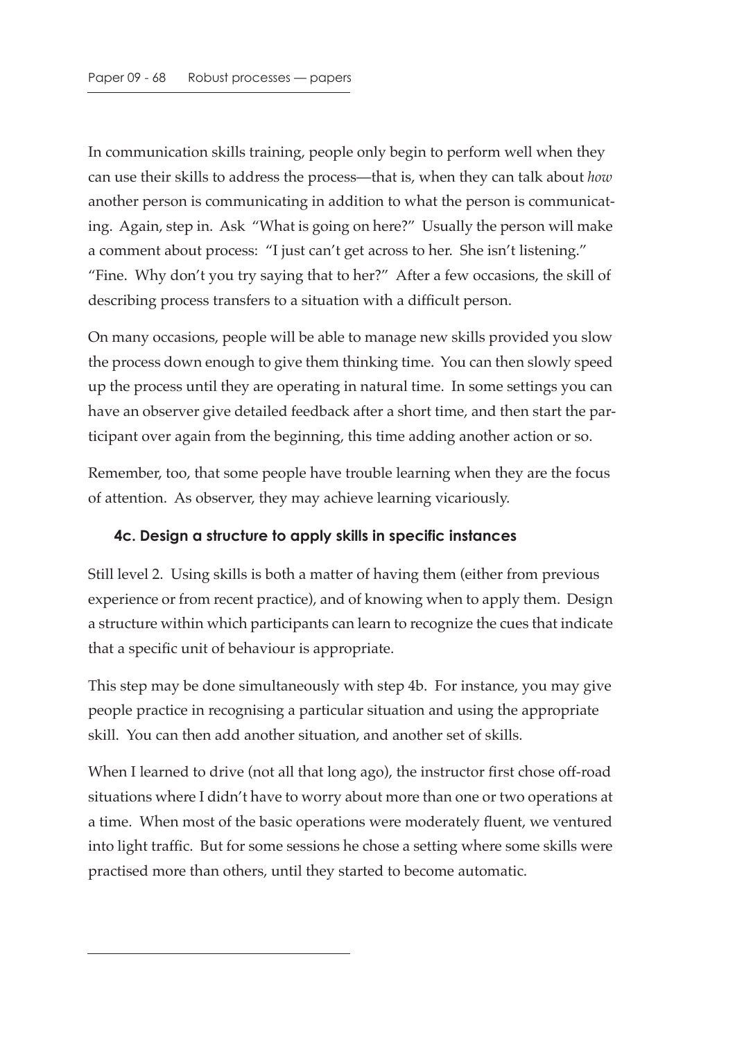In communication skills training, people only begin to perform well when they can use their skills to address the process—that is, when they can talk about *how* another person is communicating in addition to what the person is communicating. Again, step in. Ask "What is going on here?" Usually the person will make a comment about process: "I just can't get across to her. She isn't listening." "Fine. Why don't you try saying that to her?" After a few occasions, the skill of describing process transfers to a situation with a difficult person.

On many occasions, people will be able to manage new skills provided you slow the process down enough to give them thinking time. You can then slowly speed up the process until they are operating in natural time. In some settings you can have an observer give detailed feedback after a short time, and then start the participant over again from the beginning, this time adding another action or so.

Remember, too, that some people have trouble learning when they are the focus of attention. As observer, they may achieve learning vicariously.

### 4c. Design a structure to apply skills in specific instances

Still level 2. Using skills is both a matter of having them (either from previous experience or from recent practice), and of knowing when to apply them. Design a structure within which participants can learn to recognize the cues that indicate that a specific unit of behaviour is appropriate.

This step may be done simultaneously with step 4b. For instance, you may give people practice in recognising a particular situation and using the appropriate skill. You can then add another situation, and another set of skills.

When I learned to drive (not all that long ago), the instructor first chose off-road situations where I didn't have to worry about more than one or two operations at a time. When most of the basic operations were moderately fluent, we ventured into light traffic. But for some sessions he chose a setting where some skills were practised more than others, until they started to become automatic.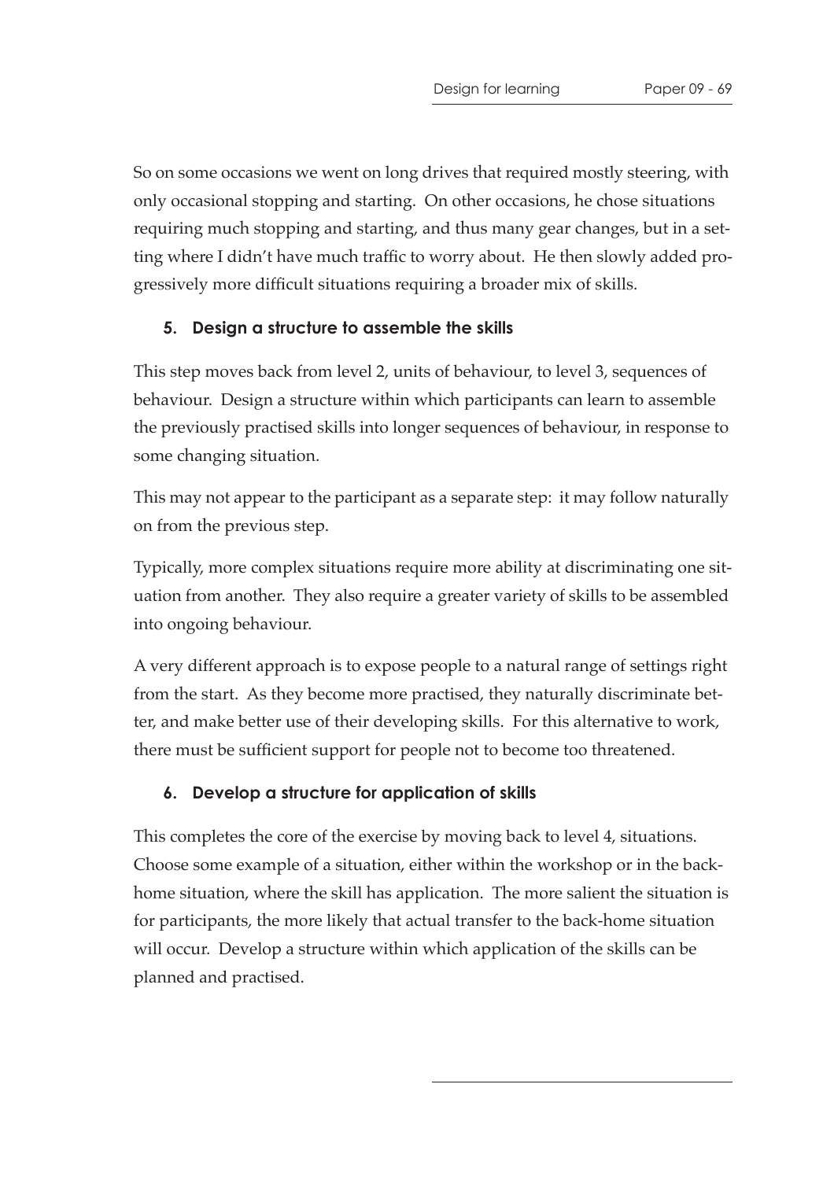So on some occasions we went on long drives that required mostly steering, with only occasional stopping and starting. On other occasions, he chose situations requiring much stopping and starting, and thus many gear changes, but in a setting where I didn't have much traffic to worry about. He then slowly added progressively more difficult situations requiring a broader mix of skills.

### 5. Design a structure to assemble the skills

This step moves back from level 2, units of behaviour, to level 3, sequences of behaviour. Design a structure within which participants can learn to assemble the previously practised skills into longer sequences of behaviour, in response to some changing situation.

This may not appear to the participant as a separate step: it may follow naturally on from the previous step.

Typically, more complex situations require more ability at discriminating one situation from another. They also require a greater variety of skills to be assembled into ongoing behaviour.

A very different approach is to expose people to a natural range of settings right from the start. As they become more practised, they naturally discriminate better, and make better use of their developing skills. For this alternative to work, there must be sufficient support for people not to become too threatened.

### 6. Develop a structure for application of skills

This completes the core of the exercise by moving back to level 4, situations. Choose some example of a situation, either within the workshop or in the back-home situation, where the skill has application. The more salient the situation is for participants, the more likely that actual transfer to the back-home situation will occur. Develop a structure within which application of the skills can be planned and practised.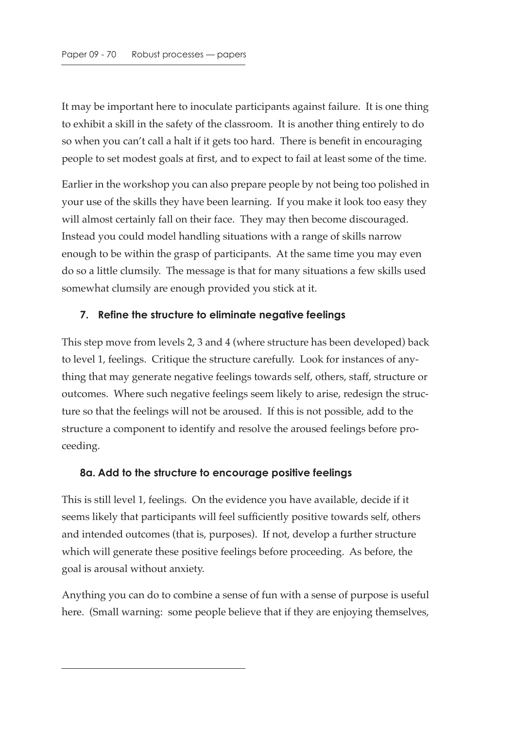It may be important here to inoculate participants against failure. It is one thing to exhibit a skill in the safety of the classroom. It is another thing entirely to do so when you can't call a halt if it gets too hard. There is benefit in encouraging people to set modest goals at first, and to expect to fail at least some of the time.

Earlier in the workshop you can also prepare people by not being too polished in your use of the skills they have been learning. If you make it look too easy they will almost certainly fall on their face. They may then become discouraged. Instead you could model handling situations with a range of skills narrow enough to be within the grasp of participants. At the same time you may even do so a little clumsily. The message is that for many situations a few skills used somewhat clumsily are enough provided you stick at it.

### 7. Refine the structure to eliminate negative feelings

This step move from levels 2, 3 and 4 (where structure has been developed) back to level 1, feelings. Critique the structure carefully. Look for instances of anything that may generate negative feelings towards self, others, staff, structure or outcomes. Where such negative feelings seem likely to arise, redesign the structure so that the feelings will not be aroused. If this is not possible, add to the structure a component to identify and resolve the aroused feelings before proceeding.

### 8a. Add to the structure to encourage positive feelings

This is still level 1, feelings. On the evidence you have available, decide if it seems likely that participants will feel sufficiently positive towards self, others and intended outcomes (that is, purposes). If not, develop a further structure which will generate these positive feelings before proceeding. As before, the goal is arousal without anxiety.

Anything you can do to combine a sense of fun with a sense of purpose is useful here. (Small warning: some people believe that if they are enjoying themselves,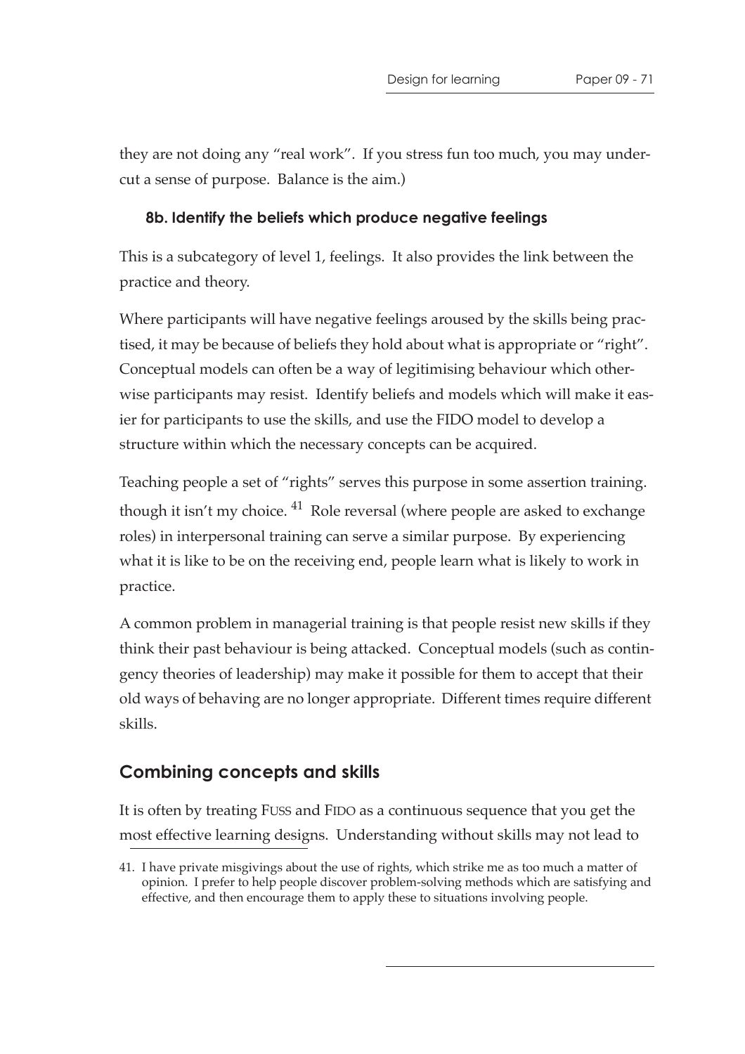they are not doing any "real work". If you stress fun too much, you may undercut a sense of purpose. Balance is the aim.)

### 8b. Identify the beliefs which produce negative feelings

This is a subcategory of level 1, feelings. It also provides the link between the practice and theory.

Where participants will have negative feelings aroused by the skills being practised, it may be because of beliefs they hold about what is appropriate or "right". Conceptual models can often be a way of legitimising behaviour which otherwise participants may resist. Identify beliefs and models which will make it easier for participants to use the skills, and use the FIDO model to develop a structure within which the necessary concepts can be acquired.

Teaching people a set of "rights" serves this purpose in some assertion training. though it isn't my choice. [41] Role reversal (where people are asked to exchange roles) in interpersonal training can serve a similar purpose. By experiencing what it is like to be on the receiving end, people learn what is likely to work in practice.

A common problem in managerial training is that people resist new skills if they think their past behaviour is being attacked. Conceptual models (such as contingency theories of leadership) may make it possible for them to accept that their old ways of behaving are no longer appropriate. Different times require different skills.

## Combining concepts and skills

It is often by treating FUSS and FIDO as a continuous sequence that you get the most effective learning designs. Understanding without skills may not lead to

41. I have private misgivings about the use of rights, which strike me as too much a matter of opinion. I prefer to help people discover problem-solving methods which are satisfying and effective, and then encourage them to apply these to situations involving people.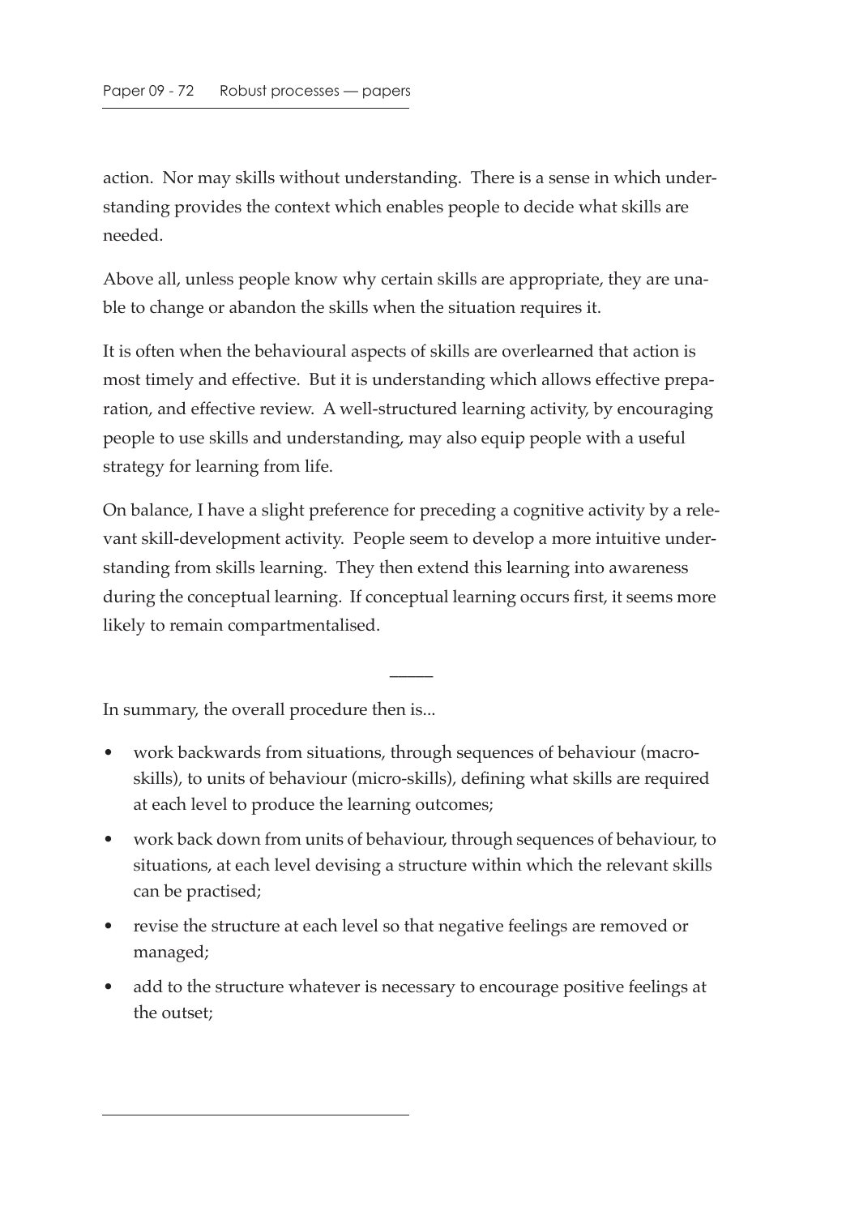action. Nor may skills without understanding. There is a sense in which understanding provides the context which enables people to decide what skills are needed.

Above all, unless people know why certain skills are appropriate, they are unable to change or abandon the skills when the situation requires it.

It is often when the behavioural aspects of skills are overlearned that action is most timely and effective. But it is understanding which allows effective preparation, and effective review. A well-structured learning activity, by encouraging people to use skills and understanding, may also equip people with a useful strategy for learning from life.

On balance, I have a slight preference for preceding a cognitive activity by a relevant skill-development activity. People seem to develop a more intuitive understanding from skills learning. They then extend this learning into awareness during the conceptual learning. If conceptual learning occurs first, it seems more likely to remain compartmentalised.

—

In summary, the overall procedure then is...

- work backwards from situations, through sequences of behaviour (macro-skills), to units of behaviour (micro-skills), defining what skills are required at each level to produce the learning outcomes;
- work back down from units of behaviour, through sequences of behaviour, to situations, at each level devising a structure within which the relevant skills can be practised;
- revise the structure at each level so that negative feelings are removed or managed;
- add to the structure whatever is necessary to encourage positive feelings at the outset;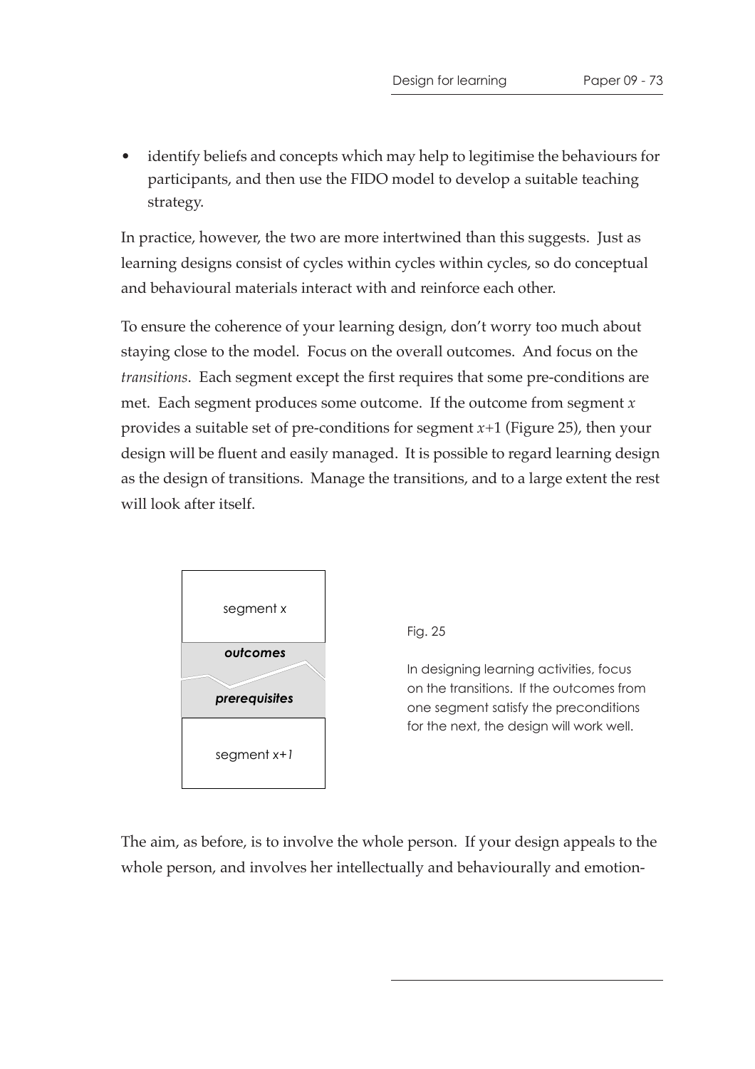- identify beliefs and concepts which may help to legitimise the behaviours for participants, and then use the FIDO model to develop a suitable teaching strategy.

In practice, however, the two are more intertwined than this suggests. Just as learning designs consist of cycles within cycles within cycles, so do conceptual and behavioural materials interact with and reinforce each other.

To ensure the coherence of your learning design, don't worry too much about staying close to the model. Focus on the overall outcomes. And focus on the *transitions*. Each segment except the first requires that some pre-conditions are met. Each segment produces some outcome. If the outcome from segment $x$ provides a suitable set of pre-conditions for segment $x+1$ (Figure 25), then your design will be fluent and easily managed. It is possible to regard learning design as the design of transitions. Manage the transitions, and to a large extent the rest will look after itself.

segment *x*

***outcomes***

***prerequisites***

segment *x+1*

Fig. 25

In designing learning activities, focus on the transitions. If the outcomes from one segment satisfy the preconditions for the next, the design will work well.

The aim, as before, is to involve the whole person. If your design appeals to the whole person, and involves her intellectually and behaviourally and emotion-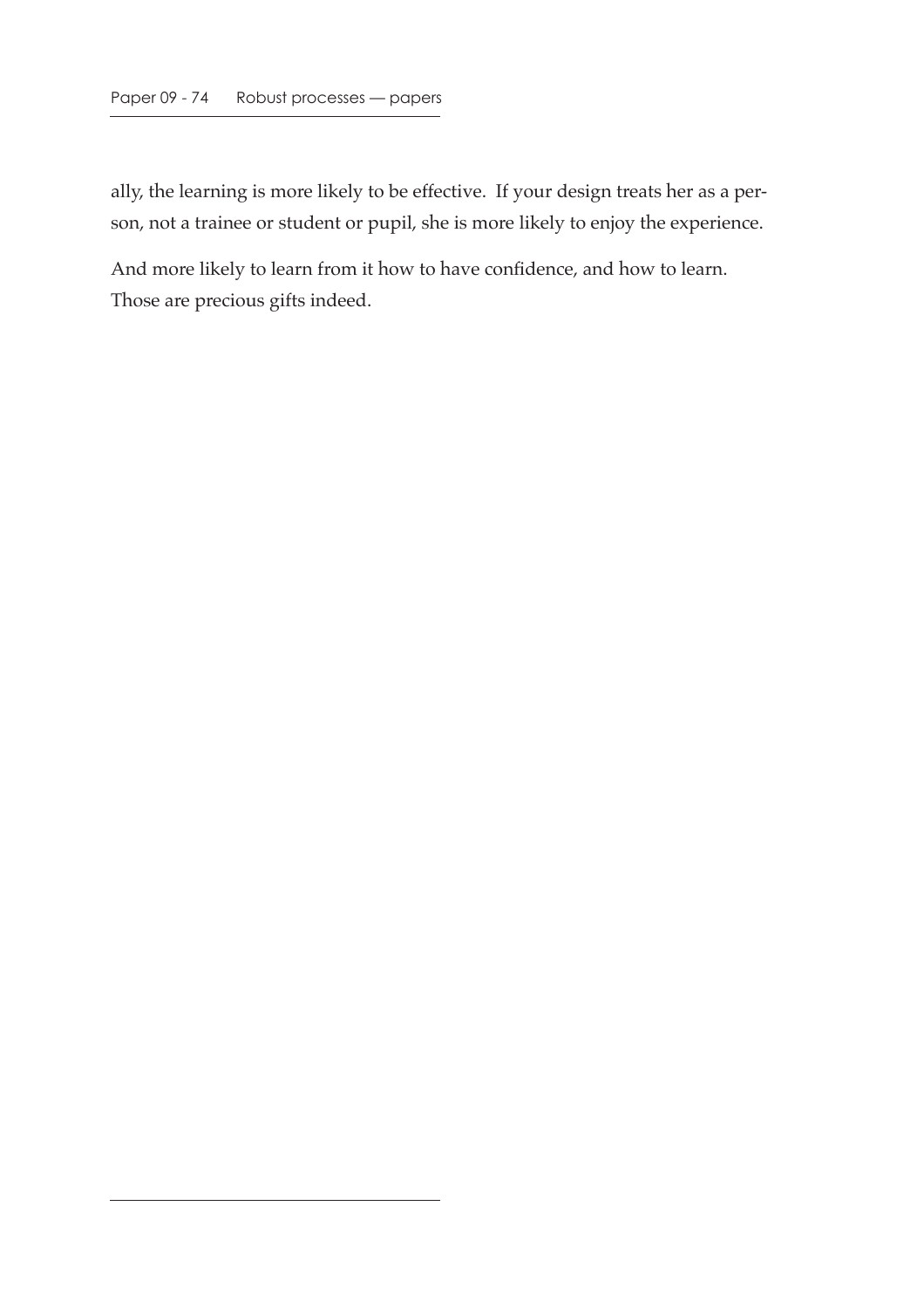ally, the learning is more likely to be effective. If your design treats her as a person, not a trainee or student or pupil, she is more likely to enjoy the experience.

And more likely to learn from it how to have confidence, and how to learn. Those are precious gifts indeed.